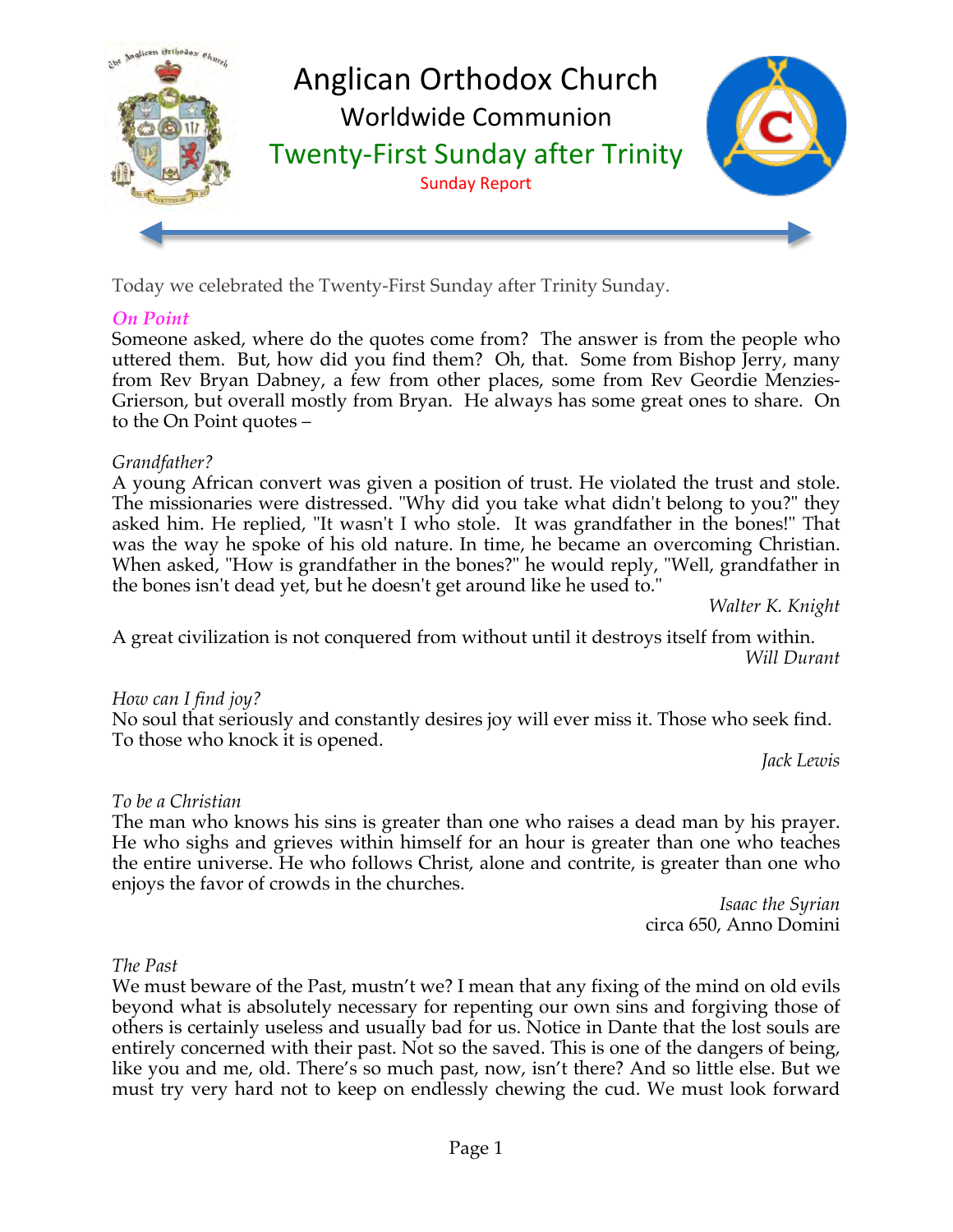# Anglican Orthodox Church

## Worldwide Communion

## Twenty-First Sunday after Trinity

Sunday Report

Today we celebrated the Twenty-First Sunday after Trinity Sunday.

***On Point***

Someone asked, where do the quotes come from? The answer is from the people who uttered them. But, how did you find them? Oh, that. Some from Bishop Jerry, many from Rev Bryan Dabney, a few from other places, some from Rev Geordie Menzies-Grierson, but overall mostly from Bryan. He always has some great ones to share. On to the On Point quotes –

*Grandfather?*

A young African convert was given a position of trust. He violated the trust and stole. The missionaries were distressed. "Why did you take what didn't belong to you?" they asked him. He replied, "It wasn't I who stole. It was grandfather in the bones!" That was the way he spoke of his old nature. In time, he became an overcoming Christian. When asked, "How is grandfather in the bones?" he would reply, "Well, grandfather in the bones isn't dead yet, but he doesn't get around like he used to."

*Walter K. Knight*

A great civilization is not conquered from without until it destroys itself from within.

*Will Durant*

*How can I find joy?*

No soul that seriously and constantly desires joy will ever miss it. Those who seek find. To those who knock it is opened.

*Jack Lewis*

*To be a Christian*

The man who knows his sins is greater than one who raises a dead man by his prayer. He who sighs and grieves within himself for an hour is greater than one who teaches the entire universe. He who follows Christ, alone and contrite, is greater than one who enjoys the favor of crowds in the churches.

*Isaac the Syrian*
circa 650, Anno Domini

*The Past*

We must beware of the Past, mustn't we? I mean that any fixing of the mind on old evils beyond what is absolutely necessary for repenting our own sins and forgiving those of others is certainly useless and usually bad for us. Notice in Dante that the lost souls are entirely concerned with their past. Not so the saved. This is one of the dangers of being, like you and me, old. There's so much past, now, isn't there? And so little else. But we must try very hard not to keep on endlessly chewing the cud. We must look forward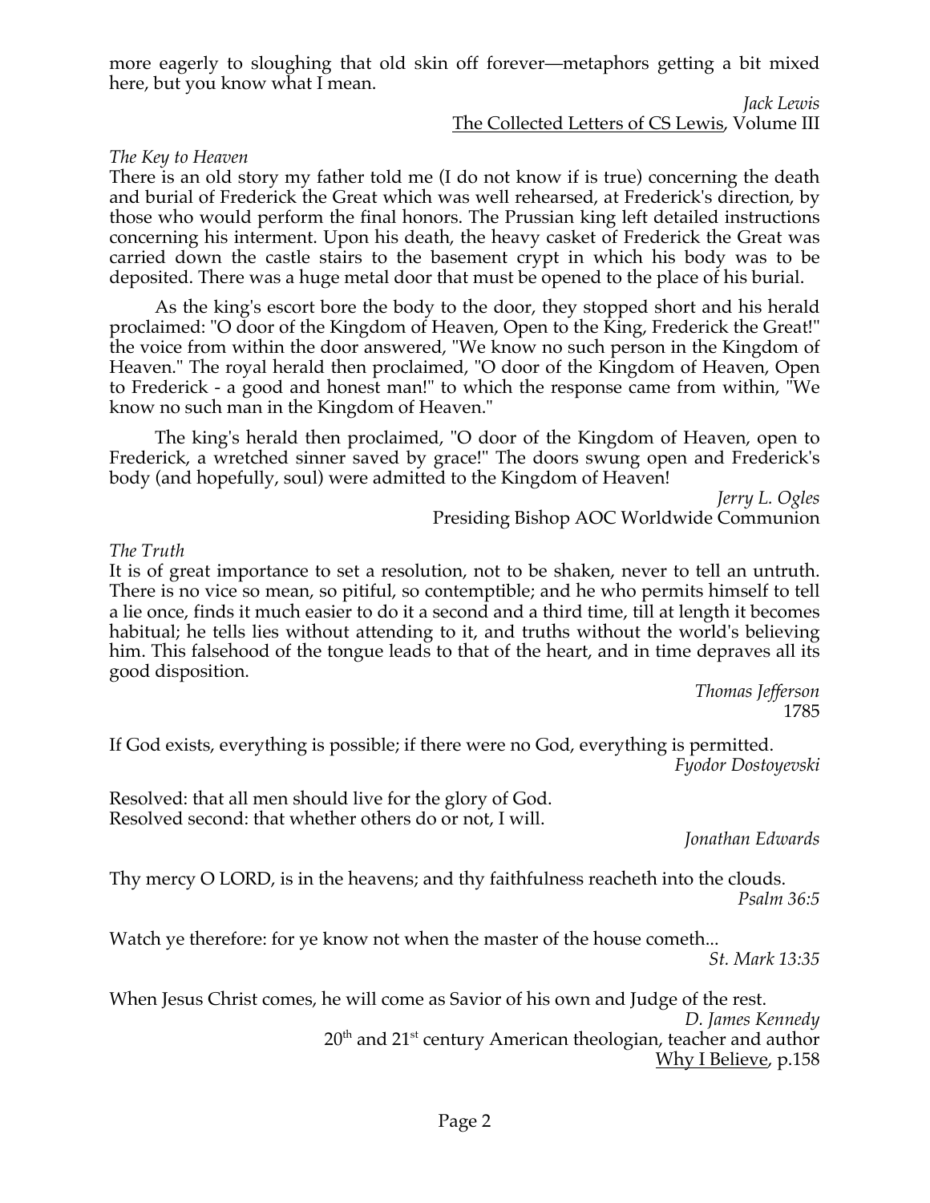more eagerly to sloughing that old skin off forever—metaphors getting a bit mixed here, but you know what I mean.

*Jack Lewis*
The Collected Letters of CS Lewis, Volume III

*The Key to Heaven*

There is an old story my father told me (I do not know if is true) concerning the death and burial of Frederick the Great which was well rehearsed, at Frederick's direction, by those who would perform the final honors. The Prussian king left detailed instructions concerning his interment. Upon his death, the heavy casket of Frederick the Great was carried down the castle stairs to the basement crypt in which his body was to be deposited. There was a huge metal door that must be opened to the place of his burial.

As the king's escort bore the body to the door, they stopped short and his herald proclaimed: "O door of the Kingdom of Heaven, Open to the King, Frederick the Great!" the voice from within the door answered, "We know no such person in the Kingdom of Heaven." The royal herald then proclaimed, "O door of the Kingdom of Heaven, Open to Frederick - a good and honest man!" to which the response came from within, "We know no such man in the Kingdom of Heaven."

The king's herald then proclaimed, "O door of the Kingdom of Heaven, open to Frederick, a wretched sinner saved by grace!" The doors swung open and Frederick's body (and hopefully, soul) were admitted to the Kingdom of Heaven!

*Jerry L. Ogles*
Presiding Bishop AOC Worldwide Communion

*The Truth*

It is of great importance to set a resolution, not to be shaken, never to tell an untruth. There is no vice so mean, so pitiful, so contemptible; and he who permits himself to tell a lie once, finds it much easier to do it a second and a third time, till at length it becomes habitual; he tells lies without attending to it, and truths without the world's believing him. This falsehood of the tongue leads to that of the heart, and in time depraves all its good disposition.

*Thomas Jefferson*
1785

If God exists, everything is possible; if there were no God, everything is permitted.

*Fyodor Dostoyevski*

Resolved: that all men should live for the glory of God.
Resolved second: that whether others do or not, I will.

*Jonathan Edwards*

Thy mercy O LORD, is in the heavens; and thy faithfulness reacheth into the clouds.

*Psalm 36:5*

Watch ye therefore: for ye know not when the master of the house cometh...

*St. Mark 13:35*

When Jesus Christ comes, he will come as Savior of his own and Judge of the rest.

*D. James Kennedy*
20th and 21st century American theologian, teacher and author
Why I Believe, p.158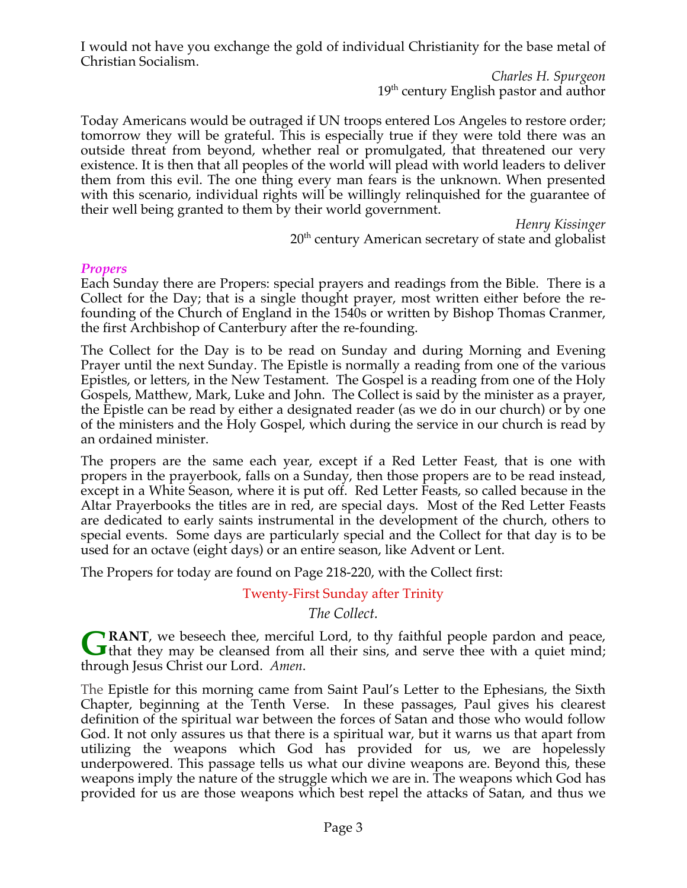I would not have you exchange the gold of individual Christianity for the base metal of Christian Socialism.

*Charles H. Spurgeon*
19th century English pastor and author

Today Americans would be outraged if UN troops entered Los Angeles to restore order; tomorrow they will be grateful. This is especially true if they were told there was an outside threat from beyond, whether real or promulgated, that threatened our very existence. It is then that all peoples of the world will plead with world leaders to deliver them from this evil. The one thing every man fears is the unknown. When presented with this scenario, individual rights will be willingly relinquished for the guarantee of their well being granted to them by their world government.

*Henry Kissinger*
20th century American secretary of state and globalist

### *Propers*

Each Sunday there are Propers: special prayers and readings from the Bible. There is a Collect for the Day; that is a single thought prayer, most written either before the re-founding of the Church of England in the 1540s or written by Bishop Thomas Cranmer, the first Archbishop of Canterbury after the re-founding.

The Collect for the Day is to be read on Sunday and during Morning and Evening Prayer until the next Sunday. The Epistle is normally a reading from one of the various Epistles, or letters, in the New Testament. The Gospel is a reading from one of the Holy Gospels, Matthew, Mark, Luke and John. The Collect is said by the minister as a prayer, the Epistle can be read by either a designated reader (as we do in our church) or by one of the ministers and the Holy Gospel, which during the service in our church is read by an ordained minister.

The propers are the same each year, except if a Red Letter Feast, that is one with propers in the prayerbook, falls on a Sunday, then those propers are to be read instead, except in a White Season, where it is put off. Red Letter Feasts, so called because in the Altar Prayerbooks the titles are in red, are special days. Most of the Red Letter Feasts are dedicated to early saints instrumental in the development of the church, others to special events. Some days are particularly special and the Collect for that day is to be used for an octave (eight days) or an entire season, like Advent or Lent.

The Propers for today are found on Page 218-220, with the Collect first:

Twenty-First Sunday after Trinity

*The Collect.*

**GRANT**, we beseech thee, merciful Lord, to thy faithful people pardon and peace, that they may be cleansed from all their sins, and serve thee with a quiet mind; through Jesus Christ our Lord. *Amen*.

The Epistle for this morning came from Saint Paul's Letter to the Ephesians, the Sixth Chapter, beginning at the Tenth Verse. In these passages, Paul gives his clearest definition of the spiritual war between the forces of Satan and those who would follow God. It not only assures us that there is a spiritual war, but it warns us that apart from utilizing the weapons which God has provided for us, we are hopelessly underpowered. This passage tells us what our divine weapons are. Beyond this, these weapons imply the nature of the struggle which we are in. The weapons which God has provided for us are those weapons which best repel the attacks of Satan, and thus we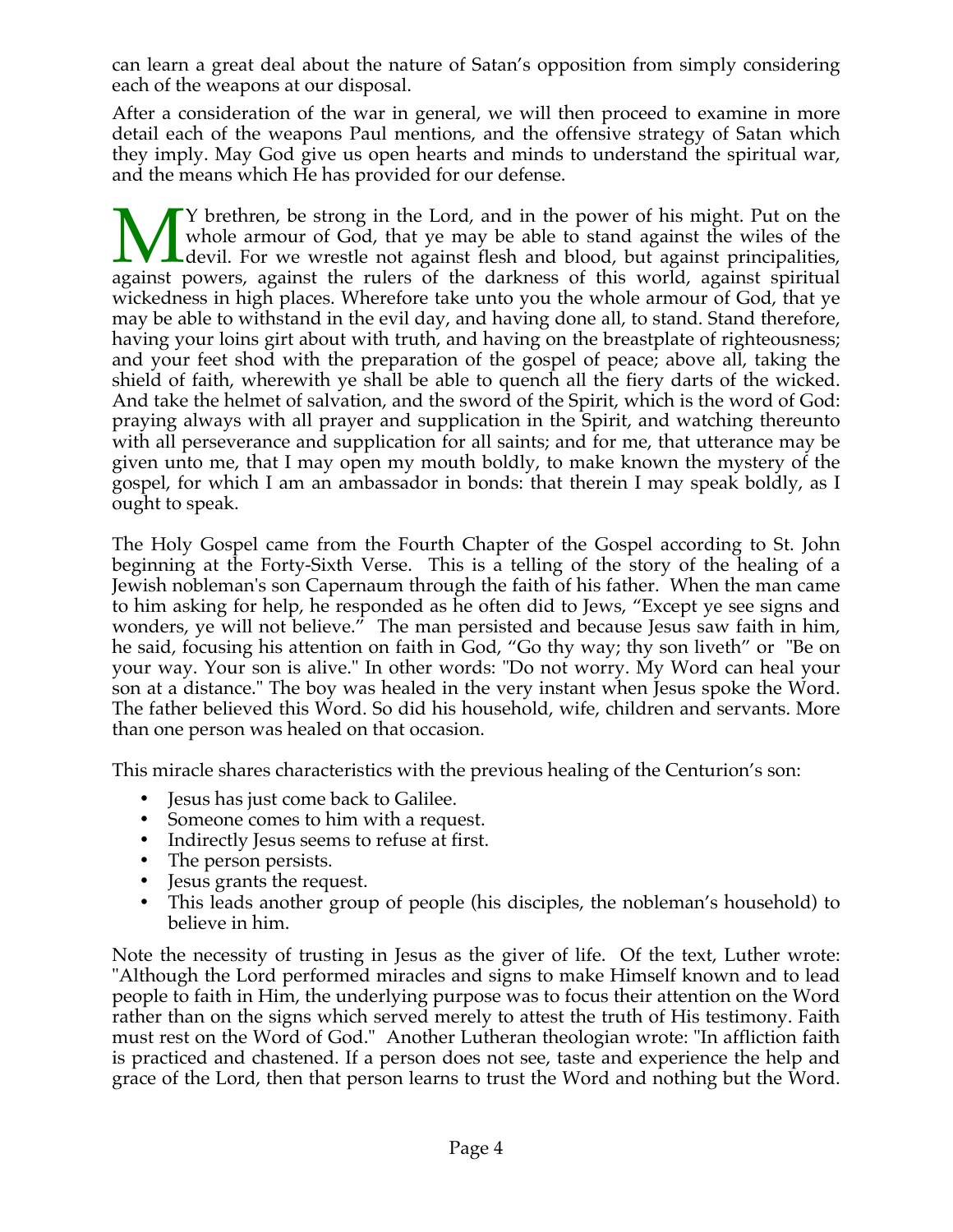can learn a great deal about the nature of Satan's opposition from simply considering each of the weapons at our disposal.

After a consideration of the war in general, we will then proceed to examine in more detail each of the weapons Paul mentions, and the offensive strategy of Satan which they imply. May God give us open hearts and minds to understand the spiritual war, and the means which He has provided for our defense.

MY brethren, be strong in the Lord, and in the power of his might. Put on the whole armour of God, that ye may be able to stand against the wiles of the devil. For we wrestle not against flesh and blood, but against principalities, against powers, against the rulers of the darkness of this world, against spiritual wickedness in high places. Wherefore take unto you the whole armour of God, that ye may be able to withstand in the evil day, and having done all, to stand. Stand therefore, having your loins girt about with truth, and having on the breastplate of righteousness; and your feet shod with the preparation of the gospel of peace; above all, taking the shield of faith, wherewith ye shall be able to quench all the fiery darts of the wicked. And take the helmet of salvation, and the sword of the Spirit, which is the word of God: praying always with all prayer and supplication in the Spirit, and watching thereunto with all perseverance and supplication for all saints; and for me, that utterance may be given unto me, that I may open my mouth boldly, to make known the mystery of the gospel, for which I am an ambassador in bonds: that therein I may speak boldly, as I ought to speak.

The Holy Gospel came from the Fourth Chapter of the Gospel according to St. John beginning at the Forty-Sixth Verse. This is a telling of the story of the healing of a Jewish nobleman's son Capernaum through the faith of his father. When the man came to him asking for help, he responded as he often did to Jews, "Except ye see signs and wonders, ye will not believe." The man persisted and because Jesus saw faith in him, he said, focusing his attention on faith in God, "Go thy way; thy son liveth" or "Be on your way. Your son is alive." In other words: "Do not worry. My Word can heal your son at a distance." The boy was healed in the very instant when Jesus spoke the Word. The father believed this Word. So did his household, wife, children and servants. More than one person was healed on that occasion.

This miracle shares characteristics with the previous healing of the Centurion's son:

- Jesus has just come back to Galilee.
- Someone comes to him with a request.
- Indirectly Jesus seems to refuse at first.
- The person persists.
- Jesus grants the request.
- This leads another group of people (his disciples, the nobleman's household) to believe in him.

Note the necessity of trusting in Jesus as the giver of life. Of the text, Luther wrote: "Although the Lord performed miracles and signs to make Himself known and to lead people to faith in Him, the underlying purpose was to focus their attention on the Word rather than on the signs which served merely to attest the truth of His testimony. Faith must rest on the Word of God." Another Lutheran theologian wrote: "In affliction faith is practiced and chastened. If a person does not see, taste and experience the help and grace of the Lord, then that person learns to trust the Word and nothing but the Word.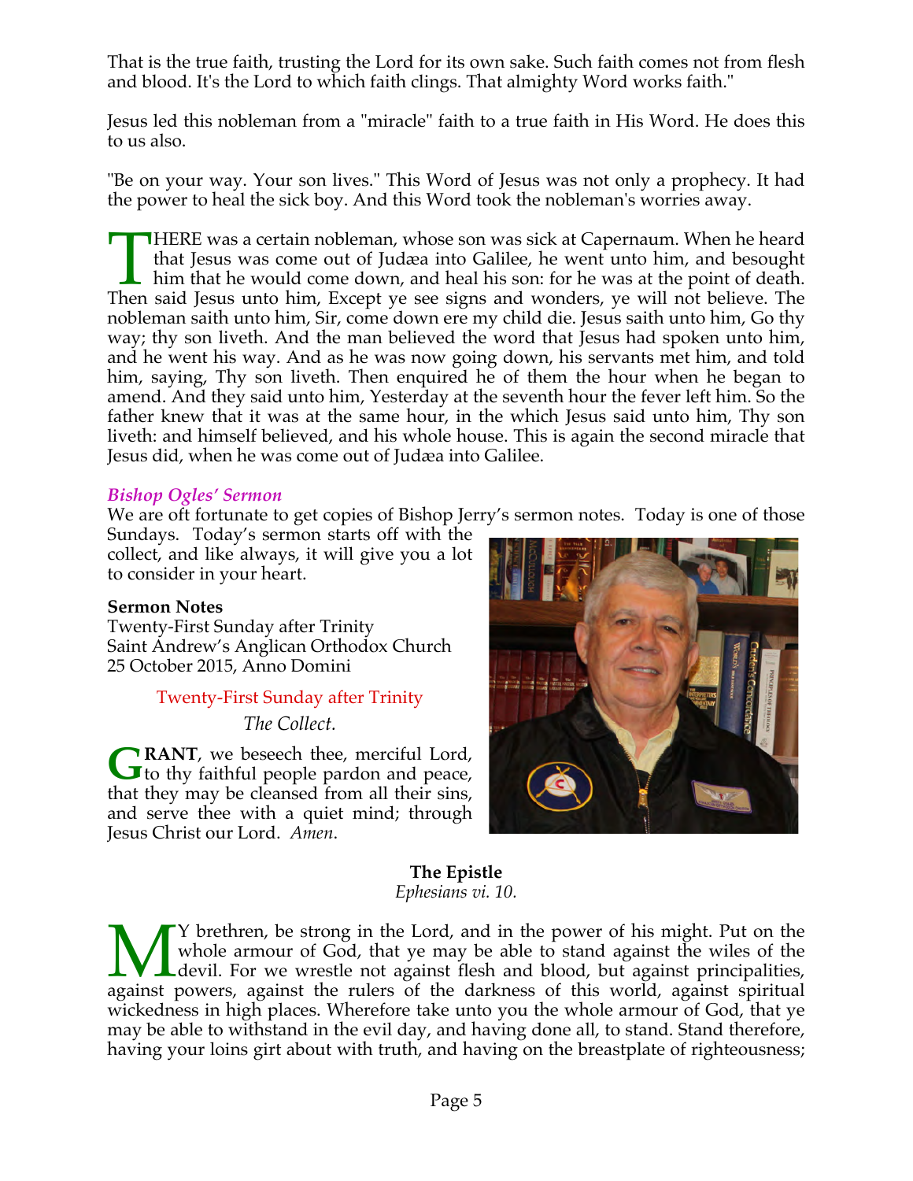That is the true faith, trusting the Lord for its own sake. Such faith comes not from flesh and blood. It's the Lord to which faith clings. That almighty Word works faith."

Jesus led this nobleman from a "miracle" faith to a true faith in His Word. He does this to us also.

"Be on your way. Your son lives." This Word of Jesus was not only a prophecy. It had the power to heal the sick boy. And this Word took the nobleman's worries away.

THERE was a certain nobleman, whose son was sick at Capernaum. When he heard that Jesus was come out of Judæa into Galilee, he went unto him, and besought him that he would come down, and heal his son: for he was at the point of death. Then said Jesus unto him, Except ye see signs and wonders, ye will not believe. The nobleman saith unto him, Sir, come down ere my child die. Jesus saith unto him, Go thy way; thy son liveth. And the man believed the word that Jesus had spoken unto him, and he went his way. And as he was now going down, his servants met him, and told him, saying, Thy son liveth. Then enquired he of them the hour when he began to amend. And they said unto him, Yesterday at the seventh hour the fever left him. So the father knew that it was at the same hour, in the which Jesus said unto him, Thy son liveth: and himself believed, and his whole house. This is again the second miracle that Jesus did, when he was come out of Judæa into Galilee.

### *Bishop Ogles' Sermon*

We are oft fortunate to get copies of Bishop Jerry's sermon notes. Today is one of those Sundays. Today's sermon starts off with the collect, and like always, it will give you a lot to consider in your heart.

**Sermon Notes**
Twenty-First Sunday after Trinity
Saint Andrew's Anglican Orthodox Church
25 October 2015, Anno Domini

Twenty-First Sunday after Trinity

*The Collect.*

**GRANT**, we beseech thee, merciful Lord, to thy faithful people pardon and peace, that they may be cleansed from all their sins, and serve thee with a quiet mind; through Jesus Christ our Lord. *Amen*.

**The Epistle**
*Ephesians vi. 10.*

MY brethren, be strong in the Lord, and in the power of his might. Put on the whole armour of God, that ye may be able to stand against the wiles of the devil. For we wrestle not against flesh and blood, but against principalities, against powers, against the rulers of the darkness of this world, against spiritual wickedness in high places. Wherefore take unto you the whole armour of God, that ye may be able to withstand in the evil day, and having done all, to stand. Stand therefore, having your loins girt about with truth, and having on the breastplate of righteousness;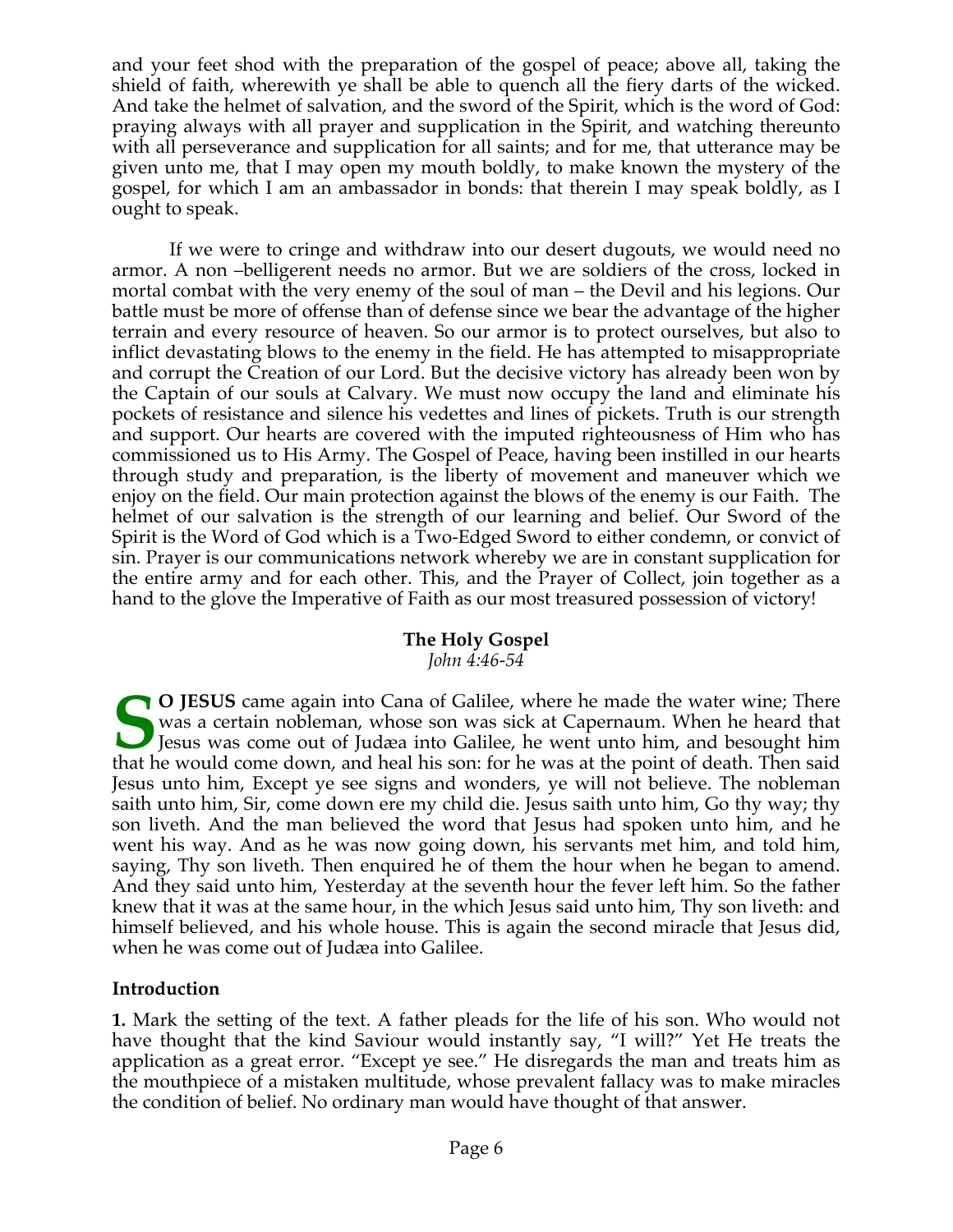and your feet shod with the preparation of the gospel of peace; above all, taking the shield of faith, wherewith ye shall be able to quench all the fiery darts of the wicked. And take the helmet of salvation, and the sword of the Spirit, which is the word of God: praying always with all prayer and supplication in the Spirit, and watching thereunto with all perseverance and supplication for all saints; and for me, that utterance may be given unto me, that I may open my mouth boldly, to make known the mystery of the gospel, for which I am an ambassador in bonds: that therein I may speak boldly, as I ought to speak.

If we were to cringe and withdraw into our desert dugouts, we would need no armor. A non –belligerent needs no armor. But we are soldiers of the cross, locked in mortal combat with the very enemy of the soul of man – the Devil and his legions. Our battle must be more of offense than of defense since we bear the advantage of the higher terrain and every resource of heaven. So our armor is to protect ourselves, but also to inflict devastating blows to the enemy in the field. He has attempted to misappropriate and corrupt the Creation of our Lord. But the decisive victory has already been won by the Captain of our souls at Calvary. We must now occupy the land and eliminate his pockets of resistance and silence his vedettes and lines of pickets. Truth is our strength and support. Our hearts are covered with the imputed righteousness of Him who has commissioned us to His Army. The Gospel of Peace, having been instilled in our hearts through study and preparation, is the liberty of movement and maneuver which we enjoy on the field. Our main protection against the blows of the enemy is our Faith. The helmet of our salvation is the strength of our learning and belief. Our Sword of the Spirit is the Word of God which is a Two-Edged Sword to either condemn, or convict of sin. Prayer is our communications network whereby we are in constant supplication for the entire army and for each other. This, and the Prayer of Collect, join together as a hand to the glove the Imperative of Faith as our most treasured possession of victory!

## The Holy Gospel

*John 4:46-54*

**SO JESUS** came again into Cana of Galilee, where he made the water wine; There was a certain nobleman, whose son was sick at Capernaum. When he heard that Jesus was come out of Judæa into Galilee, he went unto him, and besought him that he would come down, and heal his son: for he was at the point of death. Then said Jesus unto him, Except ye see signs and wonders, ye will not believe. The nobleman saith unto him, Sir, come down ere my child die. Jesus saith unto him, Go thy way; thy son liveth. And the man believed the word that Jesus had spoken unto him, and he went his way. And as he was now going down, his servants met him, and told him, saying, Thy son liveth. Then enquired he of them the hour when he began to amend. And they said unto him, Yesterday at the seventh hour the fever left him. So the father knew that it was at the same hour, in the which Jesus said unto him, Thy son liveth: and himself believed, and his whole house. This is again the second miracle that Jesus did, when he was come out of Judæa into Galilee.

### Introduction

**1.** Mark the setting of the text. A father pleads for the life of his son. Who would not have thought that the kind Saviour would instantly say, "I will?" Yet He treats the application as a great error. "Except ye see." He disregards the man and treats him as the mouthpiece of a mistaken multitude, whose prevalent fallacy was to make miracles the condition of belief. No ordinary man would have thought of that answer.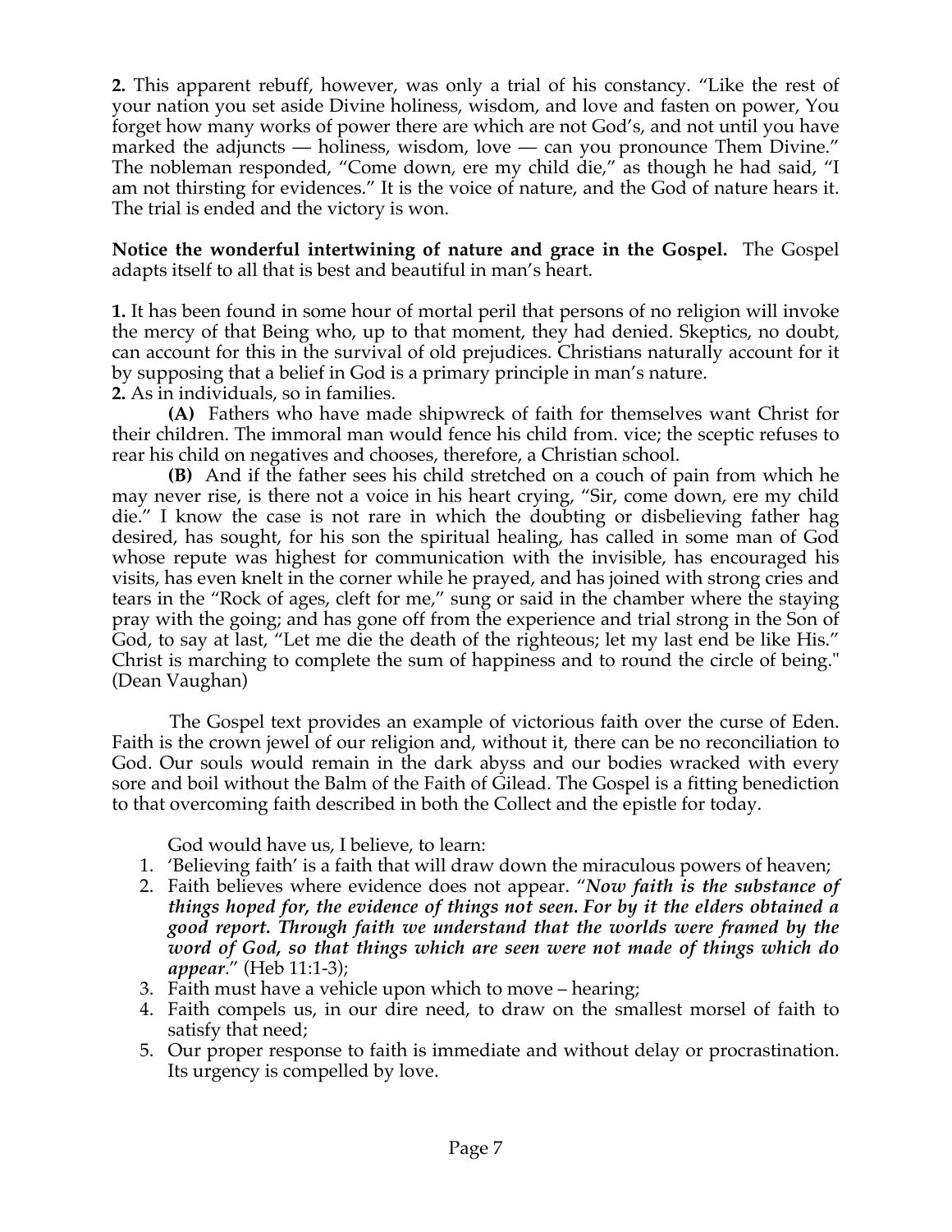**2.** This apparent rebuff, however, was only a trial of his constancy. "Like the rest of your nation you set aside Divine holiness, wisdom, and love and fasten on power, You forget how many works of power there are which are not God's, and not until you have marked the adjuncts — holiness, wisdom, love — can you pronounce Them Divine." The nobleman responded, "Come down, ere my child die," as though he had said, "I am not thirsting for evidences." It is the voice of nature, and the God of nature hears it. The trial is ended and the victory is won.

**Notice the wonderful intertwining of nature and grace in the Gospel.** The Gospel adapts itself to all that is best and beautiful in man's heart.

**1.** It has been found in some hour of mortal peril that persons of no religion will invoke the mercy of that Being who, up to that moment, they had denied. Skeptics, no doubt, can account for this in the survival of old prejudices. Christians naturally account for it by supposing that a belief in God is a primary principle in man's nature.
**2.** As in individuals, so in families.

**(A)** Fathers who have made shipwreck of faith for themselves want Christ for their children. The immoral man would fence his child from. vice; the sceptic refuses to rear his child on negatives and chooses, therefore, a Christian school.

**(B)** And if the father sees his child stretched on a couch of pain from which he may never rise, is there not a voice in his heart crying, "Sir, come down, ere my child die." I know the case is not rare in which the doubting or disbelieving father hag desired, has sought, for his son the spiritual healing, has called in some man of God whose repute was highest for communication with the invisible, has encouraged his visits, has even knelt in the corner while he prayed, and has joined with strong cries and tears in the "Rock of ages, cleft for me," sung or said in the chamber where the staying pray with the going; and has gone off from the experience and trial strong in the Son of God, to say at last, "Let me die the death of the righteous; let my last end be like His." Christ is marching to complete the sum of happiness and to round the circle of being." (Dean Vaughan)

The Gospel text provides an example of victorious faith over the curse of Eden. Faith is the crown jewel of our religion and, without it, there can be no reconciliation to God. Our souls would remain in the dark abyss and our bodies wracked with every sore and boil without the Balm of the Faith of Gilead. The Gospel is a fitting benediction to that overcoming faith described in both the Collect and the epistle for today.

God would have us, I believe, to learn:

1. 'Believing faith' is a faith that will draw down the miraculous powers of heaven;
2. Faith believes where evidence does not appear. "***Now faith is the substance of things hoped for, the evidence of things not seen. For by it the elders obtained a good report. Through faith we understand that the worlds were framed by the word of God, so that things which are seen were not made of things which do appear***." (Heb 11:1-3);
3. Faith must have a vehicle upon which to move – hearing;
4. Faith compels us, in our dire need, to draw on the smallest morsel of faith to satisfy that need;
5. Our proper response to faith is immediate and without delay or procrastination. Its urgency is compelled by love.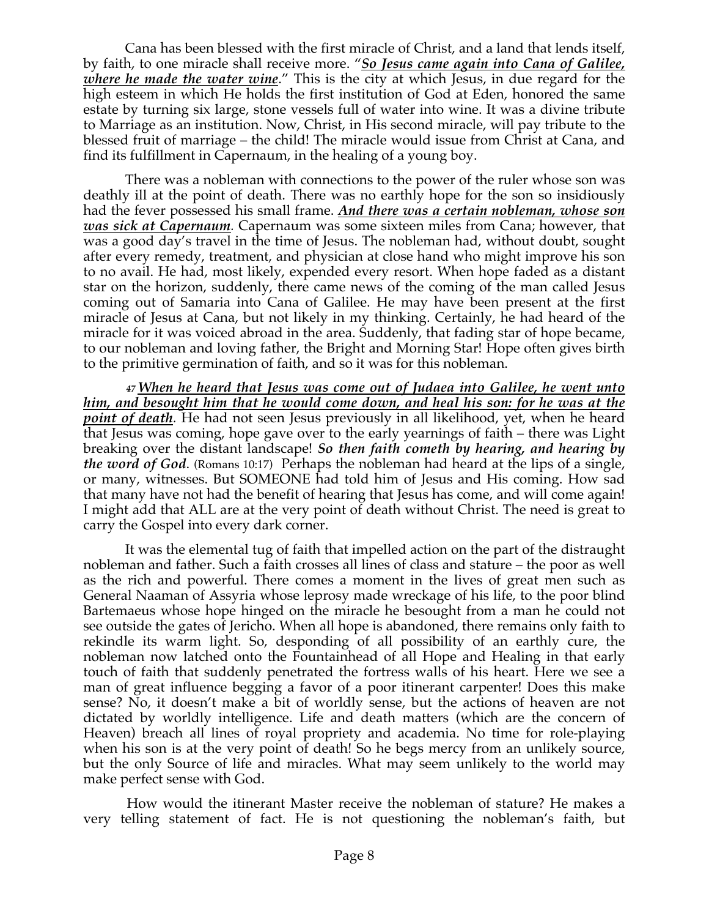Cana has been blessed with the first miracle of Christ, and a land that lends itself, by faith, to one miracle shall receive more. "***So Jesus came again into Cana of Galilee, where he made the water wine***." This is the city at which Jesus, in due regard for the high esteem in which He holds the first institution of God at Eden, honored the same estate by turning six large, stone vessels full of water into wine. It was a divine tribute to Marriage as an institution. Now, Christ, in His second miracle, will pay tribute to the blessed fruit of marriage – the child! The miracle would issue from Christ at Cana, and find its fulfillment in Capernaum, in the healing of a young boy.

There was a nobleman with connections to the power of the ruler whose son was deathly ill at the point of death. There was no earthly hope for the son so insidiously had the fever possessed his small frame. ***And there was a certain nobleman, whose son was sick at Capernaum.*** Capernaum was some sixteen miles from Cana; however, that was a good day's travel in the time of Jesus. The nobleman had, without doubt, sought after every remedy, treatment, and physician at close hand who might improve his son to no avail. He had, most likely, expended every resort. When hope faded as a distant star on the horizon, suddenly, there came news of the coming of the man called Jesus coming out of Samaria into Cana of Galilee. He may have been present at the first miracle of Jesus at Cana, but not likely in my thinking. Certainly, he had heard of the miracle for it was voiced abroad in the area. Suddenly, that fading star of hope became, to our nobleman and loving father, the Bright and Morning Star! Hope often gives birth to the primitive germination of faith, and so it was for this nobleman.

*47* ***When he heard that Jesus was come out of Judaea into Galilee, he went unto him, and besought him that he would come down, and heal his son: for he was at the point of death.*** He had not seen Jesus previously in all likelihood, yet, when he heard that Jesus was coming, hope gave over to the early yearnings of faith – there was Light breaking over the distant landscape! ***So then faith cometh by hearing, and hearing by the word of God.*** (Romans 10:17) Perhaps the nobleman had heard at the lips of a single, or many, witnesses. But SOMEONE had told him of Jesus and His coming. How sad that many have not had the benefit of hearing that Jesus has come, and will come again! I might add that ALL are at the very point of death without Christ. The need is great to carry the Gospel into every dark corner.

It was the elemental tug of faith that impelled action on the part of the distraught nobleman and father. Such a faith crosses all lines of class and stature – the poor as well as the rich and powerful. There comes a moment in the lives of great men such as General Naaman of Assyria whose leprosy made wreckage of his life, to the poor blind Bartemaeus whose hope hinged on the miracle he besought from a man he could not see outside the gates of Jericho. When all hope is abandoned, there remains only faith to rekindle its warm light. So, desponding of all possibility of an earthly cure, the nobleman now latched onto the Fountainhead of all Hope and Healing in that early touch of faith that suddenly penetrated the fortress walls of his heart. Here we see a man of great influence begging a favor of a poor itinerant carpenter! Does this make sense? No, it doesn't make a bit of worldly sense, but the actions of heaven are not dictated by worldly intelligence. Life and death matters (which are the concern of Heaven) breach all lines of royal propriety and academia. No time for role-playing when his son is at the very point of death! So he begs mercy from an unlikely source, but the only Source of life and miracles. What may seem unlikely to the world may make perfect sense with God.

How would the itinerant Master receive the nobleman of stature? He makes a very telling statement of fact. He is not questioning the nobleman's faith, but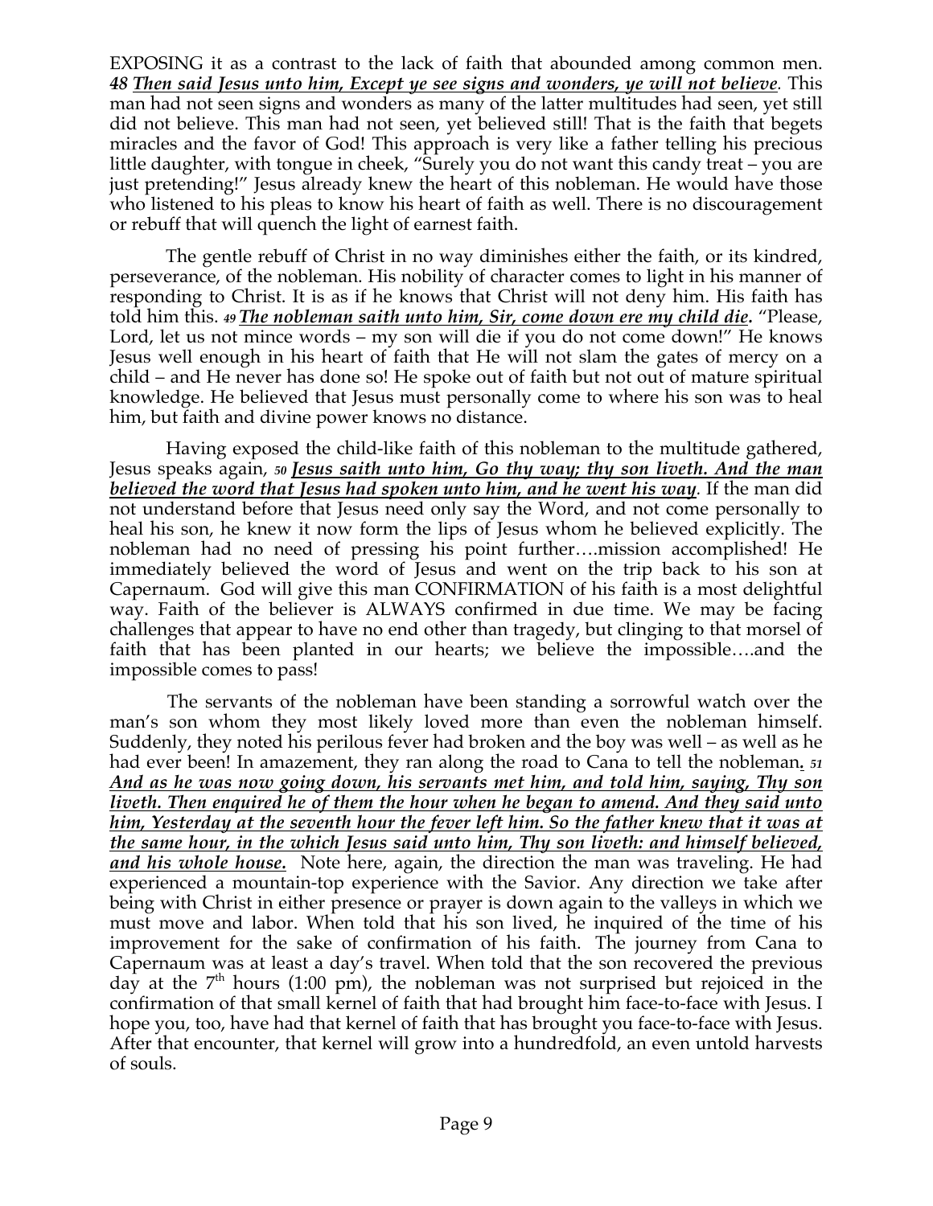EXPOSING it as a contrast to the lack of faith that abounded among common men. ***48 Then said Jesus unto him, Except ye see signs and wonders, ye will not believe**.* This man had not seen signs and wonders as many of the latter multitudes had seen, yet still did not believe. This man had not seen, yet believed still! That is the faith that begets miracles and the favor of God! This approach is very like a father telling his precious little daughter, with tongue in cheek, "Surely you do not want this candy treat – you are just pretending!" Jesus already knew the heart of this nobleman. He would have those who listened to his pleas to know his heart of faith as well. There is no discouragement or rebuff that will quench the light of earnest faith.

The gentle rebuff of Christ in no way diminishes either the faith, or its kindred, perseverance, of the nobleman. His nobility of character comes to light in his manner of responding to Christ. It is as if he knows that Christ will not deny him. His faith has told him this. ***49 The nobleman saith unto him, Sir, come down ere my child die.*** "Please, Lord, let us not mince words – my son will die if you do not come down!" He knows Jesus well enough in his heart of faith that He will not slam the gates of mercy on a child – and He never has done so! He spoke out of faith but not out of mature spiritual knowledge. He believed that Jesus must personally come to where his son was to heal him, but faith and divine power knows no distance.

Having exposed the child-like faith of this nobleman to the multitude gathered, Jesus speaks again, ***50 Jesus saith unto him, Go thy way; thy son liveth. And the man believed the word that Jesus had spoken unto him, and he went his way**.* If the man did not understand before that Jesus need only say the Word, and not come personally to heal his son, he knew it now form the lips of Jesus whom he believed explicitly. The nobleman had no need of pressing his point further….mission accomplished! He immediately believed the word of Jesus and went on the trip back to his son at Capernaum. God will give this man CONFIRMATION of his faith is a most delightful way. Faith of the believer is ALWAYS confirmed in due time. We may be facing challenges that appear to have no end other than tragedy, but clinging to that morsel of faith that has been planted in our hearts; we believe the impossible….and the impossible comes to pass!

The servants of the nobleman have been standing a sorrowful watch over the man's son whom they most likely loved more than even the nobleman himself. Suddenly, they noted his perilous fever had broken and the boy was well – as well as he had ever been! In amazement, they ran along the road to Cana to tell the nobleman. ***51 And as he was now going down, his servants met him, and told him, saying, Thy son liveth. Then enquired he of them the hour when he began to amend. And they said unto him, Yesterday at the seventh hour the fever left him. So the father knew that it was at the same hour, in the which Jesus said unto him, Thy son liveth: and himself believed, and his whole house.*** Note here, again, the direction the man was traveling. He had experienced a mountain-top experience with the Savior. Any direction we take after being with Christ in either presence or prayer is down again to the valleys in which we must move and labor. When told that his son lived, he inquired of the time of his improvement for the sake of confirmation of his faith. The journey from Cana to Capernaum was at least a day's travel. When told that the son recovered the previous day at the 7th hours (1:00 pm), the nobleman was not surprised but rejoiced in the confirmation of that small kernel of faith that had brought him face-to-face with Jesus. I hope you, too, have had that kernel of faith that has brought you face-to-face with Jesus. After that encounter, that kernel will grow into a hundredfold, an even untold harvests of souls.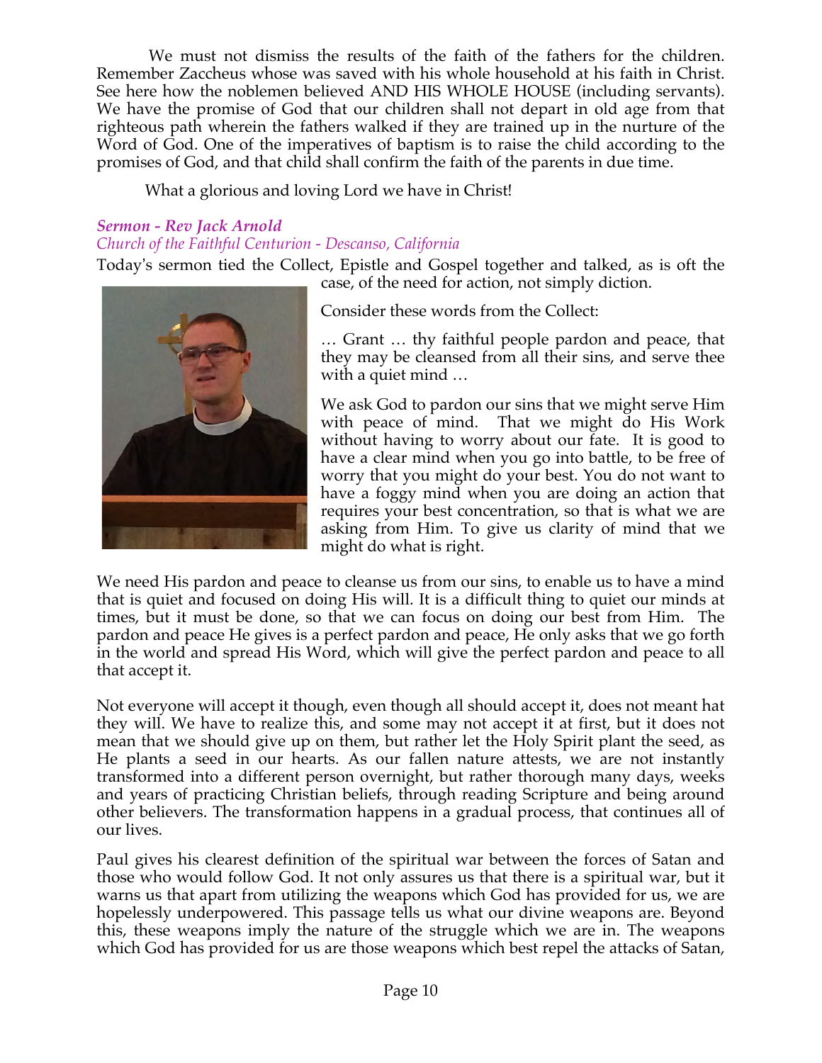We must not dismiss the results of the faith of the fathers for the children. Remember Zaccheus whose was saved with his whole household at his faith in Christ. See here how the noblemen believed AND HIS WHOLE HOUSE (including servants). We have the promise of God that our children shall not depart in old age from that righteous path wherein the fathers walked if they are trained up in the nurture of the Word of God. One of the imperatives of baptism is to raise the child according to the promises of God, and that child shall confirm the faith of the parents in due time.

What a glorious and loving Lord we have in Christ!

***Sermon - Rev Jack Arnold***
*Church of the Faithful Centurion - Descanso, California*

Today's sermon tied the Collect, Epistle and Gospel together and talked, as is oft the case, of the need for action, not simply diction.

Consider these words from the Collect:

… Grant … thy faithful people pardon and peace, that they may be cleansed from all their sins, and serve thee with a quiet mind …

We ask God to pardon our sins that we might serve Him with peace of mind. That we might do His Work without having to worry about our fate. It is good to have a clear mind when you go into battle, to be free of worry that you might do your best. You do not want to have a foggy mind when you are doing an action that requires your best concentration, so that is what we are asking from Him. To give us clarity of mind that we might do what is right.

We need His pardon and peace to cleanse us from our sins, to enable us to have a mind that is quiet and focused on doing His will. It is a difficult thing to quiet our minds at times, but it must be done, so that we can focus on doing our best from Him. The pardon and peace He gives is a perfect pardon and peace, He only asks that we go forth in the world and spread His Word, which will give the perfect pardon and peace to all that accept it.

Not everyone will accept it though, even though all should accept it, does not meant hat they will. We have to realize this, and some may not accept it at first, but it does not mean that we should give up on them, but rather let the Holy Spirit plant the seed, as He plants a seed in our hearts. As our fallen nature attests, we are not instantly transformed into a different person overnight, but rather thorough many days, weeks and years of practicing Christian beliefs, through reading Scripture and being around other believers. The transformation happens in a gradual process, that continues all of our lives.

Paul gives his clearest definition of the spiritual war between the forces of Satan and those who would follow God. It not only assures us that there is a spiritual war, but it warns us that apart from utilizing the weapons which God has provided for us, we are hopelessly underpowered. This passage tells us what our divine weapons are. Beyond this, these weapons imply the nature of the struggle which we are in. The weapons which God has provided for us are those weapons which best repel the attacks of Satan,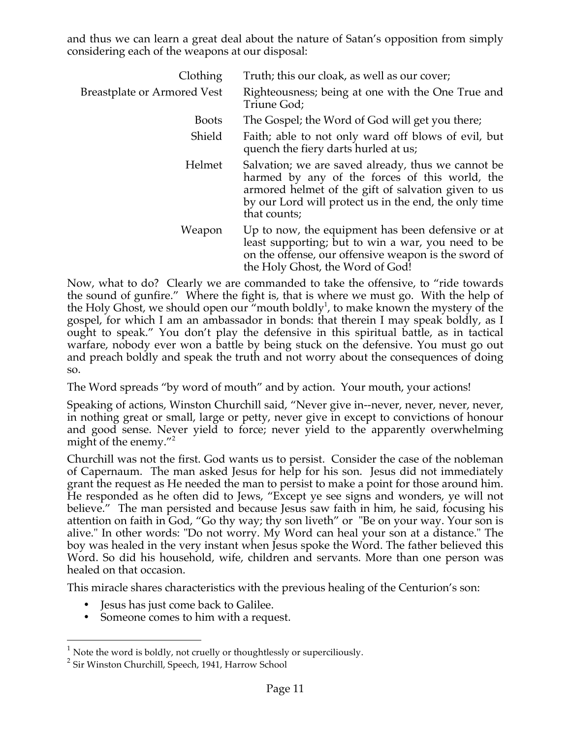and thus we can learn a great deal about the nature of Satan's opposition from simply considering each of the weapons at our disposal:

| | |
|---|---|
| Clothing | Truth; this our cloak, as well as our cover; |
| Breastplate or Armored Vest | Righteousness; being at one with the One True and Triune God; |
| Boots | The Gospel; the Word of God will get you there; |
| Shield | Faith; able to not only ward off blows of evil, but quench the fiery darts hurled at us; |
| Helmet | Salvation; we are saved already, thus we cannot be harmed by any of the forces of this world, the armored helmet of the gift of salvation given to us by our Lord will protect us in the end, the only time that counts; |
| Weapon | Up to now, the equipment has been defensive or at least supporting; but to win a war, you need to be on the offense, our offensive weapon is the sword of the Holy Ghost, the Word of God! |

Now, what to do? Clearly we are commanded to take the offensive, to "ride towards the sound of gunfire." Where the fight is, that is where we must go. With the help of the Holy Ghost, we should open our "mouth boldly[1], to make known the mystery of the gospel, for which I am an ambassador in bonds: that therein I may speak boldly, as I ought to speak." You don't play the defensive in this spiritual battle, as in tactical warfare, nobody ever won a battle by being stuck on the defensive. You must go out and preach boldly and speak the truth and not worry about the consequences of doing so.

The Word spreads "by word of mouth" and by action. Your mouth, your actions!

Speaking of actions, Winston Churchill said, "Never give in--never, never, never, never, in nothing great or small, large or petty, never give in except to convictions of honour and good sense. Never yield to force; never yield to the apparently overwhelming might of the enemy."[2]

Churchill was not the first. God wants us to persist. Consider the case of the nobleman of Capernaum. The man asked Jesus for help for his son. Jesus did not immediately grant the request as He needed the man to persist to make a point for those around him. He responded as he often did to Jews, "Except ye see signs and wonders, ye will not believe." The man persisted and because Jesus saw faith in him, he said, focusing his attention on faith in God, "Go thy way; thy son liveth" or "Be on your way. Your son is alive." In other words: "Do not worry. My Word can heal your son at a distance." The boy was healed in the very instant when Jesus spoke the Word. The father believed this Word. So did his household, wife, children and servants. More than one person was healed on that occasion.

This miracle shares characteristics with the previous healing of the Centurion's son:

- Jesus has just come back to Galilee.
- Someone comes to him with a request.

---

[1] Note the word is boldly, not cruelly or thoughtlessly or superciliously.

[2] Sir Winston Churchill, Speech, 1941, Harrow School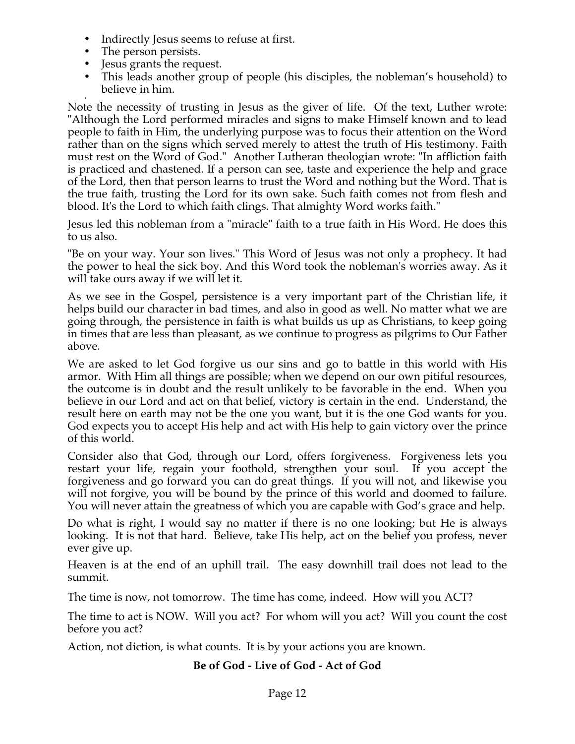- Indirectly Jesus seems to refuse at first.
- The person persists.
- Jesus grants the request.
- This leads another group of people (his disciples, the nobleman's household) to believe in him.

Note the necessity of trusting in Jesus as the giver of life. Of the text, Luther wrote: "Although the Lord performed miracles and signs to make Himself known and to lead people to faith in Him, the underlying purpose was to focus their attention on the Word rather than on the signs which served merely to attest the truth of His testimony. Faith must rest on the Word of God." Another Lutheran theologian wrote: "In affliction faith is practiced and chastened. If a person can see, taste and experience the help and grace of the Lord, then that person learns to trust the Word and nothing but the Word. That is the true faith, trusting the Lord for its own sake. Such faith comes not from flesh and blood. It's the Lord to which faith clings. That almighty Word works faith."

Jesus led this nobleman from a "miracle" faith to a true faith in His Word. He does this to us also.

"Be on your way. Your son lives." This Word of Jesus was not only a prophecy. It had the power to heal the sick boy. And this Word took the nobleman's worries away. As it will take ours away if we will let it.

As we see in the Gospel, persistence is a very important part of the Christian life, it helps build our character in bad times, and also in good as well. No matter what we are going through, the persistence in faith is what builds us up as Christians, to keep going in times that are less than pleasant, as we continue to progress as pilgrims to Our Father above.

We are asked to let God forgive us our sins and go to battle in this world with His armor. With Him all things are possible; when we depend on our own pitiful resources, the outcome is in doubt and the result unlikely to be favorable in the end. When you believe in our Lord and act on that belief, victory is certain in the end. Understand, the result here on earth may not be the one you want, but it is the one God wants for you. God expects you to accept His help and act with His help to gain victory over the prince of this world.

Consider also that God, through our Lord, offers forgiveness. Forgiveness lets you restart your life, regain your foothold, strengthen your soul. If you accept the forgiveness and go forward you can do great things. If you will not, and likewise you will not forgive, you will be bound by the prince of this world and doomed to failure. You will never attain the greatness of which you are capable with God's grace and help.

Do what is right, I would say no matter if there is no one looking; but He is always looking. It is not that hard. Believe, take His help, act on the belief you profess, never ever give up.

Heaven is at the end of an uphill trail. The easy downhill trail does not lead to the summit.

The time is now, not tomorrow. The time has come, indeed. How will you ACT?

The time to act is NOW. Will you act? For whom will you act? Will you count the cost before you act?

Action, not diction, is what counts. It is by your actions you are known.

**Be of God - Live of God - Act of God**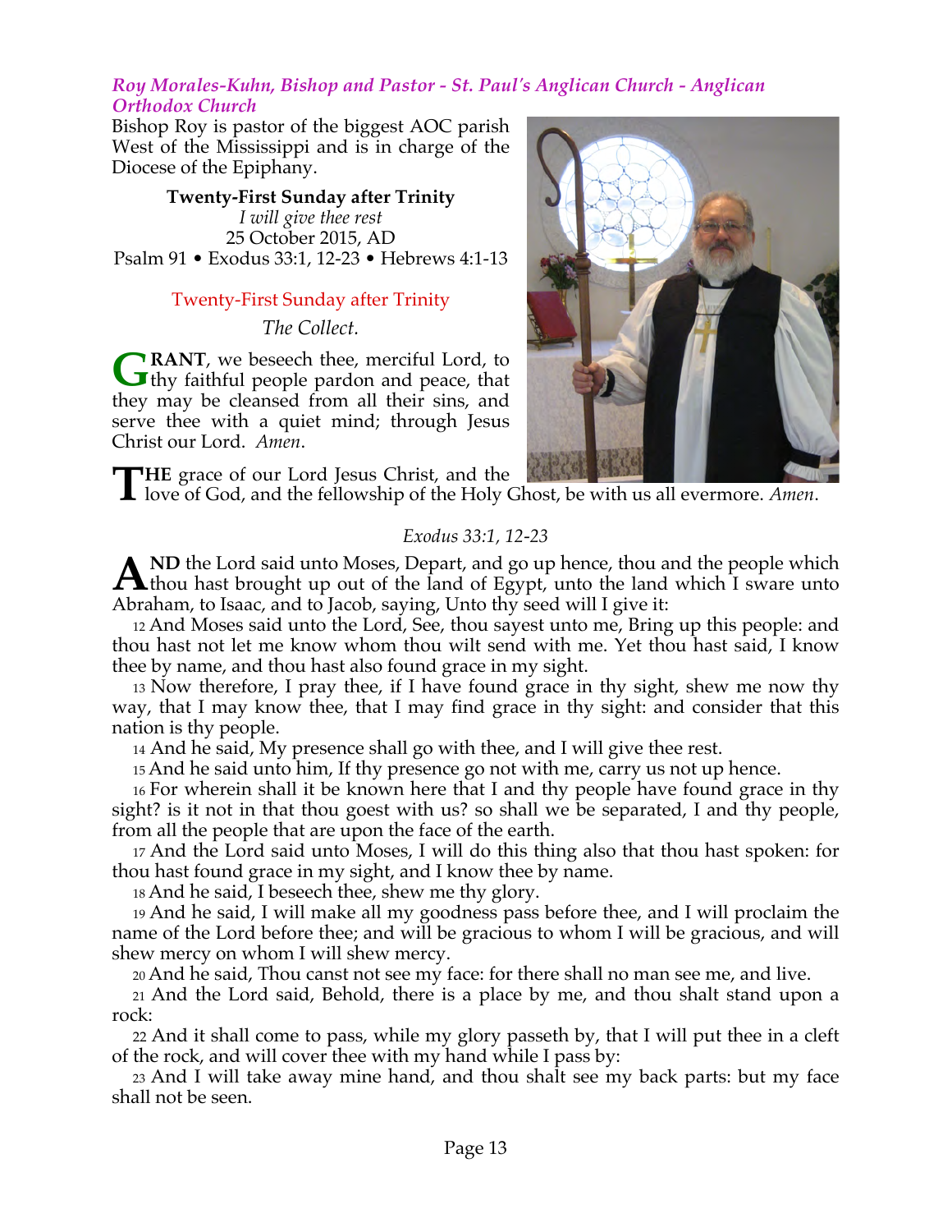*Roy Morales-Kuhn, Bishop and Pastor - St. Paul's Anglican Church - Anglican Orthodox Church*

Bishop Roy is pastor of the biggest AOC parish West of the Mississippi and is in charge of the Diocese of the Epiphany.

**Twenty-First Sunday after Trinity**
*I will give thee rest*
25 October 2015, AD
Psalm 91 • Exodus 33:1, 12-23 • Hebrews 4:1-13

Twenty-First Sunday after Trinity

*The Collect.*

**GRANT**, we beseech thee, merciful Lord, to thy faithful people pardon and peace, that they may be cleansed from all their sins, and serve thee with a quiet mind; through Jesus Christ our Lord. *Amen*.

**THE** grace of our Lord Jesus Christ, and the love of God, and the fellowship of the Holy Ghost, be with us all evermore. *Amen*.

*Exodus 33:1, 12-23*

**AND** the Lord said unto Moses, Depart, and go up hence, thou and the people which thou hast brought up out of the land of Egypt, unto the land which I sware unto Abraham, to Isaac, and to Jacob, saying, Unto thy seed will I give it:

12 And Moses said unto the Lord, See, thou sayest unto me, Bring up this people: and thou hast not let me know whom thou wilt send with me. Yet thou hast said, I know thee by name, and thou hast also found grace in my sight.

13 Now therefore, I pray thee, if I have found grace in thy sight, shew me now thy way, that I may know thee, that I may find grace in thy sight: and consider that this nation is thy people.

14 And he said, My presence shall go with thee, and I will give thee rest.

15 And he said unto him, If thy presence go not with me, carry us not up hence.

16 For wherein shall it be known here that I and thy people have found grace in thy sight? is it not in that thou goest with us? so shall we be separated, I and thy people, from all the people that are upon the face of the earth.

17 And the Lord said unto Moses, I will do this thing also that thou hast spoken: for thou hast found grace in my sight, and I know thee by name.

18 And he said, I beseech thee, shew me thy glory.

19 And he said, I will make all my goodness pass before thee, and I will proclaim the name of the Lord before thee; and will be gracious to whom I will be gracious, and will shew mercy on whom I will shew mercy.

20 And he said, Thou canst not see my face: for there shall no man see me, and live.

21 And the Lord said, Behold, there is a place by me, and thou shalt stand upon a rock:

22 And it shall come to pass, while my glory passeth by, that I will put thee in a cleft of the rock, and will cover thee with my hand while I pass by:

23 And I will take away mine hand, and thou shalt see my back parts: but my face shall not be seen.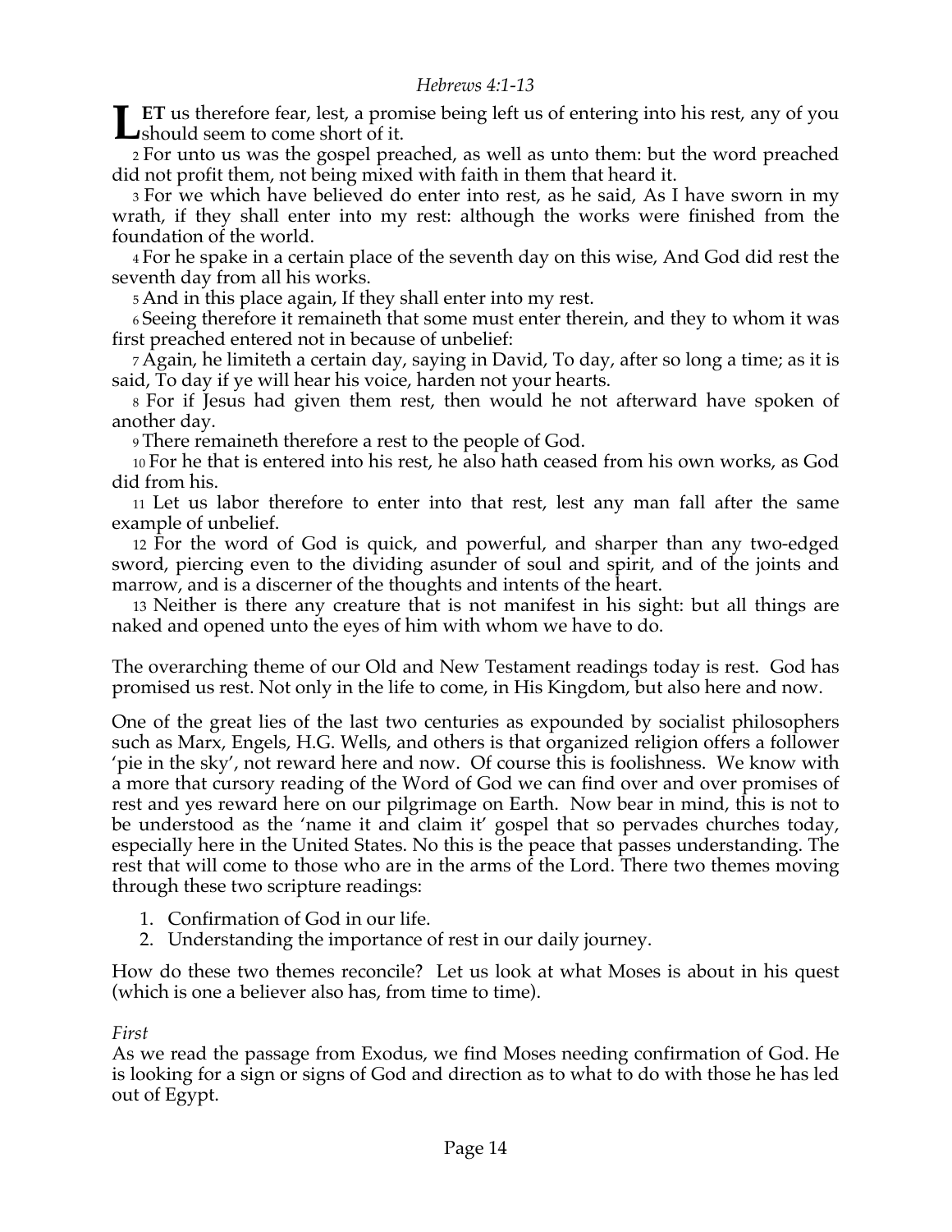*Hebrews 4:1-13*

**LET** us therefore fear, lest, a promise being left us of entering into his rest, any of you should seem to come short of it.

2 For unto us was the gospel preached, as well as unto them: but the word preached did not profit them, not being mixed with faith in them that heard it.

3 For we which have believed do enter into rest, as he said, As I have sworn in my wrath, if they shall enter into my rest: although the works were finished from the foundation of the world.

4 For he spake in a certain place of the seventh day on this wise, And God did rest the seventh day from all his works.

5 And in this place again, If they shall enter into my rest.

6 Seeing therefore it remaineth that some must enter therein, and they to whom it was first preached entered not in because of unbelief:

7 Again, he limiteth a certain day, saying in David, To day, after so long a time; as it is said, To day if ye will hear his voice, harden not your hearts.

8 For if Jesus had given them rest, then would he not afterward have spoken of another day.

9 There remaineth therefore a rest to the people of God.

10 For he that is entered into his rest, he also hath ceased from his own works, as God did from his.

11 Let us labor therefore to enter into that rest, lest any man fall after the same example of unbelief.

12 For the word of God is quick, and powerful, and sharper than any two-edged sword, piercing even to the dividing asunder of soul and spirit, and of the joints and marrow, and is a discerner of the thoughts and intents of the heart.

13 Neither is there any creature that is not manifest in his sight: but all things are naked and opened unto the eyes of him with whom we have to do.

The overarching theme of our Old and New Testament readings today is rest. God has promised us rest. Not only in the life to come, in His Kingdom, but also here and now.

One of the great lies of the last two centuries as expounded by socialist philosophers such as Marx, Engels, H.G. Wells, and others is that organized religion offers a follower 'pie in the sky', not reward here and now. Of course this is foolishness. We know with a more that cursory reading of the Word of God we can find over and over promises of rest and yes reward here on our pilgrimage on Earth. Now bear in mind, this is not to be understood as the 'name it and claim it' gospel that so pervades churches today, especially here in the United States. No this is the peace that passes understanding. The rest that will come to those who are in the arms of the Lord. There two themes moving through these two scripture readings:

1. Confirmation of God in our life.
2. Understanding the importance of rest in our daily journey.

How do these two themes reconcile? Let us look at what Moses is about in his quest (which is one a believer also has, from time to time).

*First*

As we read the passage from Exodus, we find Moses needing confirmation of God. He is looking for a sign or signs of God and direction as to what to do with those he has led out of Egypt.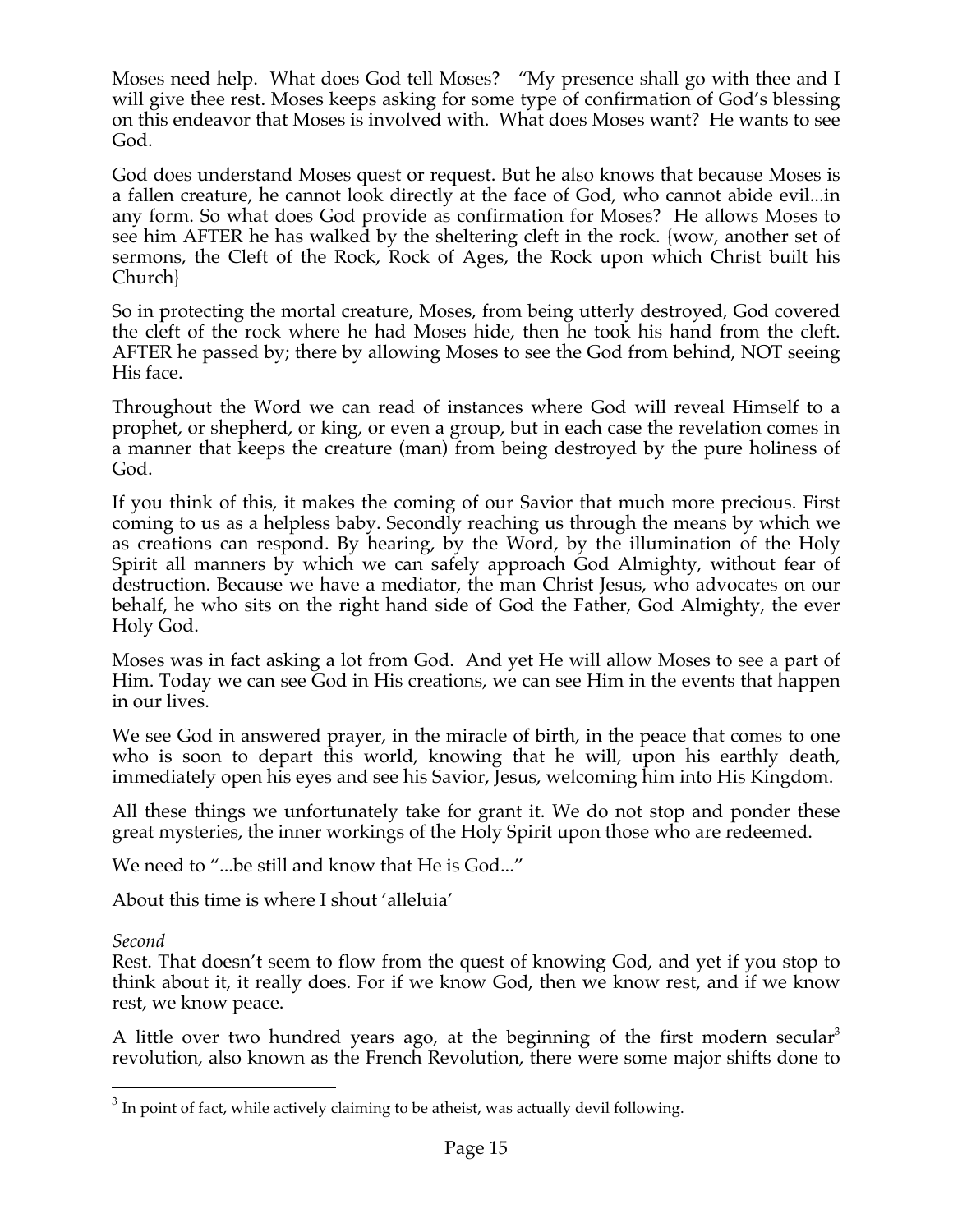Moses need help. What does God tell Moses? "My presence shall go with thee and I will give thee rest. Moses keeps asking for some type of confirmation of God's blessing on this endeavor that Moses is involved with. What does Moses want? He wants to see God.

God does understand Moses quest or request. But he also knows that because Moses is a fallen creature, he cannot look directly at the face of God, who cannot abide evil...in any form. So what does God provide as confirmation for Moses? He allows Moses to see him AFTER he has walked by the sheltering cleft in the rock. {wow, another set of sermons, the Cleft of the Rock, Rock of Ages, the Rock upon which Christ built his Church}

So in protecting the mortal creature, Moses, from being utterly destroyed, God covered the cleft of the rock where he had Moses hide, then he took his hand from the cleft. AFTER he passed by; there by allowing Moses to see the God from behind, NOT seeing His face.

Throughout the Word we can read of instances where God will reveal Himself to a prophet, or shepherd, or king, or even a group, but in each case the revelation comes in a manner that keeps the creature (man) from being destroyed by the pure holiness of God.

If you think of this, it makes the coming of our Savior that much more precious. First coming to us as a helpless baby. Secondly reaching us through the means by which we as creations can respond. By hearing, by the Word, by the illumination of the Holy Spirit all manners by which we can safely approach God Almighty, without fear of destruction. Because we have a mediator, the man Christ Jesus, who advocates on our behalf, he who sits on the right hand side of God the Father, God Almighty, the ever Holy God.

Moses was in fact asking a lot from God. And yet He will allow Moses to see a part of Him. Today we can see God in His creations, we can see Him in the events that happen in our lives.

We see God in answered prayer, in the miracle of birth, in the peace that comes to one who is soon to depart this world, knowing that he will, upon his earthly death, immediately open his eyes and see his Savior, Jesus, welcoming him into His Kingdom.

All these things we unfortunately take for grant it. We do not stop and ponder these great mysteries, the inner workings of the Holy Spirit upon those who are redeemed.

We need to "...be still and know that He is God..."

About this time is where I shout 'alleluia'

*Second*
Rest. That doesn't seem to flow from the quest of knowing God, and yet if you stop to think about it, it really does. For if we know God, then we know rest, and if we know rest, we know peace.

A little over two hundred years ago, at the beginning of the first modern secular[3] revolution, also known as the French Revolution, there were some major shifts done to

[3] In point of fact, while actively claiming to be atheist, was actually devil following.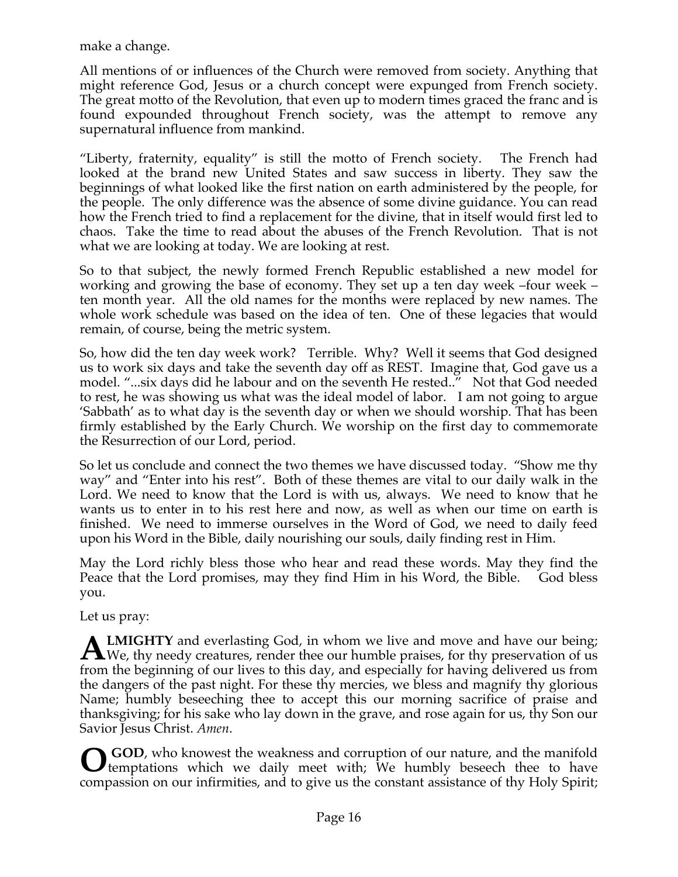make a change.

All mentions of or influences of the Church were removed from society. Anything that might reference God, Jesus or a church concept were expunged from French society. The great motto of the Revolution, that even up to modern times graced the franc and is found expounded throughout French society, was the attempt to remove any supernatural influence from mankind.

"Liberty, fraternity, equality" is still the motto of French society. The French had looked at the brand new United States and saw success in liberty. They saw the beginnings of what looked like the first nation on earth administered by the people, for the people. The only difference was the absence of some divine guidance. You can read how the French tried to find a replacement for the divine, that in itself would first led to chaos. Take the time to read about the abuses of the French Revolution. That is not what we are looking at today. We are looking at rest.

So to that subject, the newly formed French Republic established a new model for working and growing the base of economy. They set up a ten day week –four week – ten month year. All the old names for the months were replaced by new names. The whole work schedule was based on the idea of ten. One of these legacies that would remain, of course, being the metric system.

So, how did the ten day week work? Terrible. Why? Well it seems that God designed us to work six days and take the seventh day off as REST. Imagine that, God gave us a model. "...six days did he labour and on the seventh He rested.." Not that God needed to rest, he was showing us what was the ideal model of labor. I am not going to argue 'Sabbath' as to what day is the seventh day or when we should worship. That has been firmly established by the Early Church. We worship on the first day to commemorate the Resurrection of our Lord, period.

So let us conclude and connect the two themes we have discussed today. "Show me thy way" and "Enter into his rest". Both of these themes are vital to our daily walk in the Lord. We need to know that the Lord is with us, always. We need to know that he wants us to enter in to his rest here and now, as well as when our time on earth is finished. We need to immerse ourselves in the Word of God, we need to daily feed upon his Word in the Bible, daily nourishing our souls, daily finding rest in Him.

May the Lord richly bless those who hear and read these words. May they find the Peace that the Lord promises, may they find Him in his Word, the Bible. God bless you.

Let us pray:

**ALMIGHTY** and everlasting God, in whom we live and move and have our being; We, thy needy creatures, render thee our humble praises, for thy preservation of us from the beginning of our lives to this day, and especially for having delivered us from the dangers of the past night. For these thy mercies, we bless and magnify thy glorious Name; humbly beseeching thee to accept this our morning sacrifice of praise and thanksgiving; for his sake who lay down in the grave, and rose again for us, thy Son our Savior Jesus Christ. *Amen*.

**O GOD**, who knowest the weakness and corruption of our nature, and the manifold temptations which we daily meet with; We humbly beseech thee to have compassion on our infirmities, and to give us the constant assistance of thy Holy Spirit;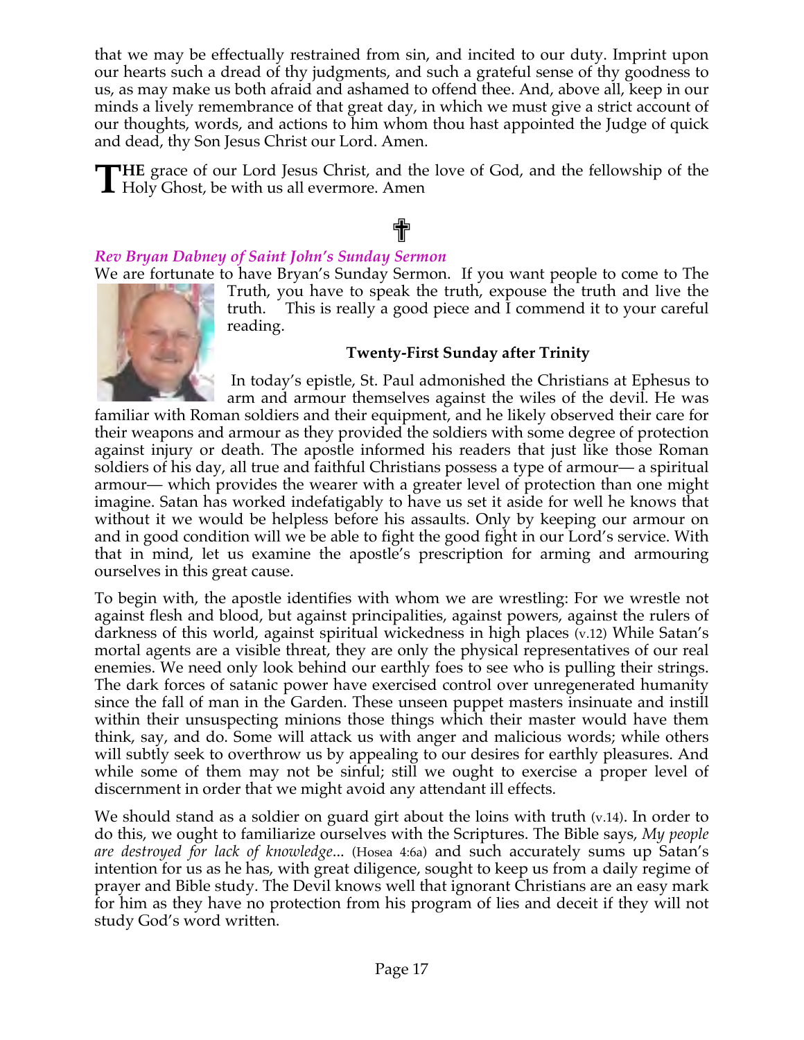that we may be effectually restrained from sin, and incited to our duty. Imprint upon our hearts such a dread of thy judgments, and such a grateful sense of thy goodness to us, as may make us both afraid and ashamed to offend thee. And, above all, keep in our minds a lively remembrance of that great day, in which we must give a strict account of our thoughts, words, and actions to him whom thou hast appointed the Judge of quick and dead, thy Son Jesus Christ our Lord. Amen.

**THE** grace of our Lord Jesus Christ, and the love of God, and the fellowship of the Holy Ghost, be with us all evermore. Amen

☦

***Rev Bryan Dabney of Saint John's Sunday Sermon***

We are fortunate to have Bryan's Sunday Sermon. If you want people to come to The Truth, you have to speak the truth, expouse the truth and live the truth. This is really a good piece and I commend it to your careful reading.

**Twenty-First Sunday after Trinity**

In today's epistle, St. Paul admonished the Christians at Ephesus to arm and armour themselves against the wiles of the devil. He was familiar with Roman soldiers and their equipment, and he likely observed their care for their weapons and armour as they provided the soldiers with some degree of protection against injury or death. The apostle informed his readers that just like those Roman soldiers of his day, all true and faithful Christians possess a type of armour— a spiritual armour— which provides the wearer with a greater level of protection than one might imagine. Satan has worked indefatigably to have us set it aside for well he knows that without it we would be helpless before his assaults. Only by keeping our armour on and in good condition will we be able to fight the good fight in our Lord's service. With that in mind, let us examine the apostle's prescription for arming and armouring ourselves in this great cause.

To begin with, the apostle identifies with whom we are wrestling: For we wrestle not against flesh and blood, but against principalities, against powers, against the rulers of darkness of this world, against spiritual wickedness in high places (v.12) While Satan's mortal agents are a visible threat, they are only the physical representatives of our real enemies. We need only look behind our earthly foes to see who is pulling their strings. The dark forces of satanic power have exercised control over unregenerated humanity since the fall of man in the Garden. These unseen puppet masters insinuate and instill within their unsuspecting minions those things which their master would have them think, say, and do. Some will attack us with anger and malicious words; while others will subtly seek to overthrow us by appealing to our desires for earthly pleasures. And while some of them may not be sinful; still we ought to exercise a proper level of discernment in order that we might avoid any attendant ill effects.

We should stand as a soldier on guard girt about the loins with truth (v.14). In order to do this, we ought to familiarize ourselves with the Scriptures. The Bible says, *My people are destroyed for lack of knowledge*... (Hosea 4:6a) and such accurately sums up Satan's intention for us as he has, with great diligence, sought to keep us from a daily regime of prayer and Bible study. The Devil knows well that ignorant Christians are an easy mark for him as they have no protection from his program of lies and deceit if they will not study God's word written.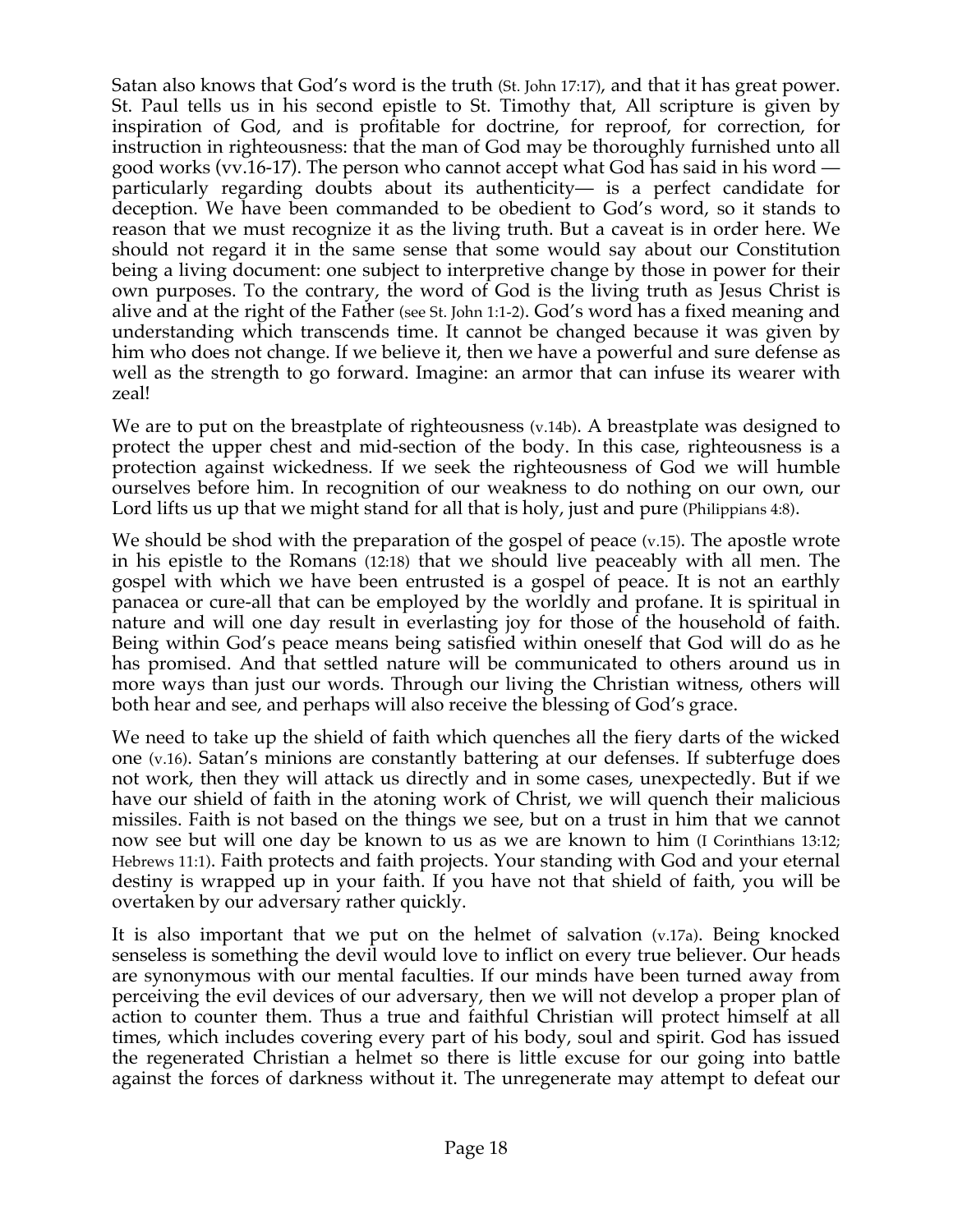Satan also knows that God's word is the truth (St. John 17:17), and that it has great power. St. Paul tells us in his second epistle to St. Timothy that, All scripture is given by inspiration of God, and is profitable for doctrine, for reproof, for correction, for instruction in righteousness: that the man of God may be thoroughly furnished unto all good works (vv.16-17). The person who cannot accept what God has said in his word — particularly regarding doubts about its authenticity— is a perfect candidate for deception. We have been commanded to be obedient to God's word, so it stands to reason that we must recognize it as the living truth. But a caveat is in order here. We should not regard it in the same sense that some would say about our Constitution being a living document: one subject to interpretive change by those in power for their own purposes. To the contrary, the word of God is the living truth as Jesus Christ is alive and at the right of the Father (see St. John 1:1-2). God's word has a fixed meaning and understanding which transcends time. It cannot be changed because it was given by him who does not change. If we believe it, then we have a powerful and sure defense as well as the strength to go forward. Imagine: an armor that can infuse its wearer with zeal!

We are to put on the breastplate of righteousness (v.14b). A breastplate was designed to protect the upper chest and mid-section of the body. In this case, righteousness is a protection against wickedness. If we seek the righteousness of God we will humble ourselves before him. In recognition of our weakness to do nothing on our own, our Lord lifts us up that we might stand for all that is holy, just and pure (Philippians 4:8).

We should be shod with the preparation of the gospel of peace (v.15). The apostle wrote in his epistle to the Romans (12:18) that we should live peaceably with all men. The gospel with which we have been entrusted is a gospel of peace. It is not an earthly panacea or cure-all that can be employed by the worldly and profane. It is spiritual in nature and will one day result in everlasting joy for those of the household of faith. Being within God's peace means being satisfied within oneself that God will do as he has promised. And that settled nature will be communicated to others around us in more ways than just our words. Through our living the Christian witness, others will both hear and see, and perhaps will also receive the blessing of God's grace.

We need to take up the shield of faith which quenches all the fiery darts of the wicked one (v.16). Satan's minions are constantly battering at our defenses. If subterfuge does not work, then they will attack us directly and in some cases, unexpectedly. But if we have our shield of faith in the atoning work of Christ, we will quench their malicious missiles. Faith is not based on the things we see, but on a trust in him that we cannot now see but will one day be known to us as we are known to him (I Corinthians 13:12; Hebrews 11:1). Faith protects and faith projects. Your standing with God and your eternal destiny is wrapped up in your faith. If you have not that shield of faith, you will be overtaken by our adversary rather quickly.

It is also important that we put on the helmet of salvation (v.17a). Being knocked senseless is something the devil would love to inflict on every true believer. Our heads are synonymous with our mental faculties. If our minds have been turned away from perceiving the evil devices of our adversary, then we will not develop a proper plan of action to counter them. Thus a true and faithful Christian will protect himself at all times, which includes covering every part of his body, soul and spirit. God has issued the regenerated Christian a helmet so there is little excuse for our going into battle against the forces of darkness without it. The unregenerate may attempt to defeat our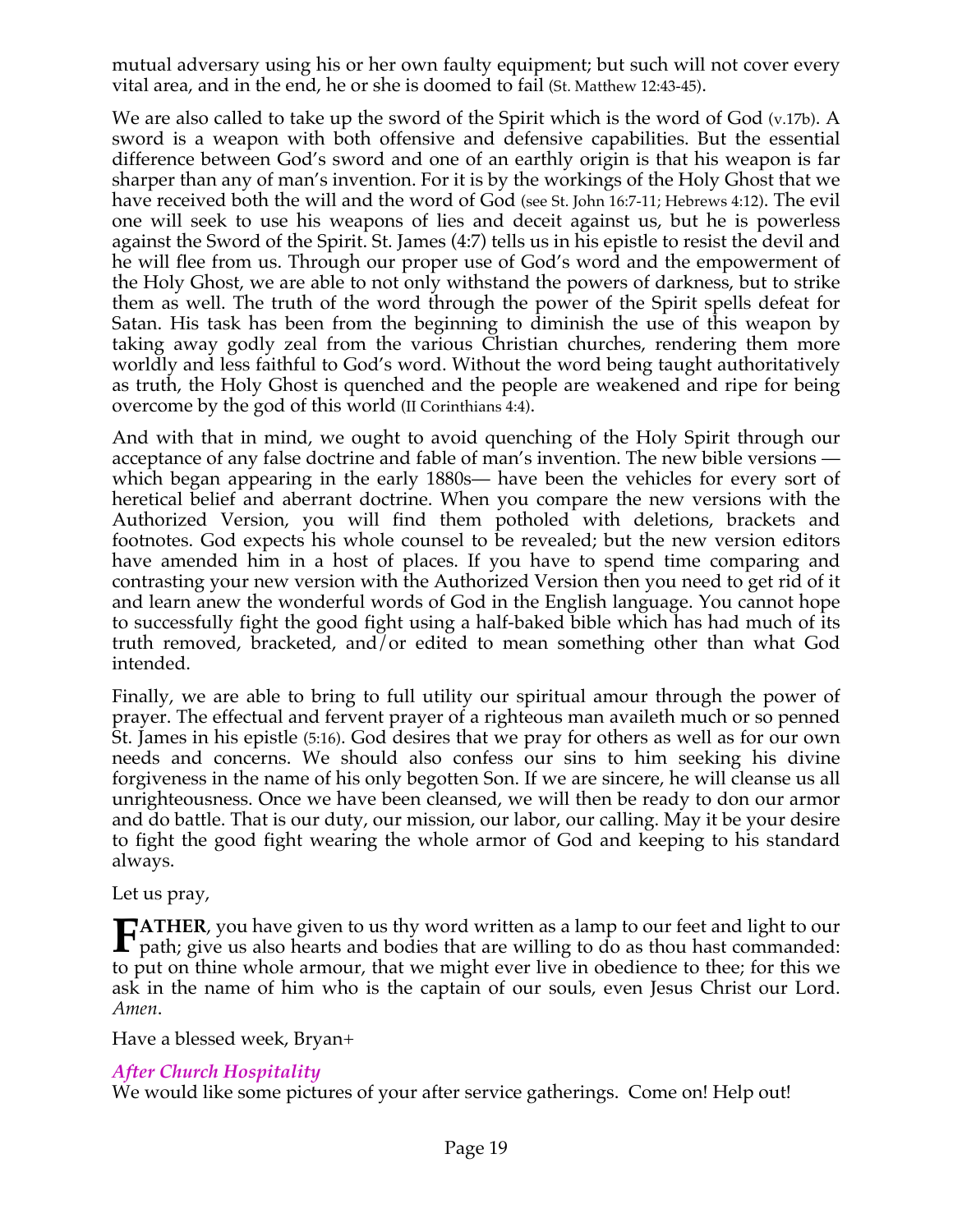mutual adversary using his or her own faulty equipment; but such will not cover every vital area, and in the end, he or she is doomed to fail (St. Matthew 12:43-45).

We are also called to take up the sword of the Spirit which is the word of God (v.17b). A sword is a weapon with both offensive and defensive capabilities. But the essential difference between God's sword and one of an earthly origin is that his weapon is far sharper than any of man's invention. For it is by the workings of the Holy Ghost that we have received both the will and the word of God (see St. John 16:7-11; Hebrews 4:12). The evil one will seek to use his weapons of lies and deceit against us, but he is powerless against the Sword of the Spirit. St. James (4:7) tells us in his epistle to resist the devil and he will flee from us. Through our proper use of God's word and the empowerment of the Holy Ghost, we are able to not only withstand the powers of darkness, but to strike them as well. The truth of the word through the power of the Spirit spells defeat for Satan. His task has been from the beginning to diminish the use of this weapon by taking away godly zeal from the various Christian churches, rendering them more worldly and less faithful to God's word. Without the word being taught authoritatively as truth, the Holy Ghost is quenched and the people are weakened and ripe for being overcome by the god of this world (II Corinthians 4:4).

And with that in mind, we ought to avoid quenching of the Holy Spirit through our acceptance of any false doctrine and fable of man's invention. The new bible versions — which began appearing in the early 1880s— have been the vehicles for every sort of heretical belief and aberrant doctrine. When you compare the new versions with the Authorized Version, you will find them potholed with deletions, brackets and footnotes. God expects his whole counsel to be revealed; but the new version editors have amended him in a host of places. If you have to spend time comparing and contrasting your new version with the Authorized Version then you need to get rid of it and learn anew the wonderful words of God in the English language. You cannot hope to successfully fight the good fight using a half-baked bible which has had much of its truth removed, bracketed, and/or edited to mean something other than what God intended.

Finally, we are able to bring to full utility our spiritual amour through the power of prayer. The effectual and fervent prayer of a righteous man availeth much or so penned St. James in his epistle (5:16). God desires that we pray for others as well as for our own needs and concerns. We should also confess our sins to him seeking his divine forgiveness in the name of his only begotten Son. If we are sincere, he will cleanse us all unrighteousness. Once we have been cleansed, we will then be ready to don our armor and do battle. That is our duty, our mission, our labor, our calling. May it be your desire to fight the good fight wearing the whole armor of God and keeping to his standard always.

Let us pray,

**FATHER**, you have given to us thy word written as a lamp to our feet and light to our path; give us also hearts and bodies that are willing to do as thou hast commanded: to put on thine whole armour, that we might ever live in obedience to thee; for this we ask in the name of him who is the captain of our souls, even Jesus Christ our Lord. *Amen*.

Have a blessed week, Bryan+

### *After Church Hospitality*

We would like some pictures of your after service gatherings. Come on! Help out!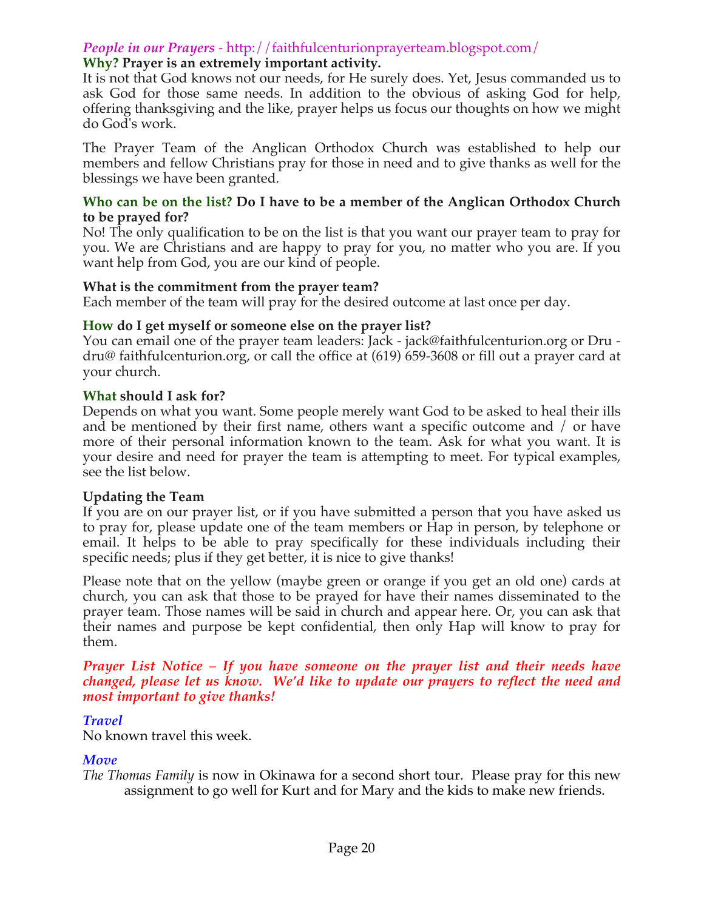*People in our Prayers* - http://faithfulcenturionprayerteam.blogspot.com/

**Why? Prayer is an extremely important activity.**

It is not that God knows not our needs, for He surely does. Yet, Jesus commanded us to ask God for those same needs. In addition to the obvious of asking God for help, offering thanksgiving and the like, prayer helps us focus our thoughts on how we might do God's work.

The Prayer Team of the Anglican Orthodox Church was established to help our members and fellow Christians pray for those in need and to give thanks as well for the blessings we have been granted.

**Who can be on the list? Do I have to be a member of the Anglican Orthodox Church to be prayed for?**

No! The only qualification to be on the list is that you want our prayer team to pray for you. We are Christians and are happy to pray for you, no matter who you are. If you want help from God, you are our kind of people.

**What is the commitment from the prayer team?**

Each member of the team will pray for the desired outcome at last once per day.

**How do I get myself or someone else on the prayer list?**

You can email one of the prayer team leaders: Jack - jack@faithfulcenturion.org or Dru - dru@ faithfulcenturion.org, or call the office at (619) 659-3608 or fill out a prayer card at your church.

**What should I ask for?**

Depends on what you want. Some people merely want God to be asked to heal their ills and be mentioned by their first name, others want a specific outcome and / or have more of their personal information known to the team. Ask for what you want. It is your desire and need for prayer the team is attempting to meet. For typical examples, see the list below.

**Updating the Team**

If you are on our prayer list, or if you have submitted a person that you have asked us to pray for, please update one of the team members or Hap in person, by telephone or email. It helps to be able to pray specifically for these individuals including their specific needs; plus if they get better, it is nice to give thanks!

Please note that on the yellow (maybe green or orange if you get an old one) cards at church, you can ask that those to be prayed for have their names disseminated to the prayer team. Those names will be said in church and appear here. Or, you can ask that their names and purpose be kept confidential, then only Hap will know to pray for them.

***Prayer List Notice – If you have someone on the prayer list and their needs have changed, please let us know. We'd like to update our prayers to reflect the need and most important to give thanks!***

*Travel*

No known travel this week.

*Move*

*The Thomas Family* is now in Okinawa for a second short tour. Please pray for this new assignment to go well for Kurt and for Mary and the kids to make new friends.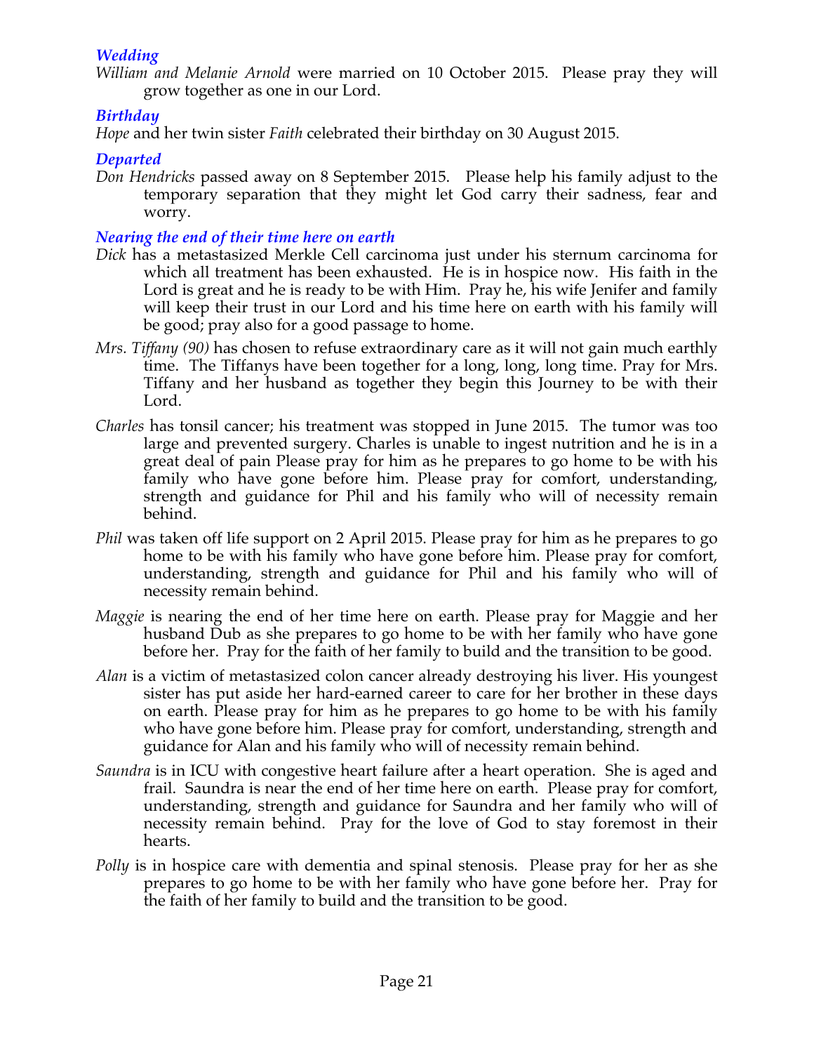### *Wedding*

*William and Melanie Arnold* were married on 10 October 2015. Please pray they will grow together as one in our Lord.

### *Birthday*

*Hope* and her twin sister *Faith* celebrated their birthday on 30 August 2015.

### *Departed*

*Don Hendricks* passed away on 8 September 2015. Please help his family adjust to the temporary separation that they might let God carry their sadness, fear and worry.

### *Nearing the end of their time here on earth*

*Dick* has a metastasized Merkle Cell carcinoma just under his sternum carcinoma for which all treatment has been exhausted. He is in hospice now. His faith in the Lord is great and he is ready to be with Him. Pray he, his wife Jenifer and family will keep their trust in our Lord and his time here on earth with his family will be good; pray also for a good passage to home.

*Mrs. Tiffany (90)* has chosen to refuse extraordinary care as it will not gain much earthly time. The Tiffanys have been together for a long, long, long time. Pray for Mrs. Tiffany and her husband as together they begin this Journey to be with their Lord.

*Charles* has tonsil cancer; his treatment was stopped in June 2015. The tumor was too large and prevented surgery. Charles is unable to ingest nutrition and he is in a great deal of pain Please pray for him as he prepares to go home to be with his family who have gone before him. Please pray for comfort, understanding, strength and guidance for Phil and his family who will of necessity remain behind.

*Phil* was taken off life support on 2 April 2015. Please pray for him as he prepares to go home to be with his family who have gone before him. Please pray for comfort, understanding, strength and guidance for Phil and his family who will of necessity remain behind.

*Maggie* is nearing the end of her time here on earth. Please pray for Maggie and her husband Dub as she prepares to go home to be with her family who have gone before her. Pray for the faith of her family to build and the transition to be good.

*Alan* is a victim of metastasized colon cancer already destroying his liver. His youngest sister has put aside her hard-earned career to care for her brother in these days on earth. Please pray for him as he prepares to go home to be with his family who have gone before him. Please pray for comfort, understanding, strength and guidance for Alan and his family who will of necessity remain behind.

*Saundra* is in ICU with congestive heart failure after a heart operation. She is aged and frail. Saundra is near the end of her time here on earth. Please pray for comfort, understanding, strength and guidance for Saundra and her family who will of necessity remain behind. Pray for the love of God to stay foremost in their hearts.

*Polly* is in hospice care with dementia and spinal stenosis. Please pray for her as she prepares to go home to be with her family who have gone before her. Pray for the faith of her family to build and the transition to be good.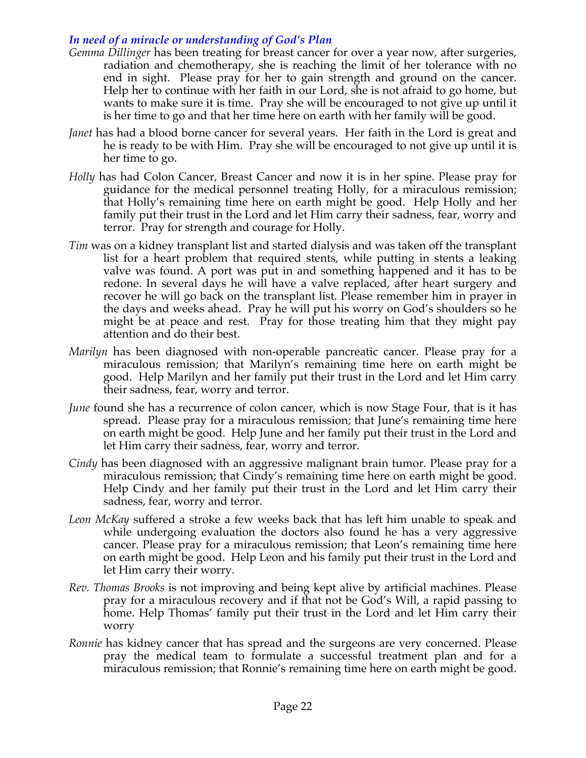### *In need of a miracle or understanding of God's Plan*

*Gemma Dillinger* has been treating for breast cancer for over a year now, after surgeries, radiation and chemotherapy, she is reaching the limit of her tolerance with no end in sight. Please pray for her to gain strength and ground on the cancer. Help her to continue with her faith in our Lord, she is not afraid to go home, but wants to make sure it is time. Pray she will be encouraged to not give up until it is her time to go and that her time here on earth with her family will be good.

*Janet* has had a blood borne cancer for several years. Her faith in the Lord is great and he is ready to be with Him. Pray she will be encouraged to not give up until it is her time to go.

*Holly* has had Colon Cancer, Breast Cancer and now it is in her spine. Please pray for guidance for the medical personnel treating Holly, for a miraculous remission; that Holly's remaining time here on earth might be good. Help Holly and her family put their trust in the Lord and let Him carry their sadness, fear, worry and terror. Pray for strength and courage for Holly.

*Tim* was on a kidney transplant list and started dialysis and was taken off the transplant list for a heart problem that required stents, while putting in stents a leaking valve was found. A port was put in and something happened and it has to be redone. In several days he will have a valve replaced, after heart surgery and recover he will go back on the transplant list. Please remember him in prayer in the days and weeks ahead. Pray he will put his worry on God's shoulders so he might be at peace and rest. Pray for those treating him that they might pay attention and do their best.

*Marilyn* has been diagnosed with non-operable pancreatic cancer. Please pray for a miraculous remission; that Marilyn's remaining time here on earth might be good. Help Marilyn and her family put their trust in the Lord and let Him carry their sadness, fear, worry and terror.

*June* found she has a recurrence of colon cancer, which is now Stage Four, that is it has spread. Please pray for a miraculous remission; that June's remaining time here on earth might be good. Help June and her family put their trust in the Lord and let Him carry their sadness, fear, worry and terror.

*Cindy* has been diagnosed with an aggressive malignant brain tumor. Please pray for a miraculous remission; that Cindy's remaining time here on earth might be good. Help Cindy and her family put their trust in the Lord and let Him carry their sadness, fear, worry and terror.

*Leon McKay* suffered a stroke a few weeks back that has left him unable to speak and while undergoing evaluation the doctors also found he has a very aggressive cancer. Please pray for a miraculous remission; that Leon's remaining time here on earth might be good. Help Leon and his family put their trust in the Lord and let Him carry their worry.

*Rev. Thomas Brooks* is not improving and being kept alive by artificial machines. Please pray for a miraculous recovery and if that not be God's Will, a rapid passing to home. Help Thomas' family put their trust in the Lord and let Him carry their worry

*Ronnie* has kidney cancer that has spread and the surgeons are very concerned. Please pray the medical team to formulate a successful treatment plan and for a miraculous remission; that Ronnie's remaining time here on earth might be good.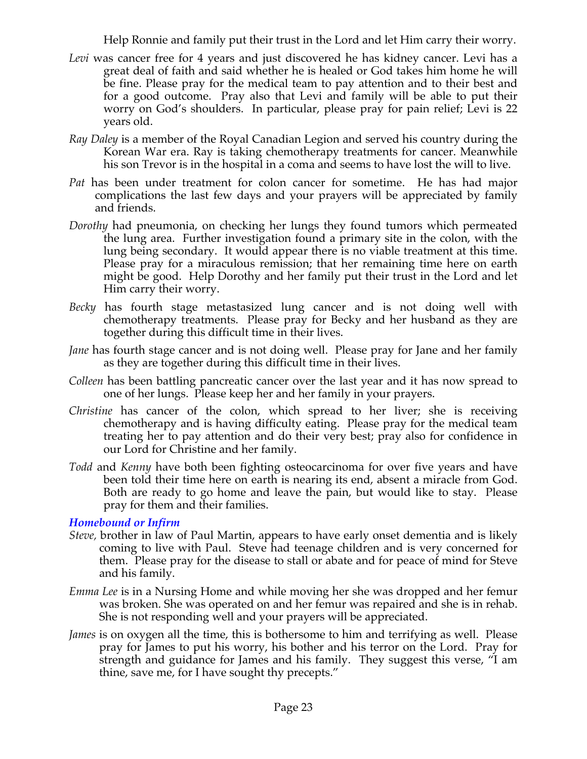Help Ronnie and family put their trust in the Lord and let Him carry their worry.

*Levi* was cancer free for 4 years and just discovered he has kidney cancer. Levi has a great deal of faith and said whether he is healed or God takes him home he will be fine. Please pray for the medical team to pay attention and to their best and for a good outcome. Pray also that Levi and family will be able to put their worry on God's shoulders. In particular, please pray for pain relief; Levi is 22 years old.

*Ray Daley* is a member of the Royal Canadian Legion and served his country during the Korean War era. Ray is taking chemotherapy treatments for cancer. Meanwhile his son Trevor is in the hospital in a coma and seems to have lost the will to live.

*Pat* has been under treatment for colon cancer for sometime. He has had major complications the last few days and your prayers will be appreciated by family and friends.

*Dorothy* had pneumonia, on checking her lungs they found tumors which permeated the lung area. Further investigation found a primary site in the colon, with the lung being secondary. It would appear there is no viable treatment at this time. Please pray for a miraculous remission; that her remaining time here on earth might be good. Help Dorothy and her family put their trust in the Lord and let Him carry their worry.

*Becky* has fourth stage metastasized lung cancer and is not doing well with chemotherapy treatments. Please pray for Becky and her husband as they are together during this difficult time in their lives.

*Jane* has fourth stage cancer and is not doing well. Please pray for Jane and her family as they are together during this difficult time in their lives.

*Colleen* has been battling pancreatic cancer over the last year and it has now spread to one of her lungs. Please keep her and her family in your prayers.

*Christine* has cancer of the colon, which spread to her liver; she is receiving chemotherapy and is having difficulty eating. Please pray for the medical team treating her to pay attention and do their very best; pray also for confidence in our Lord for Christine and her family.

*Todd* and *Kenny* have both been fighting osteocarcinoma for over five years and have been told their time here on earth is nearing its end, absent a miracle from God. Both are ready to go home and leave the pain, but would like to stay. Please pray for them and their families.

### *Homebound or Infirm*

*Steve,* brother in law of Paul Martin, appears to have early onset dementia and is likely coming to live with Paul. Steve had teenage children and is very concerned for them. Please pray for the disease to stall or abate and for peace of mind for Steve and his family.

*Emma Lee* is in a Nursing Home and while moving her she was dropped and her femur was broken. She was operated on and her femur was repaired and she is in rehab. She is not responding well and your prayers will be appreciated.

*James* is on oxygen all the time, this is bothersome to him and terrifying as well. Please pray for James to put his worry, his bother and his terror on the Lord. Pray for strength and guidance for James and his family. They suggest this verse, "I am thine, save me, for I have sought thy precepts."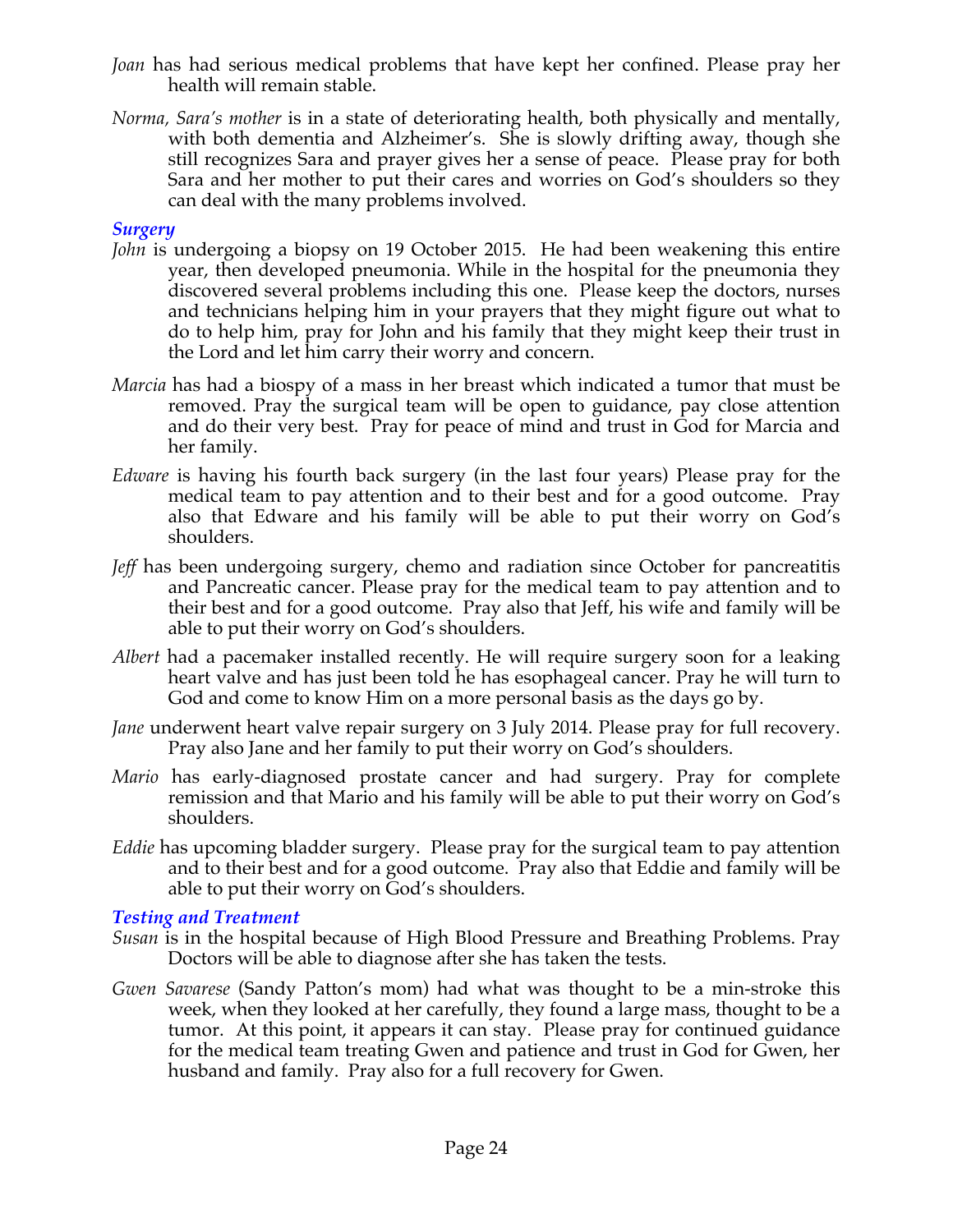*Joan* has had serious medical problems that have kept her confined. Please pray her health will remain stable.

*Norma, Sara's mother* is in a state of deteriorating health, both physically and mentally, with both dementia and Alzheimer's. She is slowly drifting away, though she still recognizes Sara and prayer gives her a sense of peace. Please pray for both Sara and her mother to put their cares and worries on God's shoulders so they can deal with the many problems involved.

### *Surgery*

*John* is undergoing a biopsy on 19 October 2015. He had been weakening this entire year, then developed pneumonia. While in the hospital for the pneumonia they discovered several problems including this one. Please keep the doctors, nurses and technicians helping him in your prayers that they might figure out what to do to help him, pray for John and his family that they might keep their trust in the Lord and let him carry their worry and concern.

*Marcia* has had a biospy of a mass in her breast which indicated a tumor that must be removed. Pray the surgical team will be open to guidance, pay close attention and do their very best. Pray for peace of mind and trust in God for Marcia and her family.

*Edware* is having his fourth back surgery (in the last four years) Please pray for the medical team to pay attention and to their best and for a good outcome. Pray also that Edware and his family will be able to put their worry on God's shoulders.

*Jeff* has been undergoing surgery, chemo and radiation since October for pancreatitis and Pancreatic cancer. Please pray for the medical team to pay attention and to their best and for a good outcome. Pray also that Jeff, his wife and family will be able to put their worry on God's shoulders.

*Albert* had a pacemaker installed recently. He will require surgery soon for a leaking heart valve and has just been told he has esophageal cancer. Pray he will turn to God and come to know Him on a more personal basis as the days go by.

*Jane* underwent heart valve repair surgery on 3 July 2014. Please pray for full recovery. Pray also Jane and her family to put their worry on God's shoulders.

*Mario* has early-diagnosed prostate cancer and had surgery. Pray for complete remission and that Mario and his family will be able to put their worry on God's shoulders.

*Eddie* has upcoming bladder surgery. Please pray for the surgical team to pay attention and to their best and for a good outcome. Pray also that Eddie and family will be able to put their worry on God's shoulders.

### *Testing and Treatment*

*Susan* is in the hospital because of High Blood Pressure and Breathing Problems. Pray Doctors will be able to diagnose after she has taken the tests.

*Gwen Savarese* (Sandy Patton's mom) had what was thought to be a min-stroke this week, when they looked at her carefully, they found a large mass, thought to be a tumor. At this point, it appears it can stay. Please pray for continued guidance for the medical team treating Gwen and patience and trust in God for Gwen, her husband and family. Pray also for a full recovery for Gwen.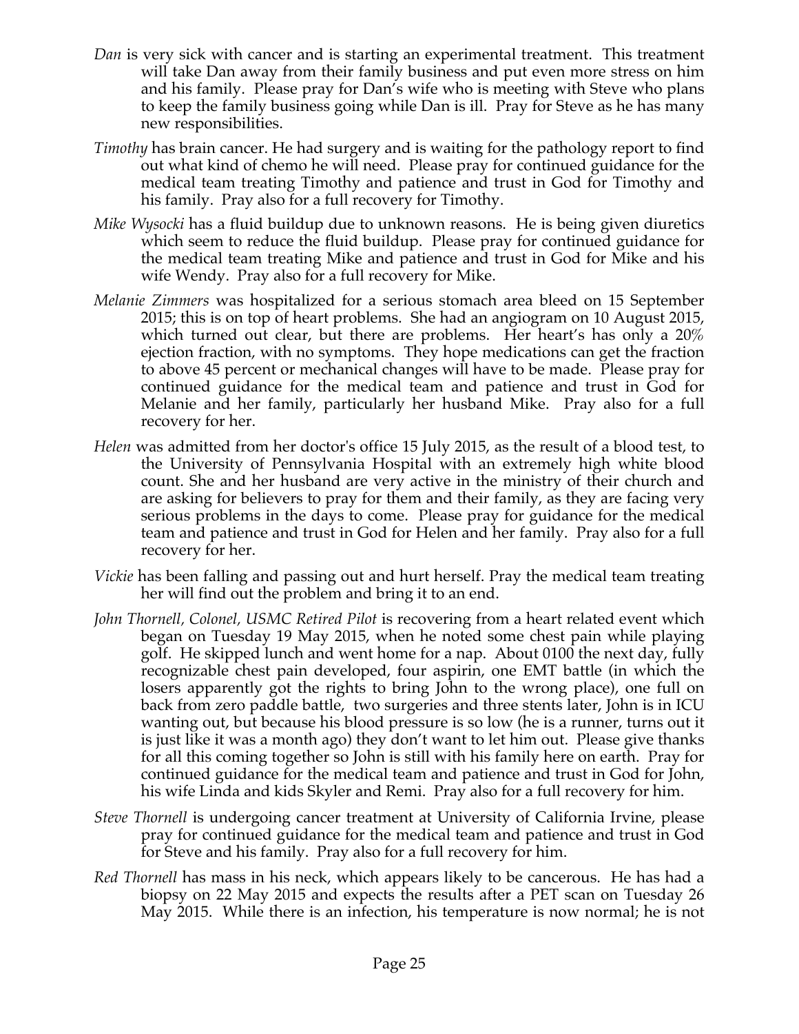*Dan* is very sick with cancer and is starting an experimental treatment. This treatment will take Dan away from their family business and put even more stress on him and his family. Please pray for Dan's wife who is meeting with Steve who plans to keep the family business going while Dan is ill. Pray for Steve as he has many new responsibilities.

*Timothy* has brain cancer. He had surgery and is waiting for the pathology report to find out what kind of chemo he will need. Please pray for continued guidance for the medical team treating Timothy and patience and trust in God for Timothy and his family. Pray also for a full recovery for Timothy.

*Mike Wysocki* has a fluid buildup due to unknown reasons. He is being given diuretics which seem to reduce the fluid buildup. Please pray for continued guidance for the medical team treating Mike and patience and trust in God for Mike and his wife Wendy. Pray also for a full recovery for Mike.

*Melanie Zimmers* was hospitalized for a serious stomach area bleed on 15 September 2015; this is on top of heart problems. She had an angiogram on 10 August 2015, which turned out clear, but there are problems. Her heart's has only a 20% ejection fraction, with no symptoms. They hope medications can get the fraction to above 45 percent or mechanical changes will have to be made. Please pray for continued guidance for the medical team and patience and trust in God for Melanie and her family, particularly her husband Mike. Pray also for a full recovery for her.

*Helen* was admitted from her doctor's office 15 July 2015, as the result of a blood test, to the University of Pennsylvania Hospital with an extremely high white blood count. She and her husband are very active in the ministry of their church and are asking for believers to pray for them and their family, as they are facing very serious problems in the days to come. Please pray for guidance for the medical team and patience and trust in God for Helen and her family. Pray also for a full recovery for her.

*Vickie* has been falling and passing out and hurt herself. Pray the medical team treating her will find out the problem and bring it to an end.

*John Thornell, Colonel, USMC Retired Pilot* is recovering from a heart related event which began on Tuesday 19 May 2015, when he noted some chest pain while playing golf. He skipped lunch and went home for a nap. About 0100 the next day, fully recognizable chest pain developed, four aspirin, one EMT battle (in which the losers apparently got the rights to bring John to the wrong place), one full on back from zero paddle battle, two surgeries and three stents later, John is in ICU wanting out, but because his blood pressure is so low (he is a runner, turns out it is just like it was a month ago) they don't want to let him out. Please give thanks for all this coming together so John is still with his family here on earth. Pray for continued guidance for the medical team and patience and trust in God for John, his wife Linda and kids Skyler and Remi. Pray also for a full recovery for him.

*Steve Thornell* is undergoing cancer treatment at University of California Irvine, please pray for continued guidance for the medical team and patience and trust in God for Steve and his family. Pray also for a full recovery for him.

*Red Thornell* has mass in his neck, which appears likely to be cancerous. He has had a biopsy on 22 May 2015 and expects the results after a PET scan on Tuesday 26 May 2015. While there is an infection, his temperature is now normal; he is not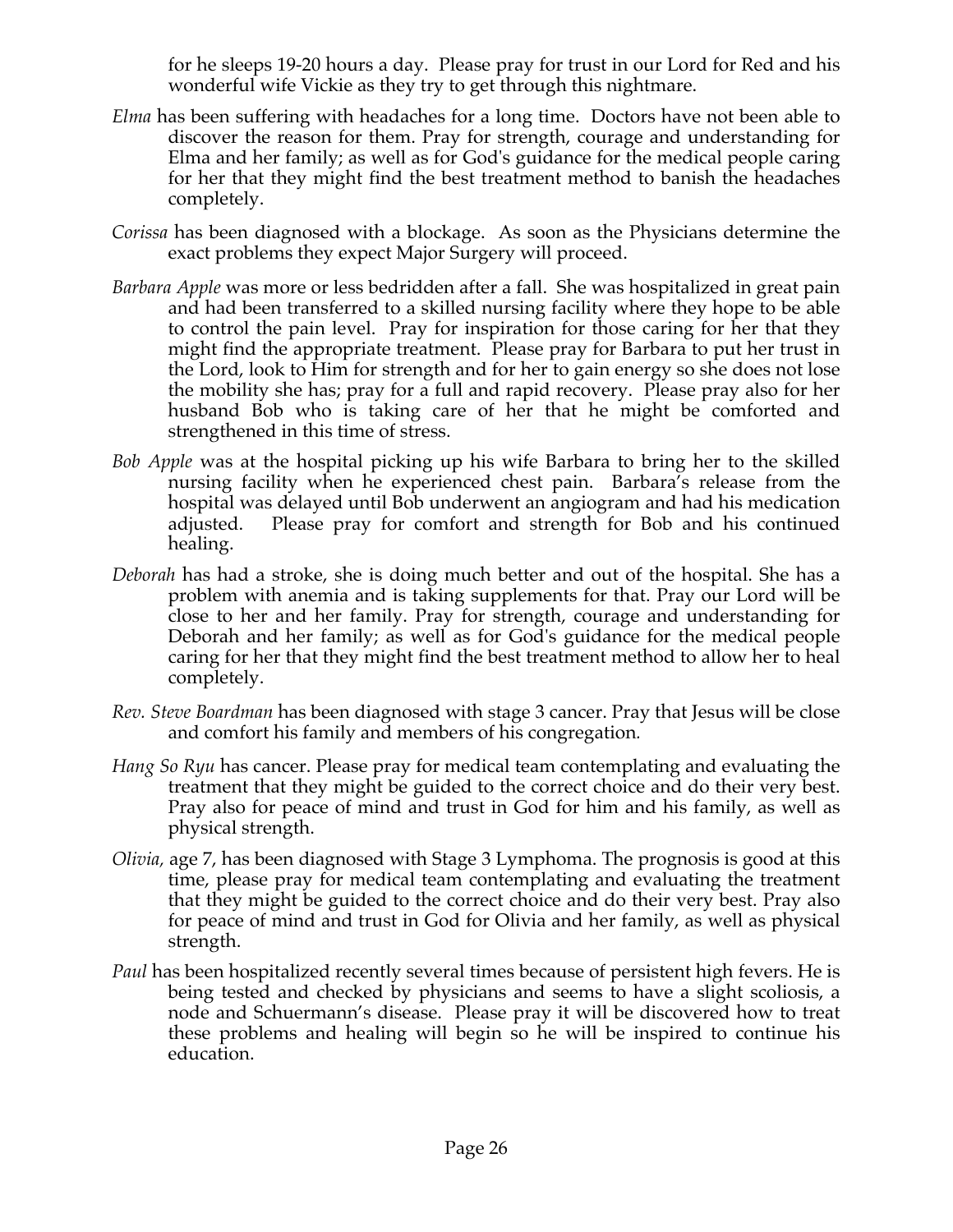for he sleeps 19-20 hours a day. Please pray for trust in our Lord for Red and his wonderful wife Vickie as they try to get through this nightmare.

*Elma* has been suffering with headaches for a long time. Doctors have not been able to discover the reason for them. Pray for strength, courage and understanding for Elma and her family; as well as for God's guidance for the medical people caring for her that they might find the best treatment method to banish the headaches completely.

*Corissa* has been diagnosed with a blockage. As soon as the Physicians determine the exact problems they expect Major Surgery will proceed.

*Barbara Apple* was more or less bedridden after a fall. She was hospitalized in great pain and had been transferred to a skilled nursing facility where they hope to be able to control the pain level. Pray for inspiration for those caring for her that they might find the appropriate treatment. Please pray for Barbara to put her trust in the Lord, look to Him for strength and for her to gain energy so she does not lose the mobility she has; pray for a full and rapid recovery. Please pray also for her husband Bob who is taking care of her that he might be comforted and strengthened in this time of stress.

*Bob Apple* was at the hospital picking up his wife Barbara to bring her to the skilled nursing facility when he experienced chest pain. Barbara's release from the hospital was delayed until Bob underwent an angiogram and had his medication adjusted. Please pray for comfort and strength for Bob and his continued healing.

*Deborah* has had a stroke, she is doing much better and out of the hospital. She has a problem with anemia and is taking supplements for that. Pray our Lord will be close to her and her family. Pray for strength, courage and understanding for Deborah and her family; as well as for God's guidance for the medical people caring for her that they might find the best treatment method to allow her to heal completely.

*Rev. Steve Boardman* has been diagnosed with stage 3 cancer. Pray that Jesus will be close and comfort his family and members of his congregation.

*Hang So Ryu* has cancer. Please pray for medical team contemplating and evaluating the treatment that they might be guided to the correct choice and do their very best. Pray also for peace of mind and trust in God for him and his family, as well as physical strength.

*Olivia,* age 7, has been diagnosed with Stage 3 Lymphoma. The prognosis is good at this time, please pray for medical team contemplating and evaluating the treatment that they might be guided to the correct choice and do their very best. Pray also for peace of mind and trust in God for Olivia and her family, as well as physical strength.

*Paul* has been hospitalized recently several times because of persistent high fevers. He is being tested and checked by physicians and seems to have a slight scoliosis, a node and Schuermann's disease. Please pray it will be discovered how to treat these problems and healing will begin so he will be inspired to continue his education.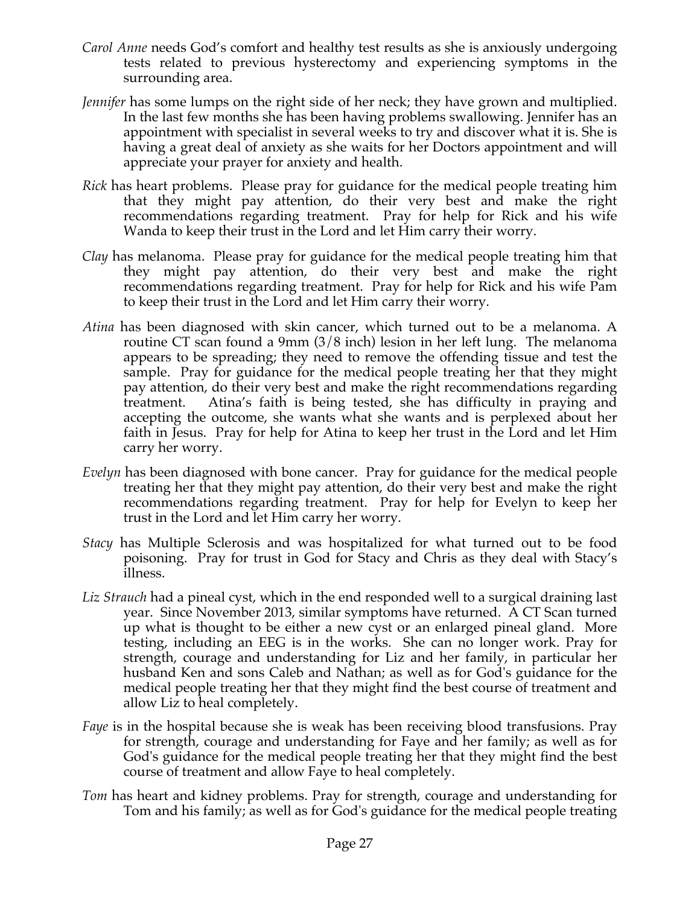*Carol Anne* needs God's comfort and healthy test results as she is anxiously undergoing tests related to previous hysterectomy and experiencing symptoms in the surrounding area.

*Jennifer* has some lumps on the right side of her neck; they have grown and multiplied. In the last few months she has been having problems swallowing. Jennifer has an appointment with specialist in several weeks to try and discover what it is. She is having a great deal of anxiety as she waits for her Doctors appointment and will appreciate your prayer for anxiety and health.

*Rick* has heart problems. Please pray for guidance for the medical people treating him that they might pay attention, do their very best and make the right recommendations regarding treatment. Pray for help for Rick and his wife Wanda to keep their trust in the Lord and let Him carry their worry.

*Clay* has melanoma. Please pray for guidance for the medical people treating him that they might pay attention, do their very best and make the right recommendations regarding treatment. Pray for help for Rick and his wife Pam to keep their trust in the Lord and let Him carry their worry.

*Atina* has been diagnosed with skin cancer, which turned out to be a melanoma. A routine CT scan found a 9mm (3/8 inch) lesion in her left lung. The melanoma appears to be spreading; they need to remove the offending tissue and test the sample. Pray for guidance for the medical people treating her that they might pay attention, do their very best and make the right recommendations regarding treatment. Atina's faith is being tested, she has difficulty in praying and accepting the outcome, she wants what she wants and is perplexed about her faith in Jesus. Pray for help for Atina to keep her trust in the Lord and let Him carry her worry.

*Evelyn* has been diagnosed with bone cancer. Pray for guidance for the medical people treating her that they might pay attention, do their very best and make the right recommendations regarding treatment. Pray for help for Evelyn to keep her trust in the Lord and let Him carry her worry.

*Stacy* has Multiple Sclerosis and was hospitalized for what turned out to be food poisoning. Pray for trust in God for Stacy and Chris as they deal with Stacy's illness.

*Liz Strauch* had a pineal cyst, which in the end responded well to a surgical draining last year. Since November 2013, similar symptoms have returned. A CT Scan turned up what is thought to be either a new cyst or an enlarged pineal gland. More testing, including an EEG is in the works. She can no longer work. Pray for strength, courage and understanding for Liz and her family, in particular her husband Ken and sons Caleb and Nathan; as well as for God's guidance for the medical people treating her that they might find the best course of treatment and allow Liz to heal completely.

*Faye* is in the hospital because she is weak has been receiving blood transfusions. Pray for strength, courage and understanding for Faye and her family; as well as for God's guidance for the medical people treating her that they might find the best course of treatment and allow Faye to heal completely.

*Tom* has heart and kidney problems. Pray for strength, courage and understanding for Tom and his family; as well as for God's guidance for the medical people treating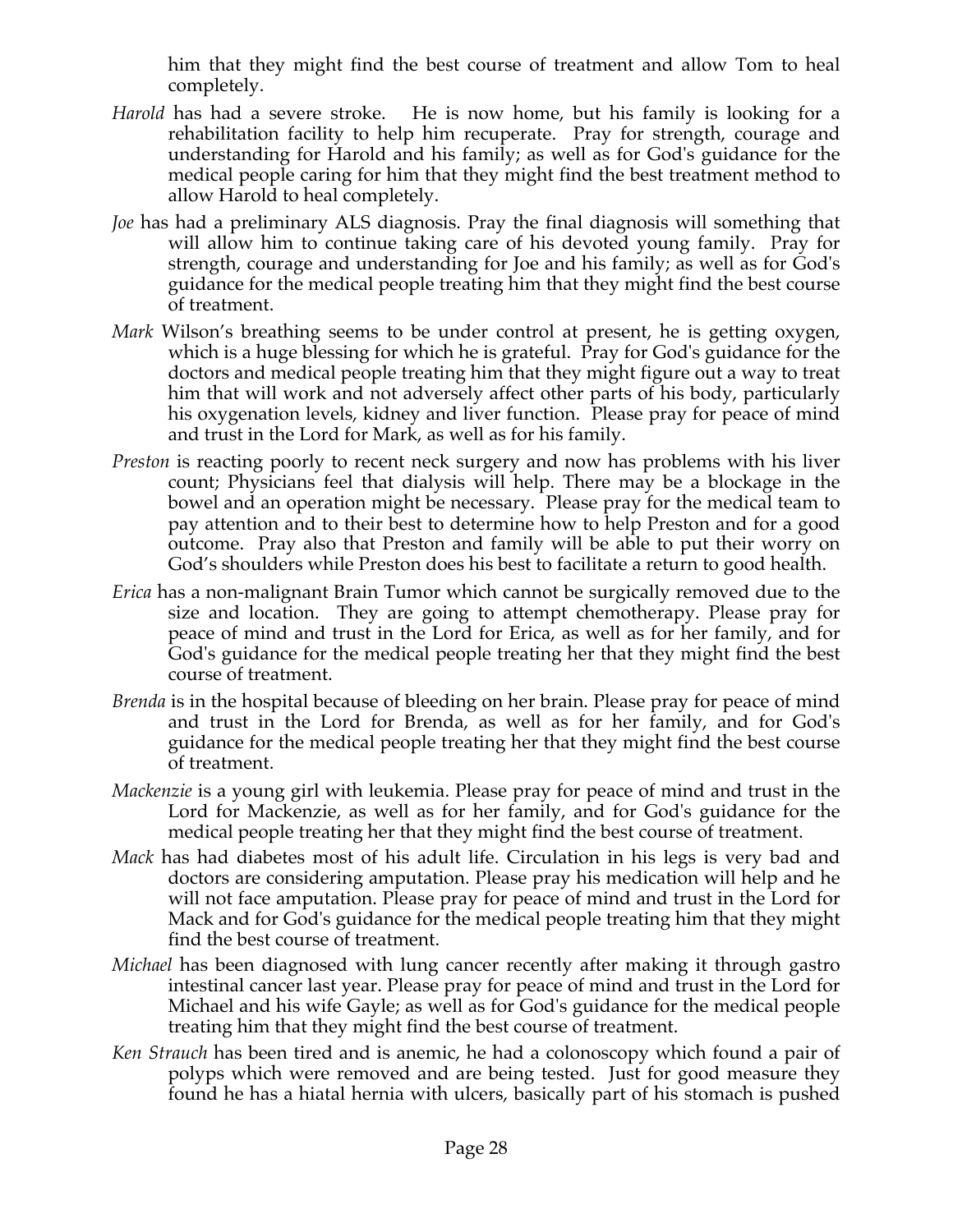him that they might find the best course of treatment and allow Tom to heal completely.

*Harold* has had a severe stroke. He is now home, but his family is looking for a rehabilitation facility to help him recuperate. Pray for strength, courage and understanding for Harold and his family; as well as for God's guidance for the medical people caring for him that they might find the best treatment method to allow Harold to heal completely.

*Joe* has had a preliminary ALS diagnosis. Pray the final diagnosis will something that will allow him to continue taking care of his devoted young family. Pray for strength, courage and understanding for Joe and his family; as well as for God's guidance for the medical people treating him that they might find the best course of treatment.

*Mark* Wilson's breathing seems to be under control at present, he is getting oxygen, which is a huge blessing for which he is grateful. Pray for God's guidance for the doctors and medical people treating him that they might figure out a way to treat him that will work and not adversely affect other parts of his body, particularly his oxygenation levels, kidney and liver function. Please pray for peace of mind and trust in the Lord for Mark, as well as for his family.

*Preston* is reacting poorly to recent neck surgery and now has problems with his liver count; Physicians feel that dialysis will help. There may be a blockage in the bowel and an operation might be necessary. Please pray for the medical team to pay attention and to their best to determine how to help Preston and for a good outcome. Pray also that Preston and family will be able to put their worry on God's shoulders while Preston does his best to facilitate a return to good health.

*Erica* has a non-malignant Brain Tumor which cannot be surgically removed due to the size and location. They are going to attempt chemotherapy. Please pray for peace of mind and trust in the Lord for Erica, as well as for her family, and for God's guidance for the medical people treating her that they might find the best course of treatment.

*Brenda* is in the hospital because of bleeding on her brain. Please pray for peace of mind and trust in the Lord for Brenda, as well as for her family, and for God's guidance for the medical people treating her that they might find the best course of treatment.

*Mackenzie* is a young girl with leukemia. Please pray for peace of mind and trust in the Lord for Mackenzie, as well as for her family, and for God's guidance for the medical people treating her that they might find the best course of treatment.

*Mack* has had diabetes most of his adult life. Circulation in his legs is very bad and doctors are considering amputation. Please pray his medication will help and he will not face amputation. Please pray for peace of mind and trust in the Lord for Mack and for God's guidance for the medical people treating him that they might find the best course of treatment.

*Michael* has been diagnosed with lung cancer recently after making it through gastro intestinal cancer last year. Please pray for peace of mind and trust in the Lord for Michael and his wife Gayle; as well as for God's guidance for the medical people treating him that they might find the best course of treatment.

*Ken Strauch* has been tired and is anemic, he had a colonoscopy which found a pair of polyps which were removed and are being tested. Just for good measure they found he has a hiatal hernia with ulcers, basically part of his stomach is pushed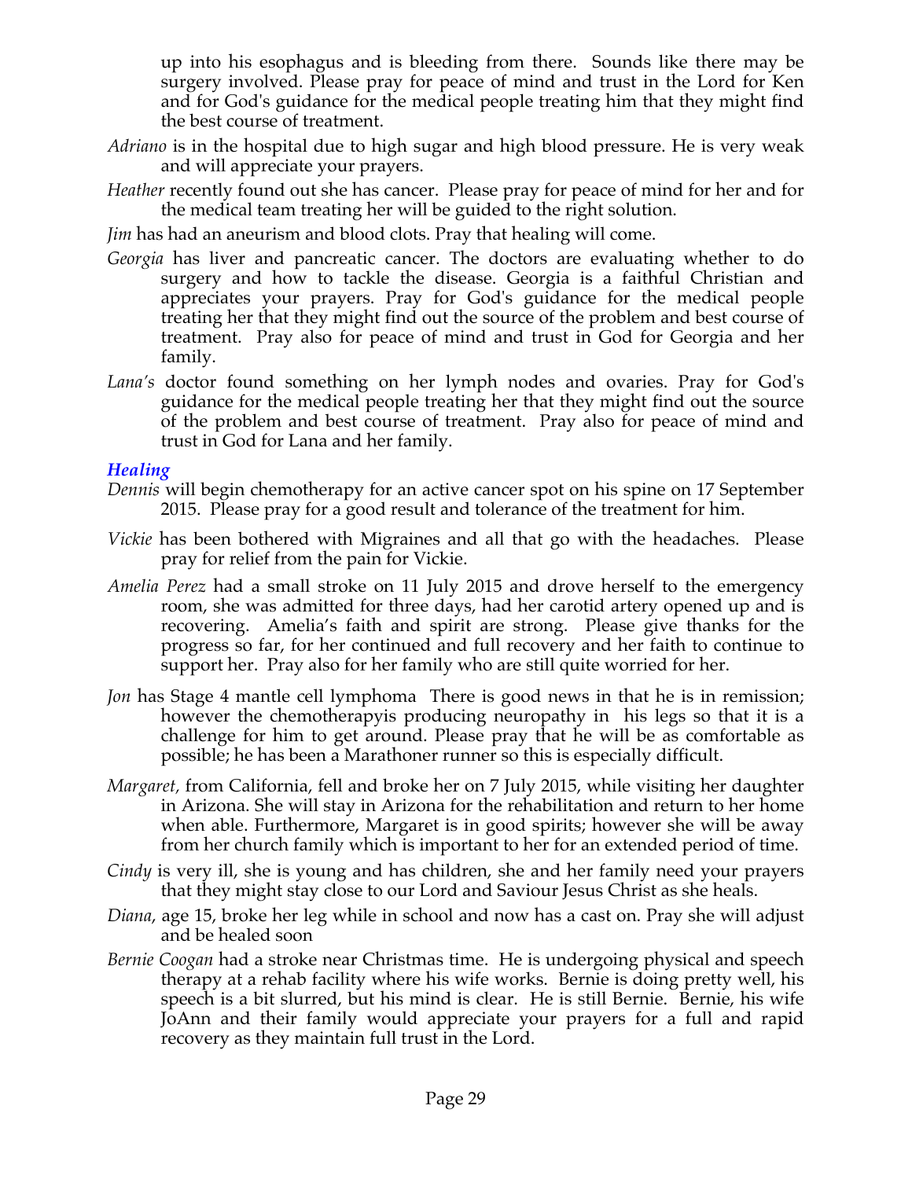up into his esophagus and is bleeding from there. Sounds like there may be surgery involved. Please pray for peace of mind and trust in the Lord for Ken and for God's guidance for the medical people treating him that they might find the best course of treatment.

*Adriano* is in the hospital due to high sugar and high blood pressure. He is very weak and will appreciate your prayers.

*Heather* recently found out she has cancer. Please pray for peace of mind for her and for the medical team treating her will be guided to the right solution.

*Jim* has had an aneurism and blood clots. Pray that healing will come.

*Georgia* has liver and pancreatic cancer. The doctors are evaluating whether to do surgery and how to tackle the disease. Georgia is a faithful Christian and appreciates your prayers. Pray for God's guidance for the medical people treating her that they might find out the source of the problem and best course of treatment. Pray also for peace of mind and trust in God for Georgia and her family.

*Lana's* doctor found something on her lymph nodes and ovaries. Pray for God's guidance for the medical people treating her that they might find out the source of the problem and best course of treatment. Pray also for peace of mind and trust in God for Lana and her family.

### *Healing*

*Dennis* will begin chemotherapy for an active cancer spot on his spine on 17 September 2015. Please pray for a good result and tolerance of the treatment for him.

*Vickie* has been bothered with Migraines and all that go with the headaches. Please pray for relief from the pain for Vickie.

*Amelia Perez* had a small stroke on 11 July 2015 and drove herself to the emergency room, she was admitted for three days, had her carotid artery opened up and is recovering. Amelia's faith and spirit are strong. Please give thanks for the progress so far, for her continued and full recovery and her faith to continue to support her. Pray also for her family who are still quite worried for her.

*Jon* has Stage 4 mantle cell lymphoma There is good news in that he is in remission; however the chemotherapyis producing neuropathy in his legs so that it is a challenge for him to get around. Please pray that he will be as comfortable as possible; he has been a Marathoner runner so this is especially difficult.

*Margaret,* from California, fell and broke her on 7 July 2015, while visiting her daughter in Arizona. She will stay in Arizona for the rehabilitation and return to her home when able. Furthermore, Margaret is in good spirits; however she will be away from her church family which is important to her for an extended period of time.

*Cindy* is very ill, she is young and has children, she and her family need your prayers that they might stay close to our Lord and Saviour Jesus Christ as she heals.

*Diana*, age 15, broke her leg while in school and now has a cast on. Pray she will adjust and be healed soon

*Bernie Coogan* had a stroke near Christmas time. He is undergoing physical and speech therapy at a rehab facility where his wife works. Bernie is doing pretty well, his speech is a bit slurred, but his mind is clear. He is still Bernie. Bernie, his wife JoAnn and their family would appreciate your prayers for a full and rapid recovery as they maintain full trust in the Lord.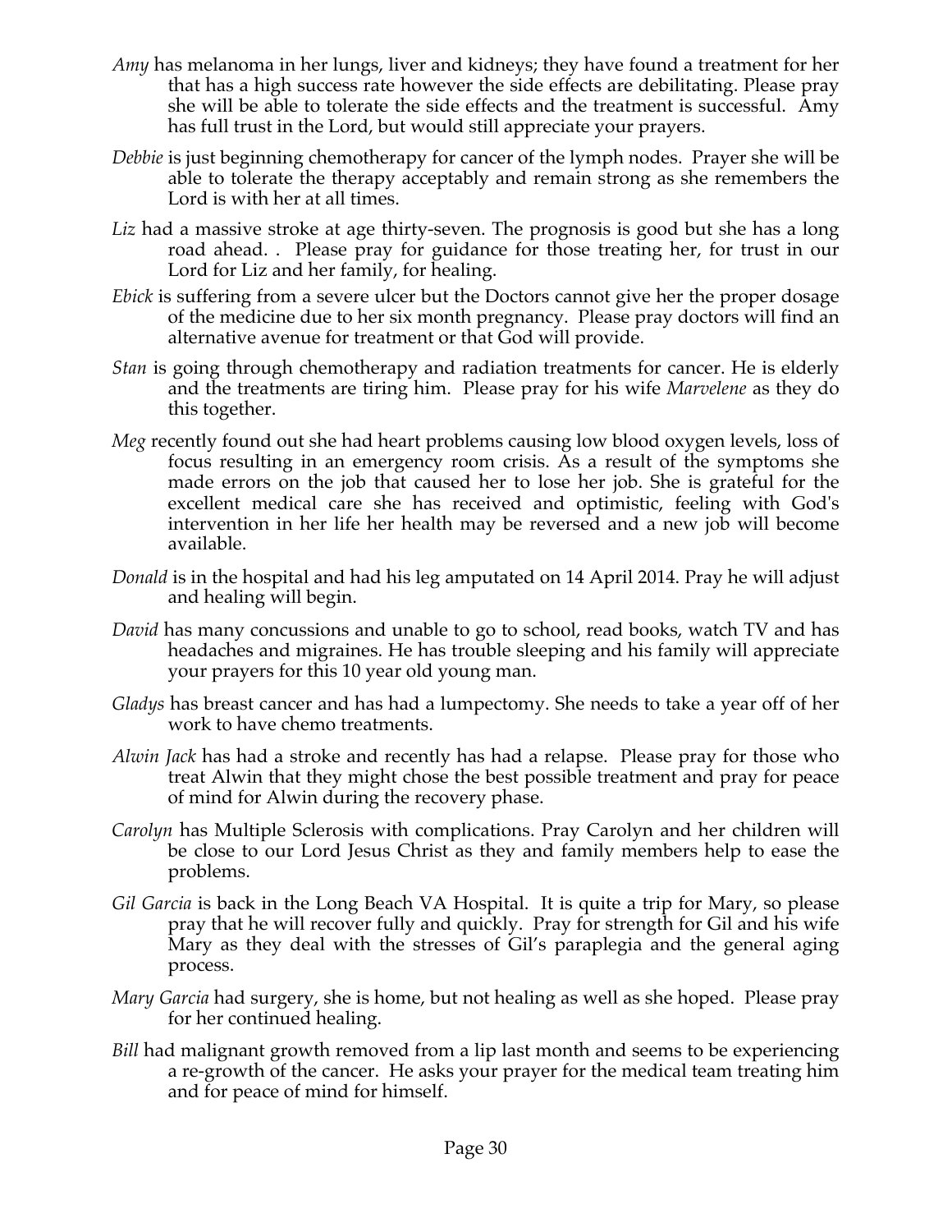*Amy* has melanoma in her lungs, liver and kidneys; they have found a treatment for her that has a high success rate however the side effects are debilitating. Please pray she will be able to tolerate the side effects and the treatment is successful. Amy has full trust in the Lord, but would still appreciate your prayers.

*Debbie* is just beginning chemotherapy for cancer of the lymph nodes. Prayer she will be able to tolerate the therapy acceptably and remain strong as she remembers the Lord is with her at all times.

*Liz* had a massive stroke at age thirty-seven. The prognosis is good but she has a long road ahead. . Please pray for guidance for those treating her, for trust in our Lord for Liz and her family, for healing.

*Ebick* is suffering from a severe ulcer but the Doctors cannot give her the proper dosage of the medicine due to her six month pregnancy. Please pray doctors will find an alternative avenue for treatment or that God will provide.

*Stan* is going through chemotherapy and radiation treatments for cancer. He is elderly and the treatments are tiring him. Please pray for his wife *Marvelene* as they do this together.

*Meg* recently found out she had heart problems causing low blood oxygen levels, loss of focus resulting in an emergency room crisis. As a result of the symptoms she made errors on the job that caused her to lose her job. She is grateful for the excellent medical care she has received and optimistic, feeling with God's intervention in her life her health may be reversed and a new job will become available.

*Donald* is in the hospital and had his leg amputated on 14 April 2014. Pray he will adjust and healing will begin.

*David* has many concussions and unable to go to school, read books, watch TV and has headaches and migraines. He has trouble sleeping and his family will appreciate your prayers for this 10 year old young man.

*Gladys* has breast cancer and has had a lumpectomy. She needs to take a year off of her work to have chemo treatments.

*Alwin Jack* has had a stroke and recently has had a relapse. Please pray for those who treat Alwin that they might chose the best possible treatment and pray for peace of mind for Alwin during the recovery phase.

*Carolyn* has Multiple Sclerosis with complications. Pray Carolyn and her children will be close to our Lord Jesus Christ as they and family members help to ease the problems.

*Gil Garcia* is back in the Long Beach VA Hospital. It is quite a trip for Mary, so please pray that he will recover fully and quickly. Pray for strength for Gil and his wife Mary as they deal with the stresses of Gil's paraplegia and the general aging process.

*Mary Garcia* had surgery, she is home, but not healing as well as she hoped. Please pray for her continued healing.

*Bill* had malignant growth removed from a lip last month and seems to be experiencing a re-growth of the cancer. He asks your prayer for the medical team treating him and for peace of mind for himself.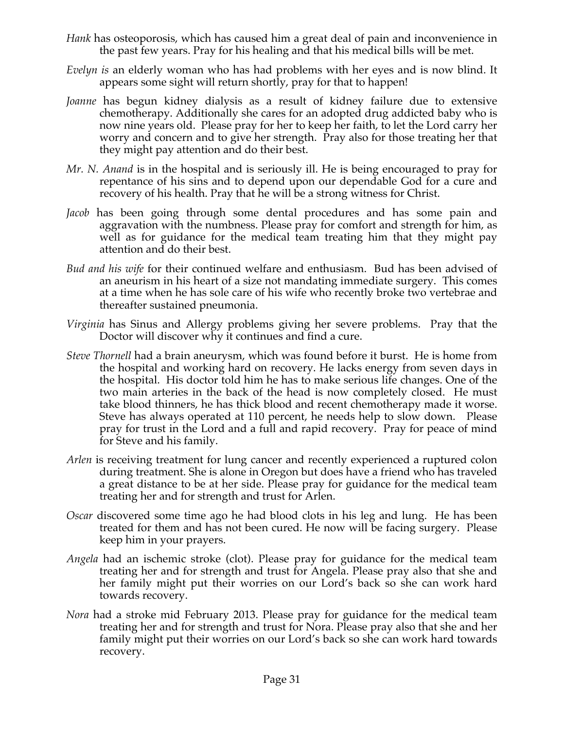*Hank* has osteoporosis, which has caused him a great deal of pain and inconvenience in the past few years. Pray for his healing and that his medical bills will be met.

*Evelyn is* an elderly woman who has had problems with her eyes and is now blind. It appears some sight will return shortly, pray for that to happen!

*Joanne* has begun kidney dialysis as a result of kidney failure due to extensive chemotherapy. Additionally she cares for an adopted drug addicted baby who is now nine years old. Please pray for her to keep her faith, to let the Lord carry her worry and concern and to give her strength. Pray also for those treating her that they might pay attention and do their best.

*Mr. N. Anand* is in the hospital and is seriously ill. He is being encouraged to pray for repentance of his sins and to depend upon our dependable God for a cure and recovery of his health. Pray that he will be a strong witness for Christ.

*Jacob* has been going through some dental procedures and has some pain and aggravation with the numbness. Please pray for comfort and strength for him, as well as for guidance for the medical team treating him that they might pay attention and do their best.

*Bud and his wife* for their continued welfare and enthusiasm. Bud has been advised of an aneurism in his heart of a size not mandating immediate surgery. This comes at a time when he has sole care of his wife who recently broke two vertebrae and thereafter sustained pneumonia.

*Virginia* has Sinus and Allergy problems giving her severe problems. Pray that the Doctor will discover why it continues and find a cure.

*Steve Thornell* had a brain aneurysm, which was found before it burst. He is home from the hospital and working hard on recovery. He lacks energy from seven days in the hospital. His doctor told him he has to make serious life changes. One of the two main arteries in the back of the head is now completely closed. He must take blood thinners, he has thick blood and recent chemotherapy made it worse. Steve has always operated at 110 percent, he needs help to slow down. Please pray for trust in the Lord and a full and rapid recovery. Pray for peace of mind for Steve and his family.

*Arlen* is receiving treatment for lung cancer and recently experienced a ruptured colon during treatment. She is alone in Oregon but does have a friend who has traveled a great distance to be at her side. Please pray for guidance for the medical team treating her and for strength and trust for Arlen.

*Oscar* discovered some time ago he had blood clots in his leg and lung. He has been treated for them and has not been cured. He now will be facing surgery. Please keep him in your prayers.

*Angela* had an ischemic stroke (clot). Please pray for guidance for the medical team treating her and for strength and trust for Angela. Please pray also that she and her family might put their worries on our Lord's back so she can work hard towards recovery.

*Nora* had a stroke mid February 2013. Please pray for guidance for the medical team treating her and for strength and trust for Nora. Please pray also that she and her family might put their worries on our Lord's back so she can work hard towards recovery.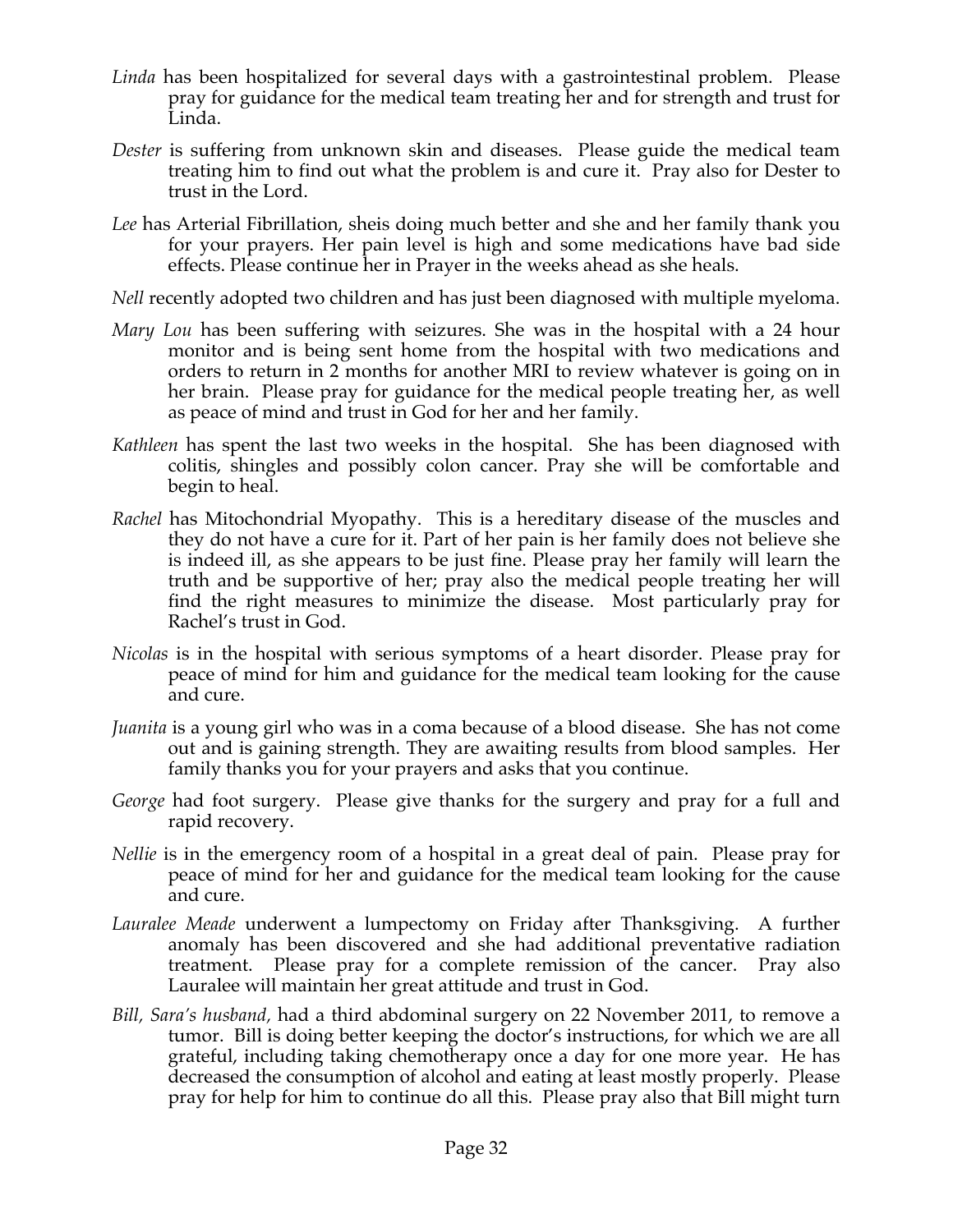*Linda* has been hospitalized for several days with a gastrointestinal problem. Please pray for guidance for the medical team treating her and for strength and trust for Linda.

*Dester* is suffering from unknown skin and diseases. Please guide the medical team treating him to find out what the problem is and cure it. Pray also for Dester to trust in the Lord.

*Lee* has Arterial Fibrillation, sheis doing much better and she and her family thank you for your prayers. Her pain level is high and some medications have bad side effects. Please continue her in Prayer in the weeks ahead as she heals.

*Nell* recently adopted two children and has just been diagnosed with multiple myeloma.

*Mary Lou* has been suffering with seizures. She was in the hospital with a 24 hour monitor and is being sent home from the hospital with two medications and orders to return in 2 months for another MRI to review whatever is going on in her brain. Please pray for guidance for the medical people treating her, as well as peace of mind and trust in God for her and her family.

*Kathleen* has spent the last two weeks in the hospital. She has been diagnosed with colitis, shingles and possibly colon cancer. Pray she will be comfortable and begin to heal.

*Rachel* has Mitochondrial Myopathy. This is a hereditary disease of the muscles and they do not have a cure for it. Part of her pain is her family does not believe she is indeed ill, as she appears to be just fine. Please pray her family will learn the truth and be supportive of her; pray also the medical people treating her will find the right measures to minimize the disease. Most particularly pray for Rachel's trust in God.

*Nicolas* is in the hospital with serious symptoms of a heart disorder. Please pray for peace of mind for him and guidance for the medical team looking for the cause and cure.

*Juanita* is a young girl who was in a coma because of a blood disease. She has not come out and is gaining strength. They are awaiting results from blood samples. Her family thanks you for your prayers and asks that you continue.

*George* had foot surgery. Please give thanks for the surgery and pray for a full and rapid recovery.

*Nellie* is in the emergency room of a hospital in a great deal of pain. Please pray for peace of mind for her and guidance for the medical team looking for the cause and cure.

*Lauralee Meade* underwent a lumpectomy on Friday after Thanksgiving. A further anomaly has been discovered and she had additional preventative radiation treatment. Please pray for a complete remission of the cancer. Pray also Lauralee will maintain her great attitude and trust in God.

*Bill, Sara's husband,* had a third abdominal surgery on 22 November 2011, to remove a tumor. Bill is doing better keeping the doctor's instructions, for which we are all grateful, including taking chemotherapy once a day for one more year. He has decreased the consumption of alcohol and eating at least mostly properly. Please pray for help for him to continue do all this. Please pray also that Bill might turn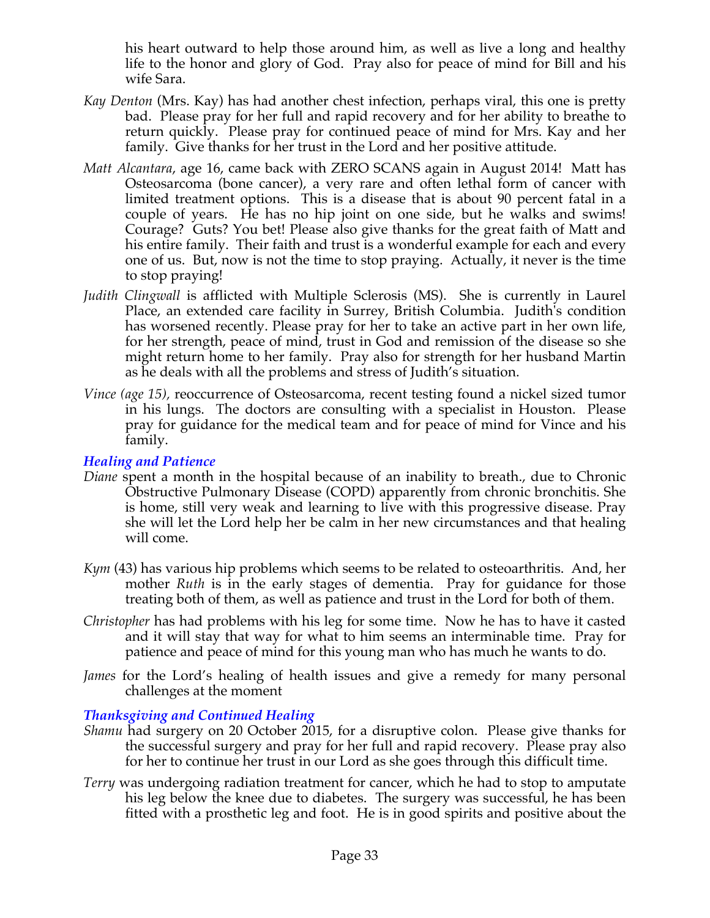his heart outward to help those around him, as well as live a long and healthy life to the honor and glory of God. Pray also for peace of mind for Bill and his wife Sara.

*Kay Denton* (Mrs. Kay) has had another chest infection, perhaps viral, this one is pretty bad. Please pray for her full and rapid recovery and for her ability to breathe to return quickly. Please pray for continued peace of mind for Mrs. Kay and her family. Give thanks for her trust in the Lord and her positive attitude.

*Matt Alcantara*, age 16, came back with ZERO SCANS again in August 2014! Matt has Osteosarcoma (bone cancer), a very rare and often lethal form of cancer with limited treatment options. This is a disease that is about 90 percent fatal in a couple of years. He has no hip joint on one side, but he walks and swims! Courage? Guts? You bet! Please also give thanks for the great faith of Matt and his entire family. Their faith and trust is a wonderful example for each and every one of us. But, now is not the time to stop praying. Actually, it never is the time to stop praying!

*Judith Clingwall* is afflicted with Multiple Sclerosis (MS). She is currently in Laurel Place, an extended care facility in Surrey, British Columbia. Judith's condition has worsened recently. Please pray for her to take an active part in her own life, for her strength, peace of mind, trust in God and remission of the disease so she might return home to her family. Pray also for strength for her husband Martin as he deals with all the problems and stress of Judith's situation.

*Vince (age 15),* reoccurrence of Osteosarcoma, recent testing found a nickel sized tumor in his lungs. The doctors are consulting with a specialist in Houston. Please pray for guidance for the medical team and for peace of mind for Vince and his family.

### *Healing and Patience*

*Diane* spent a month in the hospital because of an inability to breath., due to Chronic Obstructive Pulmonary Disease (COPD) apparently from chronic bronchitis. She is home, still very weak and learning to live with this progressive disease. Pray she will let the Lord help her be calm in her new circumstances and that healing will come.

*Kym* (43) has various hip problems which seems to be related to osteoarthritis. And, her mother *Ruth* is in the early stages of dementia. Pray for guidance for those treating both of them, as well as patience and trust in the Lord for both of them.

*Christopher* has had problems with his leg for some time. Now he has to have it casted and it will stay that way for what to him seems an interminable time. Pray for patience and peace of mind for this young man who has much he wants to do.

*James* for the Lord's healing of health issues and give a remedy for many personal challenges at the moment

### *Thanksgiving and Continued Healing*

*Shamu* had surgery on 20 October 2015, for a disruptive colon. Please give thanks for the successful surgery and pray for her full and rapid recovery. Please pray also for her to continue her trust in our Lord as she goes through this difficult time.

*Terry* was undergoing radiation treatment for cancer, which he had to stop to amputate his leg below the knee due to diabetes. The surgery was successful, he has been fitted with a prosthetic leg and foot. He is in good spirits and positive about the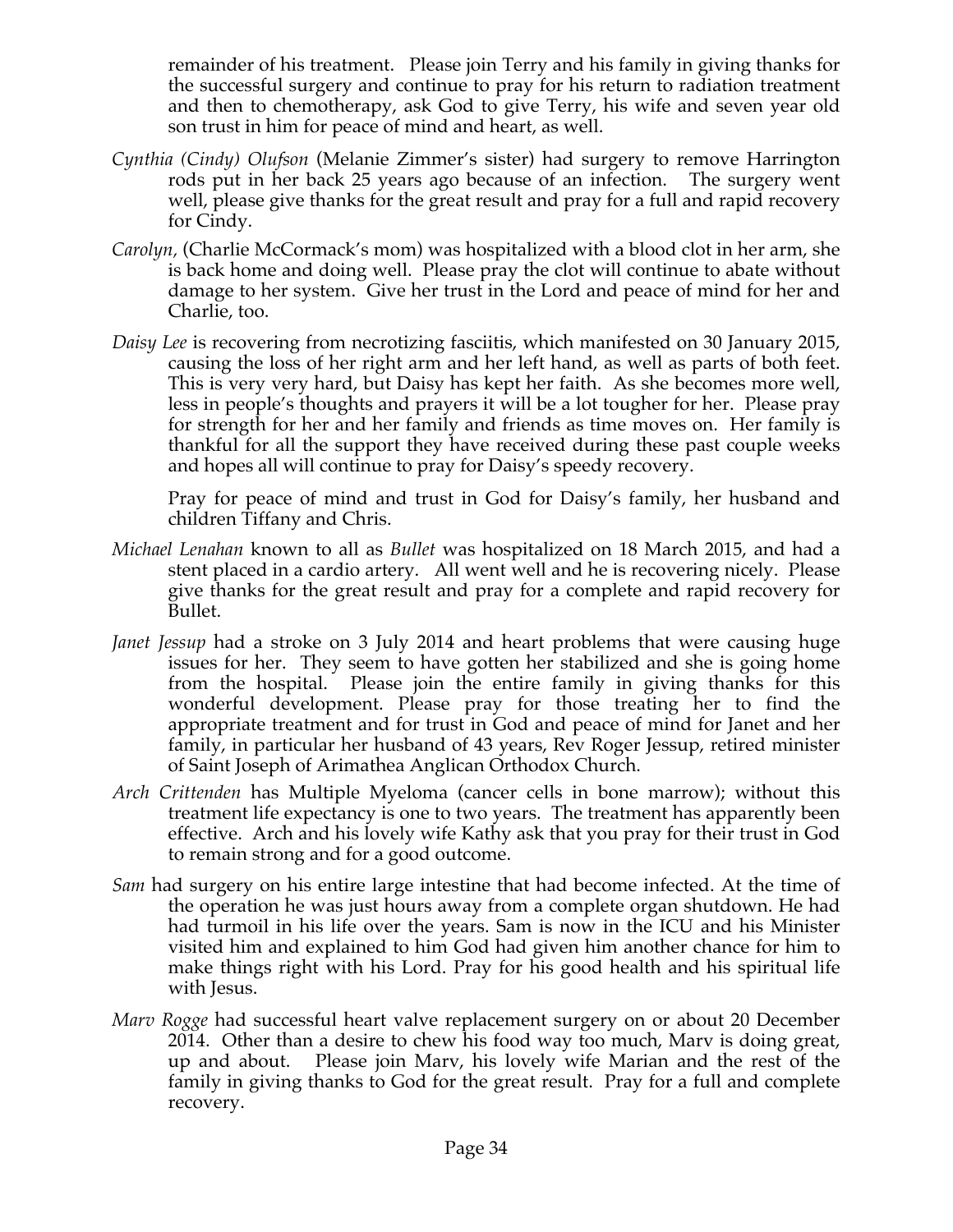remainder of his treatment. Please join Terry and his family in giving thanks for the successful surgery and continue to pray for his return to radiation treatment and then to chemotherapy, ask God to give Terry, his wife and seven year old son trust in him for peace of mind and heart, as well.

*Cynthia (Cindy) Olufson* (Melanie Zimmer's sister) had surgery to remove Harrington rods put in her back 25 years ago because of an infection. The surgery went well, please give thanks for the great result and pray for a full and rapid recovery for Cindy.

*Carolyn*, (Charlie McCormack's mom) was hospitalized with a blood clot in her arm, she is back home and doing well. Please pray the clot will continue to abate without damage to her system. Give her trust in the Lord and peace of mind for her and Charlie, too.

*Daisy Lee* is recovering from necrotizing fasciitis, which manifested on 30 January 2015, causing the loss of her right arm and her left hand, as well as parts of both feet. This is very very hard, but Daisy has kept her faith. As she becomes more well, less in people's thoughts and prayers it will be a lot tougher for her. Please pray for strength for her and her family and friends as time moves on. Her family is thankful for all the support they have received during these past couple weeks and hopes all will continue to pray for Daisy's speedy recovery.

Pray for peace of mind and trust in God for Daisy's family, her husband and children Tiffany and Chris.

*Michael Lenahan* known to all as *Bullet* was hospitalized on 18 March 2015, and had a stent placed in a cardio artery. All went well and he is recovering nicely. Please give thanks for the great result and pray for a complete and rapid recovery for Bullet.

*Janet Jessup* had a stroke on 3 July 2014 and heart problems that were causing huge issues for her. They seem to have gotten her stabilized and she is going home from the hospital. Please join the entire family in giving thanks for this wonderful development. Please pray for those treating her to find the appropriate treatment and for trust in God and peace of mind for Janet and her family, in particular her husband of 43 years, Rev Roger Jessup, retired minister of Saint Joseph of Arimathea Anglican Orthodox Church.

*Arch Crittenden* has Multiple Myeloma (cancer cells in bone marrow); without this treatment life expectancy is one to two years. The treatment has apparently been effective. Arch and his lovely wife Kathy ask that you pray for their trust in God to remain strong and for a good outcome.

*Sam* had surgery on his entire large intestine that had become infected. At the time of the operation he was just hours away from a complete organ shutdown. He had had turmoil in his life over the years. Sam is now in the ICU and his Minister visited him and explained to him God had given him another chance for him to make things right with his Lord. Pray for his good health and his spiritual life with Jesus.

*Marv Rogge* had successful heart valve replacement surgery on or about 20 December 2014. Other than a desire to chew his food way too much, Marv is doing great, up and about. Please join Marv, his lovely wife Marian and the rest of the family in giving thanks to God for the great result. Pray for a full and complete recovery.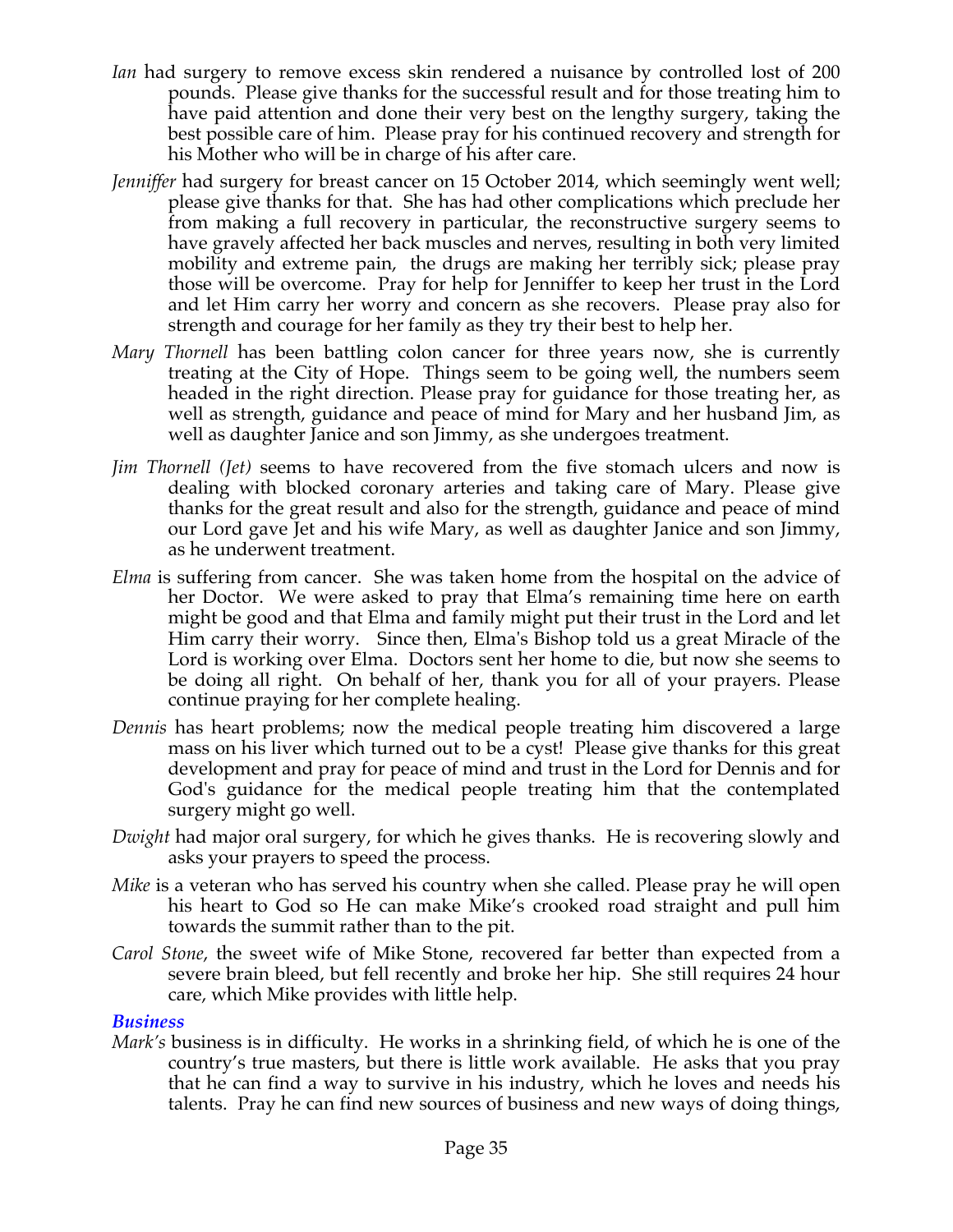*Ian* had surgery to remove excess skin rendered a nuisance by controlled lost of 200 pounds. Please give thanks for the successful result and for those treating him to have paid attention and done their very best on the lengthy surgery, taking the best possible care of him. Please pray for his continued recovery and strength for his Mother who will be in charge of his after care.

*Jenniffer* had surgery for breast cancer on 15 October 2014, which seemingly went well; please give thanks for that. She has had other complications which preclude her from making a full recovery in particular, the reconstructive surgery seems to have gravely affected her back muscles and nerves, resulting in both very limited mobility and extreme pain, the drugs are making her terribly sick; please pray those will be overcome. Pray for help for Jenniffer to keep her trust in the Lord and let Him carry her worry and concern as she recovers. Please pray also for strength and courage for her family as they try their best to help her.

*Mary Thornell* has been battling colon cancer for three years now, she is currently treating at the City of Hope. Things seem to be going well, the numbers seem headed in the right direction. Please pray for guidance for those treating her, as well as strength, guidance and peace of mind for Mary and her husband Jim, as well as daughter Janice and son Jimmy, as she undergoes treatment.

*Jim Thornell (Jet)* seems to have recovered from the five stomach ulcers and now is dealing with blocked coronary arteries and taking care of Mary. Please give thanks for the great result and also for the strength, guidance and peace of mind our Lord gave Jet and his wife Mary, as well as daughter Janice and son Jimmy, as he underwent treatment.

*Elma* is suffering from cancer. She was taken home from the hospital on the advice of her Doctor. We were asked to pray that Elma's remaining time here on earth might be good and that Elma and family might put their trust in the Lord and let Him carry their worry. Since then, Elma's Bishop told us a great Miracle of the Lord is working over Elma. Doctors sent her home to die, but now she seems to be doing all right. On behalf of her, thank you for all of your prayers. Please continue praying for her complete healing.

*Dennis* has heart problems; now the medical people treating him discovered a large mass on his liver which turned out to be a cyst! Please give thanks for this great development and pray for peace of mind and trust in the Lord for Dennis and for God's guidance for the medical people treating him that the contemplated surgery might go well.

*Dwight* had major oral surgery, for which he gives thanks. He is recovering slowly and asks your prayers to speed the process.

*Mike* is a veteran who has served his country when she called. Please pray he will open his heart to God so He can make Mike's crooked road straight and pull him towards the summit rather than to the pit.

*Carol Stone*, the sweet wife of Mike Stone, recovered far better than expected from a severe brain bleed, but fell recently and broke her hip. She still requires 24 hour care, which Mike provides with little help.

### *Business*

*Mark's* business is in difficulty. He works in a shrinking field, of which he is one of the country's true masters, but there is little work available. He asks that you pray that he can find a way to survive in his industry, which he loves and needs his talents. Pray he can find new sources of business and new ways of doing things,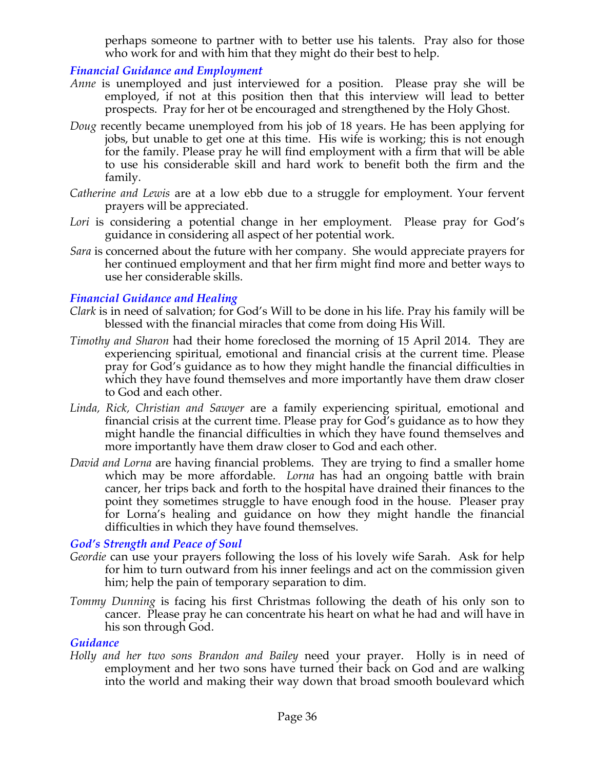perhaps someone to partner with to better use his talents. Pray also for those who work for and with him that they might do their best to help.

### *Financial Guidance and Employment*

*Anne* is unemployed and just interviewed for a position. Please pray she will be employed, if not at this position then that this interview will lead to better prospects. Pray for her ot be encouraged and strengthened by the Holy Ghost.

*Doug* recently became unemployed from his job of 18 years. He has been applying for jobs, but unable to get one at this time. His wife is working; this is not enough for the family. Please pray he will find employment with a firm that will be able to use his considerable skill and hard work to benefit both the firm and the family.

*Catherine and Lewis* are at a low ebb due to a struggle for employment. Your fervent prayers will be appreciated.

*Lori* is considering a potential change in her employment. Please pray for God's guidance in considering all aspect of her potential work.

*Sara* is concerned about the future with her company. She would appreciate prayers for her continued employment and that her firm might find more and better ways to use her considerable skills.

### *Financial Guidance and Healing*

*Clark* is in need of salvation; for God's Will to be done in his life. Pray his family will be blessed with the financial miracles that come from doing His Will.

*Timothy and Sharon* had their home foreclosed the morning of 15 April 2014. They are experiencing spiritual, emotional and financial crisis at the current time. Please pray for God's guidance as to how they might handle the financial difficulties in which they have found themselves and more importantly have them draw closer to God and each other.

*Linda, Rick, Christian and Sawyer* are a family experiencing spiritual, emotional and financial crisis at the current time. Please pray for God's guidance as to how they might handle the financial difficulties in which they have found themselves and more importantly have them draw closer to God and each other.

*David and Lorna* are having financial problems. They are trying to find a smaller home which may be more affordable. *Lorna* has had an ongoing battle with brain cancer, her trips back and forth to the hospital have drained their finances to the point they sometimes struggle to have enough food in the house. Pleaser pray for Lorna's healing and guidance on how they might handle the financial difficulties in which they have found themselves.

### *God's Strength and Peace of Soul*

*Geordie* can use your prayers following the loss of his lovely wife Sarah. Ask for help for him to turn outward from his inner feelings and act on the commission given him; help the pain of temporary separation to dim.

*Tommy Dunning* is facing his first Christmas following the death of his only son to cancer. Please pray he can concentrate his heart on what he had and will have in his son through God.

### *Guidance*

*Holly and her two sons Brandon and Bailey* need your prayer. Holly is in need of employment and her two sons have turned their back on God and are walking into the world and making their way down that broad smooth boulevard which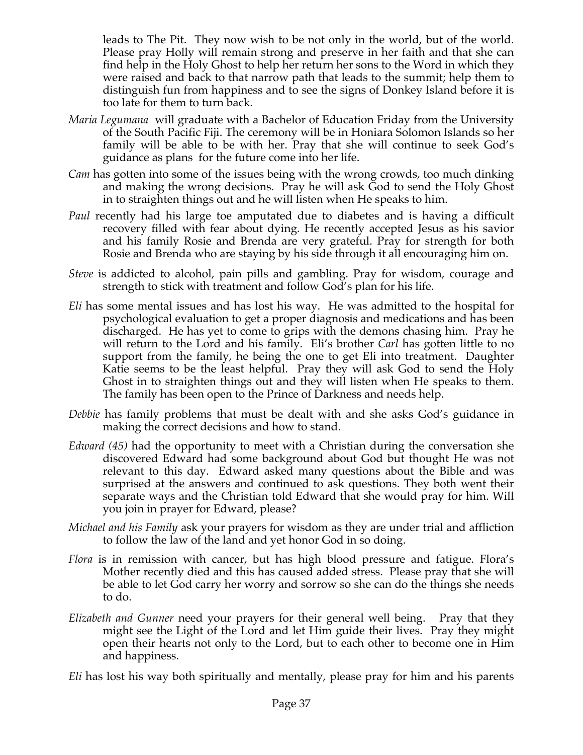leads to The Pit. They now wish to be not only in the world, but of the world. Please pray Holly will remain strong and preserve in her faith and that she can find help in the Holy Ghost to help her return her sons to the Word in which they were raised and back to that narrow path that leads to the summit; help them to distinguish fun from happiness and to see the signs of Donkey Island before it is too late for them to turn back.

*Maria Legumana* will graduate with a Bachelor of Education Friday from the University of the South Pacific Fiji. The ceremony will be in Honiara Solomon Islands so her family will be able to be with her. Pray that she will continue to seek God's guidance as plans for the future come into her life.

*Cam* has gotten into some of the issues being with the wrong crowds, too much dinking and making the wrong decisions. Pray he will ask God to send the Holy Ghost in to straighten things out and he will listen when He speaks to him.

*Paul* recently had his large toe amputated due to diabetes and is having a difficult recovery filled with fear about dying. He recently accepted Jesus as his savior and his family Rosie and Brenda are very grateful. Pray for strength for both Rosie and Brenda who are staying by his side through it all encouraging him on.

*Steve* is addicted to alcohol, pain pills and gambling. Pray for wisdom, courage and strength to stick with treatment and follow God's plan for his life.

*Eli* has some mental issues and has lost his way. He was admitted to the hospital for psychological evaluation to get a proper diagnosis and medications and has been discharged. He has yet to come to grips with the demons chasing him. Pray he will return to the Lord and his family. Eli's brother *Carl* has gotten little to no support from the family, he being the one to get Eli into treatment. Daughter Katie seems to be the least helpful. Pray they will ask God to send the Holy Ghost in to straighten things out and they will listen when He speaks to them. The family has been open to the Prince of Darkness and needs help.

*Debbie* has family problems that must be dealt with and she asks God's guidance in making the correct decisions and how to stand.

*Edward (45)* had the opportunity to meet with a Christian during the conversation she discovered Edward had some background about God but thought He was not relevant to this day. Edward asked many questions about the Bible and was surprised at the answers and continued to ask questions. They both went their separate ways and the Christian told Edward that she would pray for him. Will you join in prayer for Edward, please?

*Michael and his Family* ask your prayers for wisdom as they are under trial and affliction to follow the law of the land and yet honor God in so doing.

*Flora* is in remission with cancer, but has high blood pressure and fatigue. Flora's Mother recently died and this has caused added stress. Please pray that she will be able to let God carry her worry and sorrow so she can do the things she needs to do.

*Elizabeth and Gunner* need your prayers for their general well being. Pray that they might see the Light of the Lord and let Him guide their lives. Pray they might open their hearts not only to the Lord, but to each other to become one in Him and happiness.

*Eli* has lost his way both spiritually and mentally, please pray for him and his parents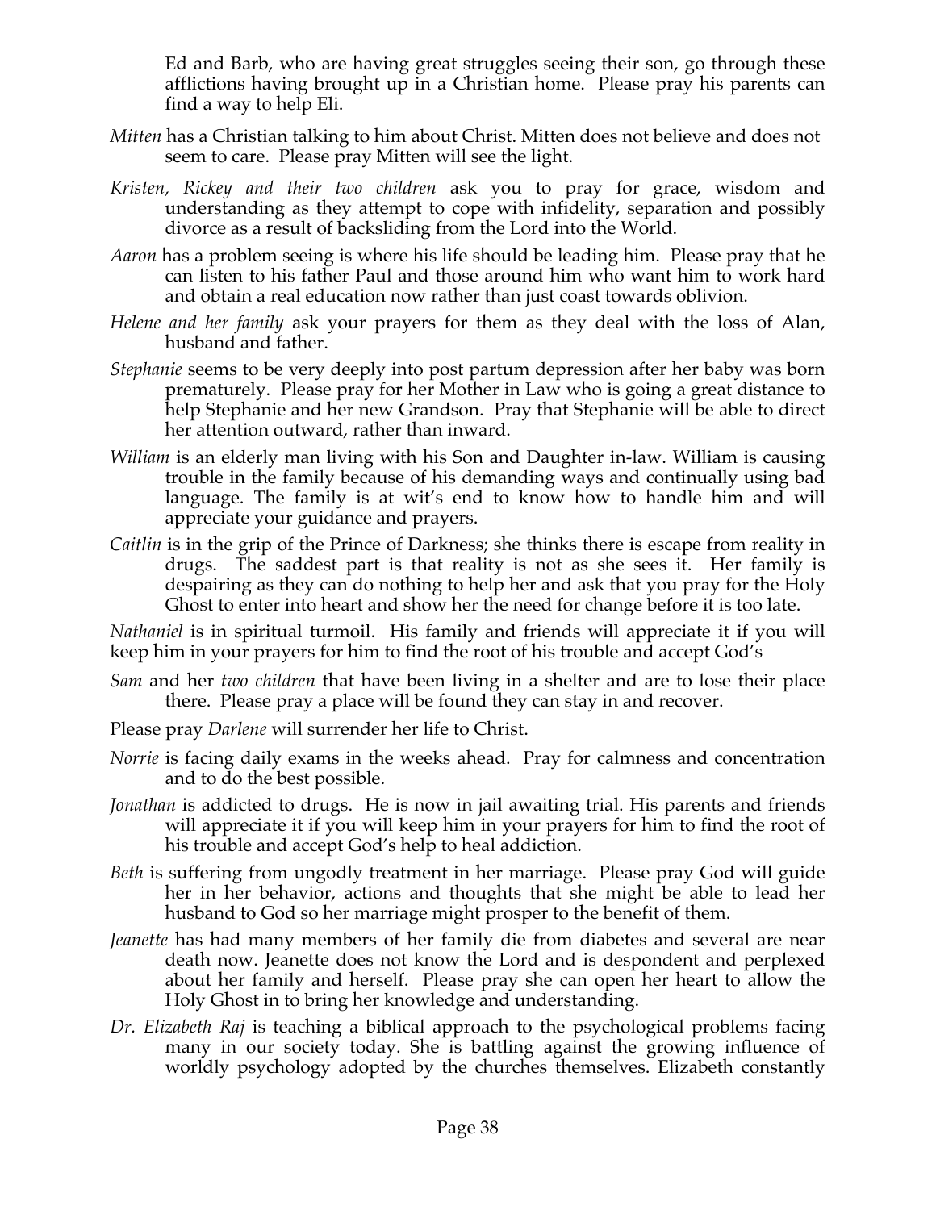Ed and Barb, who are having great struggles seeing their son, go through these afflictions having brought up in a Christian home. Please pray his parents can find a way to help Eli.

*Mitten* has a Christian talking to him about Christ. Mitten does not believe and does not seem to care. Please pray Mitten will see the light.

*Kristen, Rickey and their two children* ask you to pray for grace, wisdom and understanding as they attempt to cope with infidelity, separation and possibly divorce as a result of backsliding from the Lord into the World.

*Aaron* has a problem seeing is where his life should be leading him. Please pray that he can listen to his father Paul and those around him who want him to work hard and obtain a real education now rather than just coast towards oblivion.

*Helene and her family* ask your prayers for them as they deal with the loss of Alan, husband and father.

*Stephanie* seems to be very deeply into post partum depression after her baby was born prematurely. Please pray for her Mother in Law who is going a great distance to help Stephanie and her new Grandson. Pray that Stephanie will be able to direct her attention outward, rather than inward.

*William* is an elderly man living with his Son and Daughter in-law. William is causing trouble in the family because of his demanding ways and continually using bad language. The family is at wit's end to know how to handle him and will appreciate your guidance and prayers.

*Caitlin* is in the grip of the Prince of Darkness; she thinks there is escape from reality in drugs. The saddest part is that reality is not as she sees it. Her family is despairing as they can do nothing to help her and ask that you pray for the Holy Ghost to enter into heart and show her the need for change before it is too late.

*Nathaniel* is in spiritual turmoil. His family and friends will appreciate it if you will keep him in your prayers for him to find the root of his trouble and accept God's

*Sam* and her *two children* that have been living in a shelter and are to lose their place there. Please pray a place will be found they can stay in and recover.

Please pray *Darlene* will surrender her life to Christ.

*Norrie* is facing daily exams in the weeks ahead. Pray for calmness and concentration and to do the best possible.

*Jonathan* is addicted to drugs. He is now in jail awaiting trial. His parents and friends will appreciate it if you will keep him in your prayers for him to find the root of his trouble and accept God's help to heal addiction.

*Beth* is suffering from ungodly treatment in her marriage. Please pray God will guide her in her behavior, actions and thoughts that she might be able to lead her husband to God so her marriage might prosper to the benefit of them.

*Jeanette* has had many members of her family die from diabetes and several are near death now. Jeanette does not know the Lord and is despondent and perplexed about her family and herself. Please pray she can open her heart to allow the Holy Ghost in to bring her knowledge and understanding.

*Dr. Elizabeth Raj* is teaching a biblical approach to the psychological problems facing many in our society today. She is battling against the growing influence of worldly psychology adopted by the churches themselves. Elizabeth constantly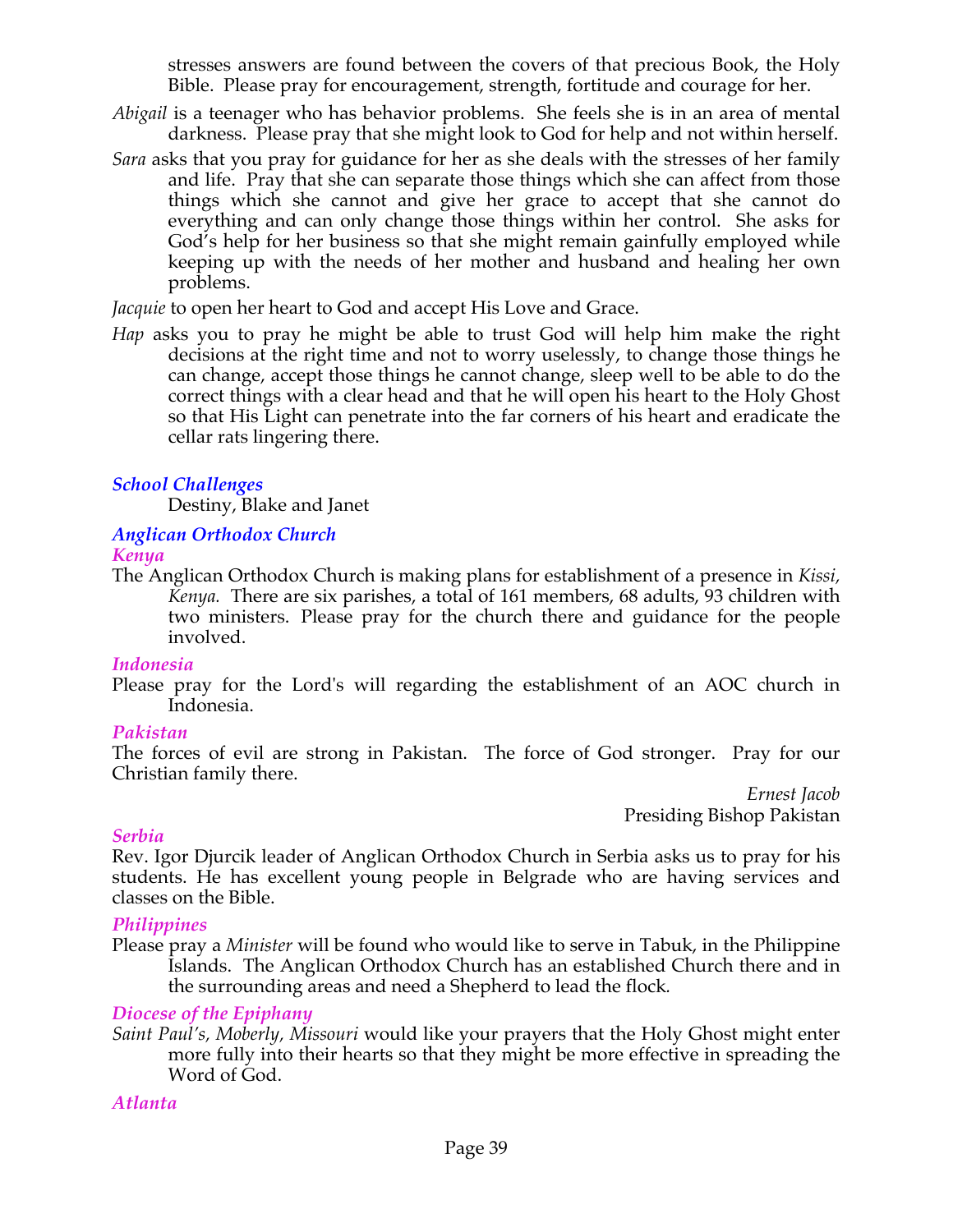stresses answers are found between the covers of that precious Book, the Holy Bible. Please pray for encouragement, strength, fortitude and courage for her.

*Abigail* is a teenager who has behavior problems. She feels she is in an area of mental darkness. Please pray that she might look to God for help and not within herself.

*Sara* asks that you pray for guidance for her as she deals with the stresses of her family and life. Pray that she can separate those things which she can affect from those things which she cannot and give her grace to accept that she cannot do everything and can only change those things within her control. She asks for God's help for her business so that she might remain gainfully employed while keeping up with the needs of her mother and husband and healing her own problems.

*Jacquie* to open her heart to God and accept His Love and Grace.

*Hap* asks you to pray he might be able to trust God will help him make the right decisions at the right time and not to worry uselessly, to change those things he can change, accept those things he cannot change, sleep well to be able to do the correct things with a clear head and that he will open his heart to the Holy Ghost so that His Light can penetrate into the far corners of his heart and eradicate the cellar rats lingering there.

### *School Challenges*

Destiny, Blake and Janet

### *Anglican Orthodox Church*

#### *Kenya*

The Anglican Orthodox Church is making plans for establishment of a presence in *Kissi, Kenya.* There are six parishes, a total of 161 members, 68 adults, 93 children with two ministers. Please pray for the church there and guidance for the people involved.

#### *Indonesia*

Please pray for the Lord's will regarding the establishment of an AOC church in Indonesia.

#### *Pakistan*

The forces of evil are strong in Pakistan. The force of God stronger. Pray for our Christian family there.

*Ernest Jacob*
Presiding Bishop Pakistan

#### *Serbia*

Rev. Igor Djurcik leader of Anglican Orthodox Church in Serbia asks us to pray for his students. He has excellent young people in Belgrade who are having services and classes on the Bible.

#### *Philippines*

Please pray a *Minister* will be found who would like to serve in Tabuk, in the Philippine Islands. The Anglican Orthodox Church has an established Church there and in the surrounding areas and need a Shepherd to lead the flock.

#### *Diocese of the Epiphany*

*Saint Paul's, Moberly, Missouri* would like your prayers that the Holy Ghost might enter more fully into their hearts so that they might be more effective in spreading the Word of God.

#### *Atlanta*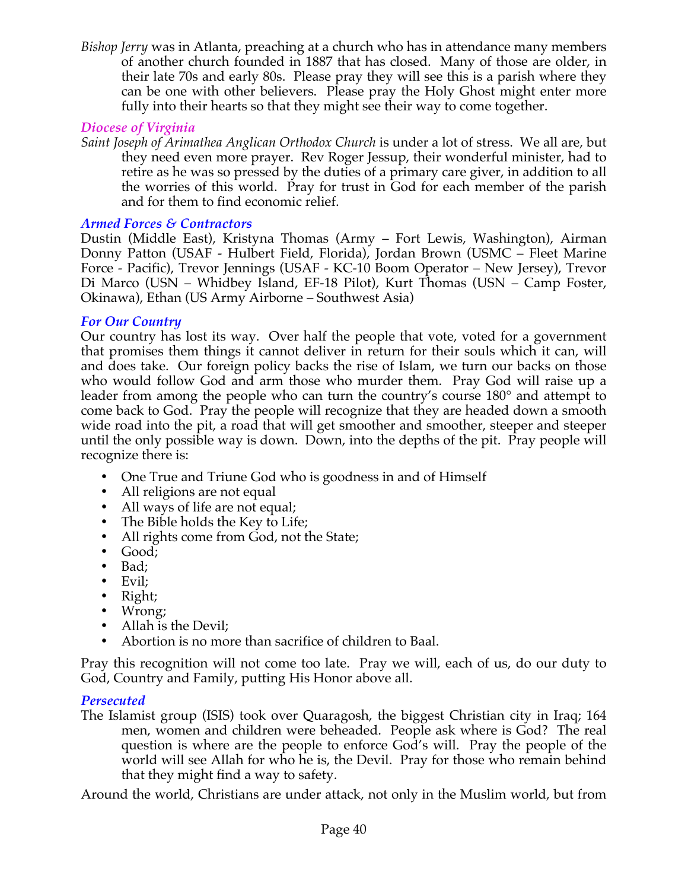*Bishop Jerry* was in Atlanta, preaching at a church who has in attendance many members of another church founded in 1887 that has closed. Many of those are older, in their late 70s and early 80s. Please pray they will see this is a parish where they can be one with other believers. Please pray the Holy Ghost might enter more fully into their hearts so that they might see their way to come together.

### *Diocese of Virginia*

*Saint Joseph of Arimathea Anglican Orthodox Church* is under a lot of stress. We all are, but they need even more prayer. Rev Roger Jessup, their wonderful minister, had to retire as he was so pressed by the duties of a primary care giver, in addition to all the worries of this world. Pray for trust in God for each member of the parish and for them to find economic relief.

### *Armed Forces & Contractors*

Dustin (Middle East), Kristyna Thomas (Army – Fort Lewis, Washington), Airman Donny Patton (USAF - Hulbert Field, Florida), Jordan Brown (USMC – Fleet Marine Force - Pacific), Trevor Jennings (USAF - KC-10 Boom Operator – New Jersey), Trevor Di Marco (USN – Whidbey Island, EF-18 Pilot), Kurt Thomas (USN – Camp Foster, Okinawa), Ethan (US Army Airborne – Southwest Asia)

### *For Our Country*

Our country has lost its way. Over half the people that vote, voted for a government that promises them things it cannot deliver in return for their souls which it can, will and does take. Our foreign policy backs the rise of Islam, we turn our backs on those who would follow God and arm those who murder them. Pray God will raise up a leader from among the people who can turn the country's course 180° and attempt to come back to God. Pray the people will recognize that they are headed down a smooth wide road into the pit, a road that will get smoother and smoother, steeper and steeper until the only possible way is down. Down, into the depths of the pit. Pray people will recognize there is:

- One True and Triune God who is goodness in and of Himself
- All religions are not equal
- All ways of life are not equal;
- The Bible holds the Key to Life;
- All rights come from God, not the State;
- Good;
- Bad;
- Evil;
- Right;
- Wrong;
- Allah is the Devil;
- Abortion is no more than sacrifice of children to Baal.

Pray this recognition will not come too late. Pray we will, each of us, do our duty to God, Country and Family, putting His Honor above all.

### *Persecuted*

The Islamist group (ISIS) took over Quaragosh, the biggest Christian city in Iraq; 164 men, women and children were beheaded. People ask where is God? The real question is where are the people to enforce God's will. Pray the people of the world will see Allah for who he is, the Devil. Pray for those who remain behind that they might find a way to safety.

Around the world, Christians are under attack, not only in the Muslim world, but from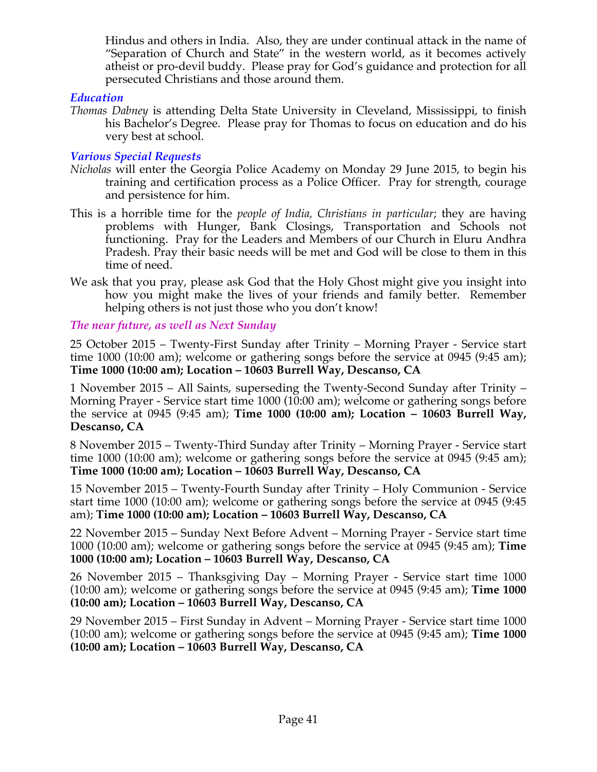Hindus and others in India. Also, they are under continual attack in the name of "Separation of Church and State" in the western world, as it becomes actively atheist or pro-devil buddy. Please pray for God's guidance and protection for all persecuted Christians and those around them.

### *Education*

*Thomas Dabney* is attending Delta State University in Cleveland, Mississippi, to finish his Bachelor's Degree. Please pray for Thomas to focus on education and do his very best at school.

### *Various Special Requests*

*Nicholas* will enter the Georgia Police Academy on Monday 29 June 2015, to begin his training and certification process as a Police Officer. Pray for strength, courage and persistence for him.

This is a horrible time for the *people of India, Christians in particular*; they are having problems with Hunger, Bank Closings, Transportation and Schools not functioning. Pray for the Leaders and Members of our Church in Eluru Andhra Pradesh. Pray their basic needs will be met and God will be close to them in this time of need.

We ask that you pray, please ask God that the Holy Ghost might give you insight into how you might make the lives of your friends and family better. Remember helping others is not just those who you don't know!

### *The near future, as well as Next Sunday*

25 October 2015 – Twenty-First Sunday after Trinity – Morning Prayer - Service start time 1000 (10:00 am); welcome or gathering songs before the service at 0945 (9:45 am); **Time 1000 (10:00 am); Location – 10603 Burrell Way, Descanso, CA**

1 November 2015 – All Saints, superseding the Twenty-Second Sunday after Trinity – Morning Prayer - Service start time 1000 (10:00 am); welcome or gathering songs before the service at 0945 (9:45 am); **Time 1000 (10:00 am); Location – 10603 Burrell Way, Descanso, CA**

8 November 2015 – Twenty-Third Sunday after Trinity – Morning Prayer - Service start time 1000 (10:00 am); welcome or gathering songs before the service at 0945 (9:45 am); **Time 1000 (10:00 am); Location – 10603 Burrell Way, Descanso, CA**

15 November 2015 – Twenty-Fourth Sunday after Trinity – Holy Communion - Service start time 1000 (10:00 am); welcome or gathering songs before the service at 0945 (9:45 am); **Time 1000 (10:00 am); Location – 10603 Burrell Way, Descanso, CA**

22 November 2015 – Sunday Next Before Advent – Morning Prayer - Service start time 1000 (10:00 am); welcome or gathering songs before the service at 0945 (9:45 am); **Time 1000 (10:00 am); Location – 10603 Burrell Way, Descanso, CA**

26 November 2015 – Thanksgiving Day – Morning Prayer - Service start time 1000 (10:00 am); welcome or gathering songs before the service at 0945 (9:45 am); **Time 1000 (10:00 am); Location – 10603 Burrell Way, Descanso, CA**

29 November 2015 – First Sunday in Advent – Morning Prayer - Service start time 1000 (10:00 am); welcome or gathering songs before the service at 0945 (9:45 am); **Time 1000 (10:00 am); Location – 10603 Burrell Way, Descanso, CA**